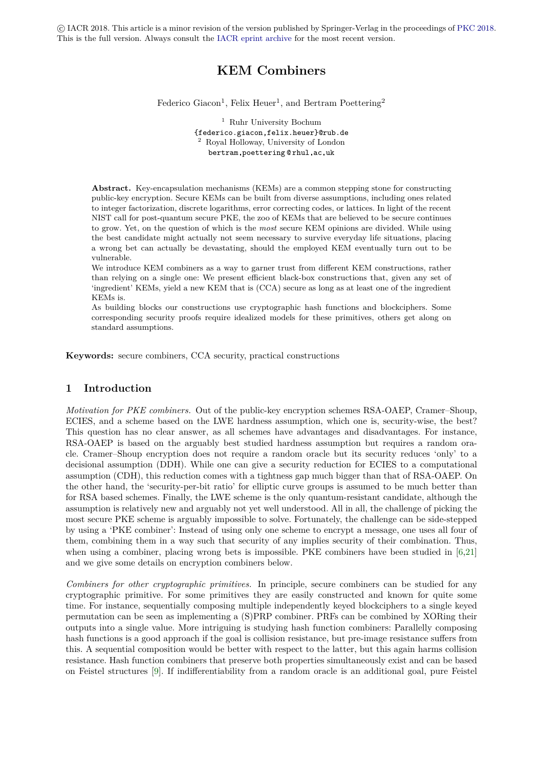© IACR 2018. This article is a minor revision of the version published by Springer-Verlag in the proceedings of PKC 2018. This is the full version. Always consult the IACR eprint archive for the most recent version.

# KEM Combiners

Federico Giacon[1], Felix Heuer[1], and Bertram Poettering[2]

[1] Ruhr University Bochum
{federico.giacon,felix.heuer}@rub.de
[2] Royal Holloway, University of London
bertram.poettering@rhul.ac.uk

**Abstract.** Key-encapsulation mechanisms (KEMs) are a common stepping stone for constructing public-key encryption. Secure KEMs can be built from diverse assumptions, including ones related to integer factorization, discrete logarithms, error correcting codes, or lattices. In light of the recent NIST call for post-quantum secure PKE, the zoo of KEMs that are believed to be secure continues to grow. Yet, on the question of which is the *most* secure KEM opinions are divided. While using the best candidate might actually not seem necessary to survive everyday life situations, placing a wrong bet can actually be devastating, should the employed KEM eventually turn out to be vulnerable.

We introduce KEM combiners as a way to garner trust from different KEM constructions, rather than relying on a single one: We present efficient black-box constructions that, given any set of 'ingredient' KEMs, yield a new KEM that is (CCA) secure as long as at least one of the ingredient KEMs is.

As building blocks our constructions use cryptographic hash functions and blockciphers. Some corresponding security proofs require idealized models for these primitives, others get along on standard assumptions.

**Keywords:** secure combiners, CCA security, practical constructions

## 1 Introduction

*Motivation for PKE combiners.* Out of the public-key encryption schemes RSA-OAEP, Cramer–Shoup, ECIES, and a scheme based on the LWE hardness assumption, which one is, security-wise, the best? This question has no clear answer, as all schemes have advantages and disadvantages. For instance, RSA-OAEP is based on the arguably best studied hardness assumption but requires a random oracle. Cramer–Shoup encryption does not require a random oracle but its security reduces 'only' to a decisional assumption (DDH). While one can give a security reduction for ECIES to a computational assumption (CDH), this reduction comes with a tightness gap much bigger than that of RSA-OAEP. On the other hand, the 'security-per-bit ratio' for elliptic curve groups is assumed to be much better than for RSA based schemes. Finally, the LWE scheme is the only quantum-resistant candidate, although the assumption is relatively new and arguably not yet well understood. All in all, the challenge of picking the most secure PKE scheme is arguably impossible to solve. Fortunately, the challenge can be side-stepped by using a 'PKE combiner': Instead of using only one scheme to encrypt a message, one uses all four of them, combining them in a way such that security of any implies security of their combination. Thus, when using a combiner, placing wrong bets is impossible. PKE combiners have been studied in [6,21] and we give some details on encryption combiners below.

*Combiners for other cryptographic primitives.* In principle, secure combiners can be studied for any cryptographic primitive. For some primitives they are easily constructed and known for quite some time. For instance, sequentially composing multiple independently keyed blockciphers to a single keyed permutation can be seen as implementing a (S)PRP combiner. PRFs can be combined by XORing their outputs into a single value. More intriguing is studying hash function combiners: Parallelly composing hash functions is a good approach if the goal is collision resistance, but pre-image resistance suffers from this. A sequential composition would be better with respect to the latter, but this again harms collision resistance. Hash function combiners that preserve both properties simultaneously exist and can be based on Feistel structures [9]. If indifferentiability from a random oracle is an additional goal, pure Feistel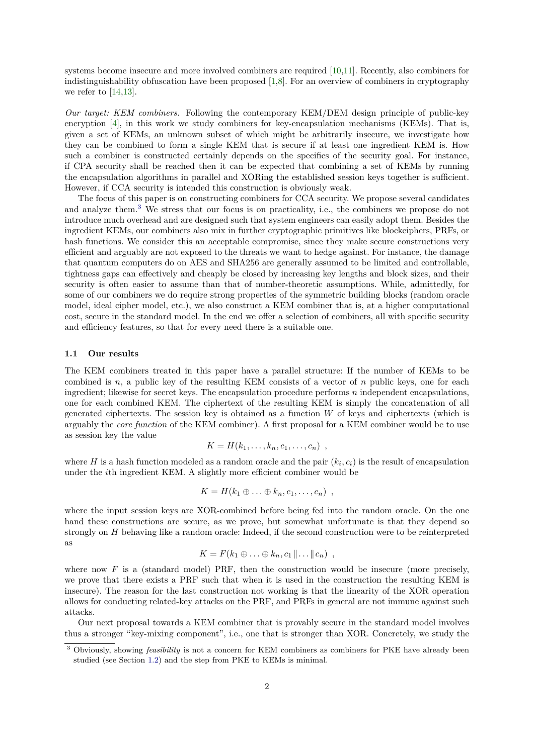systems become insecure and more involved combiners are required [10,11]. Recently, also combiners for indistinguishability obfuscation have been proposed [1,8]. For an overview of combiners in cryptography we refer to [14,13].

*Our target: KEM combiners.* Following the contemporary KEM/DEM design principle of public-key encryption [4], in this work we study combiners for key-encapsulation mechanisms (KEMs). That is, given a set of KEMs, an unknown subset of which might be arbitrarily insecure, we investigate how they can be combined to form a single KEM that is secure if at least one ingredient KEM is. How such a combiner is constructed certainly depends on the specifics of the security goal. For instance, if CPA security shall be reached then it can be expected that combining a set of KEMs by running the encapsulation algorithms in parallel and XORing the established session keys together is sufficient. However, if CCA security is intended this construction is obviously weak.

The focus of this paper is on constructing combiners for CCA security. We propose several candidates and analyze them.[3] We stress that our focus is on practicality, i.e., the combiners we propose do not introduce much overhead and are designed such that system engineers can easily adopt them. Besides the ingredient KEMs, our combiners also mix in further cryptographic primitives like blockciphers, PRFs, or hash functions. We consider this an acceptable compromise, since they make secure constructions very efficient and arguably are not exposed to the threats we want to hedge against. For instance, the damage that quantum computers do on AES and SHA256 are generally assumed to be limited and controllable, tightness gaps can effectively and cheaply be closed by increasing key lengths and block sizes, and their security is often easier to assume than that of number-theoretic assumptions. While, admittedly, for some of our combiners we do require strong properties of the symmetric building blocks (random oracle model, ideal cipher model, etc.), we also construct a KEM combiner that is, at a higher computational cost, secure in the standard model. In the end we offer a selection of combiners, all with specific security and efficiency features, so that for every need there is a suitable one.

### 1.1 Our results

The KEM combiners treated in this paper have a parallel structure: If the number of KEMs to be combined is $n$, a public key of the resulting KEM consists of a vector of $n$ public keys, one for each ingredient; likewise for secret keys. The encapsulation procedure performs $n$ independent encapsulations, one for each combined KEM. The ciphertext of the resulting KEM is simply the concatenation of all generated ciphertexts. The session key is obtained as a function $W$ of keys and ciphertexts (which is arguably the *core function* of the KEM combiner). A first proposal for a KEM combiner would be to use as session key the value

$$K = H(k_1, \ldots, k_n, c_1, \ldots, c_n) \ ,$$

where $H$ is a hash function modeled as a random oracle and the pair $(k_i, c_i)$ is the result of encapsulation under the $i$th ingredient KEM. A slightly more efficient combiner would be

$$K = H(k_1 \oplus \ldots \oplus k_n, c_1, \ldots, c_n) \ ,$$

where the input session keys are XOR-combined before being fed into the random oracle. On the one hand these constructions are secure, as we prove, but somewhat unfortunate is that they depend so strongly on $H$ behaving like a random oracle: Indeed, if the second construction were to be reinterpreted as

$$K = F(k_1 \oplus \ldots \oplus k_n, c_1 \| \ldots \| c_n) \ ,$$

where now $F$ is a (standard model) PRF, then the construction would be insecure (more precisely, we prove that there exists a PRF such that when it is used in the construction the resulting KEM is insecure). The reason for the last construction not working is that the linearity of the XOR operation allows for conducting related-key attacks on the PRF, and PRFs in general are not immune against such attacks.

Our next proposal towards a KEM combiner that is provably secure in the standard model involves thus a stronger "key-mixing component", i.e., one that is stronger than XOR. Concretely, we study the

[3] Obviously, showing *feasibility* is not a concern for KEM combiners as combiners for PKE have already been studied (see Section 1.2) and the step from PKE to KEMs is minimal.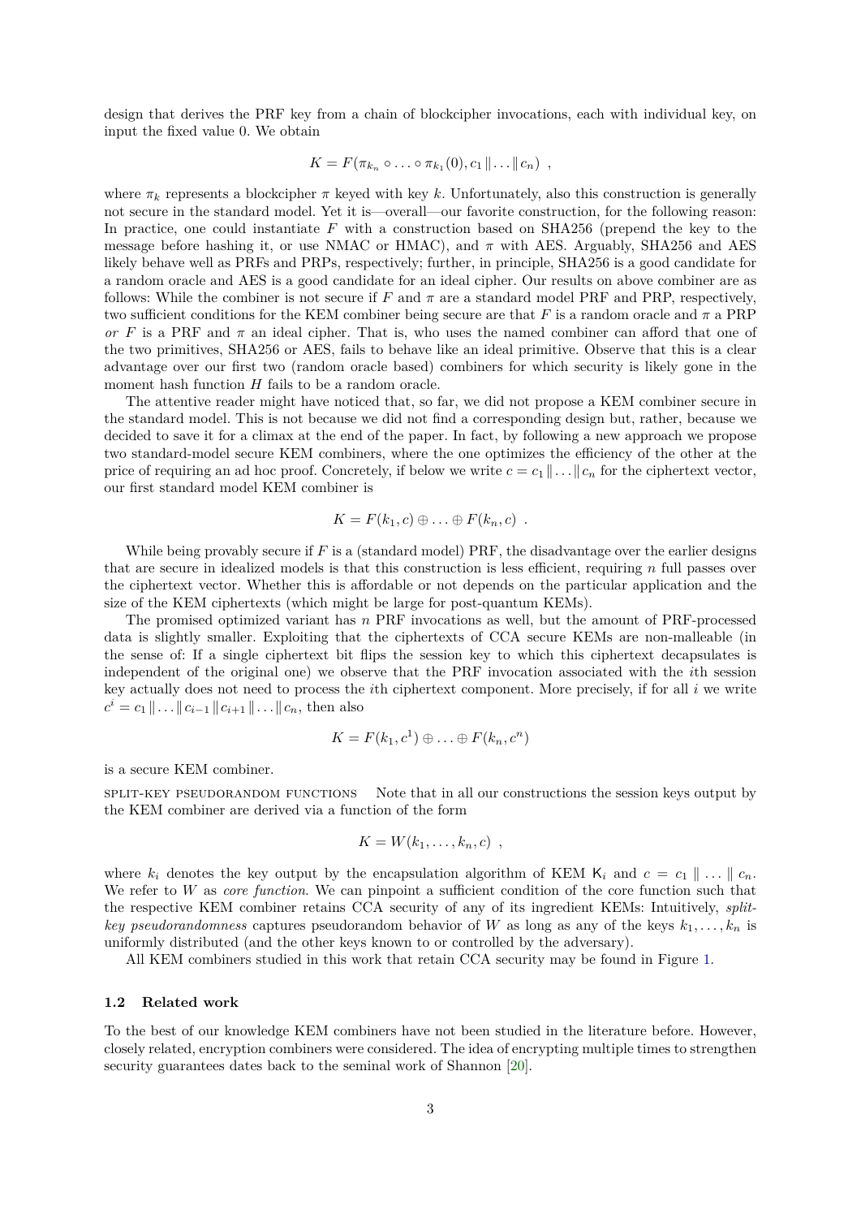design that derives the PRF key from a chain of blockcipher invocations, each with individual key, on input the fixed value 0. We obtain

$$K = F(\pi_{k_n} \circ \ldots \circ \pi_{k_1}(0), c_1 \| \ldots \| c_n) \ ,$$

where $\pi_k$ represents a blockcipher $\pi$ keyed with key $k$. Unfortunately, also this construction is generally not secure in the standard model. Yet it is—overall—our favorite construction, for the following reason: In practice, one could instantiate $F$ with a construction based on SHA256 (prepend the key to the message before hashing it, or use NMAC or HMAC), and $\pi$ with AES. Arguably, SHA256 and AES likely behave well as PRFs and PRPs, respectively; further, in principle, SHA256 is a good candidate for a random oracle and AES is a good candidate for an ideal cipher. Our results on above combiner are as follows: While the combiner is not secure if $F$ and $\pi$ are a standard model PRF and PRP, respectively, two sufficient conditions for the KEM combiner being secure are that $F$ is a random oracle and $\pi$ a PRP *or* $F$ is a PRF and $\pi$ an ideal cipher. That is, who uses the named combiner can afford that one of the two primitives, SHA256 or AES, fails to behave like an ideal primitive. Observe that this is a clear advantage over our first two (random oracle based) combiners for which security is likely gone in the moment hash function $H$ fails to be a random oracle.

The attentive reader might have noticed that, so far, we did not propose a KEM combiner secure in the standard model. This is not because we did not find a corresponding design but, rather, because we decided to save it for a climax at the end of the paper. In fact, by following a new approach we propose two standard-model secure KEM combiners, where the one optimizes the efficiency of the other at the price of requiring an ad hoc proof. Concretely, if below we write $c = c_1 \| \ldots \| c_n$ for the ciphertext vector, our first standard model KEM combiner is

$$K = F(k_1, c) \oplus \ldots \oplus F(k_n, c) \ .$$

While being provably secure if $F$ is a (standard model) PRF, the disadvantage over the earlier designs that are secure in idealized models is that this construction is less efficient, requiring $n$ full passes over the ciphertext vector. Whether this is affordable or not depends on the particular application and the size of the KEM ciphertexts (which might be large for post-quantum KEMs).

The promised optimized variant has $n$ PRF invocations as well, but the amount of PRF-processed data is slightly smaller. Exploiting that the ciphertexts of CCA secure KEMs are non-malleable (in the sense of: If a single ciphertext bit flips the session key to which this ciphertext decapsulates is independent of the original one) we observe that the PRF invocation associated with the $i$th session key actually does not need to process the $i$th ciphertext component. More precisely, if for all $i$ we write $c^i = c_1 \| \ldots \| c_{i-1} \| c_{i+1} \| \ldots \| c_n$, then also

$$K = F(k_1, c^1) \oplus \ldots \oplus F(k_n, c^n)$$

is a secure KEM combiner.

SPLIT-KEY PSEUDORANDOM FUNCTIONS Note that in all our constructions the session keys output by the KEM combiner are derived via a function of the form

$$K = W(k_1, \ldots, k_n, c) \ ,$$

where $k_i$ denotes the key output by the encapsulation algorithm of KEM $\mathsf{K}_i$ and $c = c_1 \| \ldots \| c_n$. We refer to $W$ as *core function*. We can pinpoint a sufficient condition of the core function such that the respective KEM combiner retains CCA security of any of its ingredient KEMs: Intuitively, *split-key pseudorandomness* captures pseudorandom behavior of $W$ as long as any of the keys $k_1, \ldots, k_n$ is uniformly distributed (and the other keys known to or controlled by the adversary).

All KEM combiners studied in this work that retain CCA security may be found in Figure 1.

### 1.2 Related work

To the best of our knowledge KEM combiners have not been studied in the literature before. However, closely related, encryption combiners were considered. The idea of encrypting multiple times to strengthen security guarantees dates back to the seminal work of Shannon [20].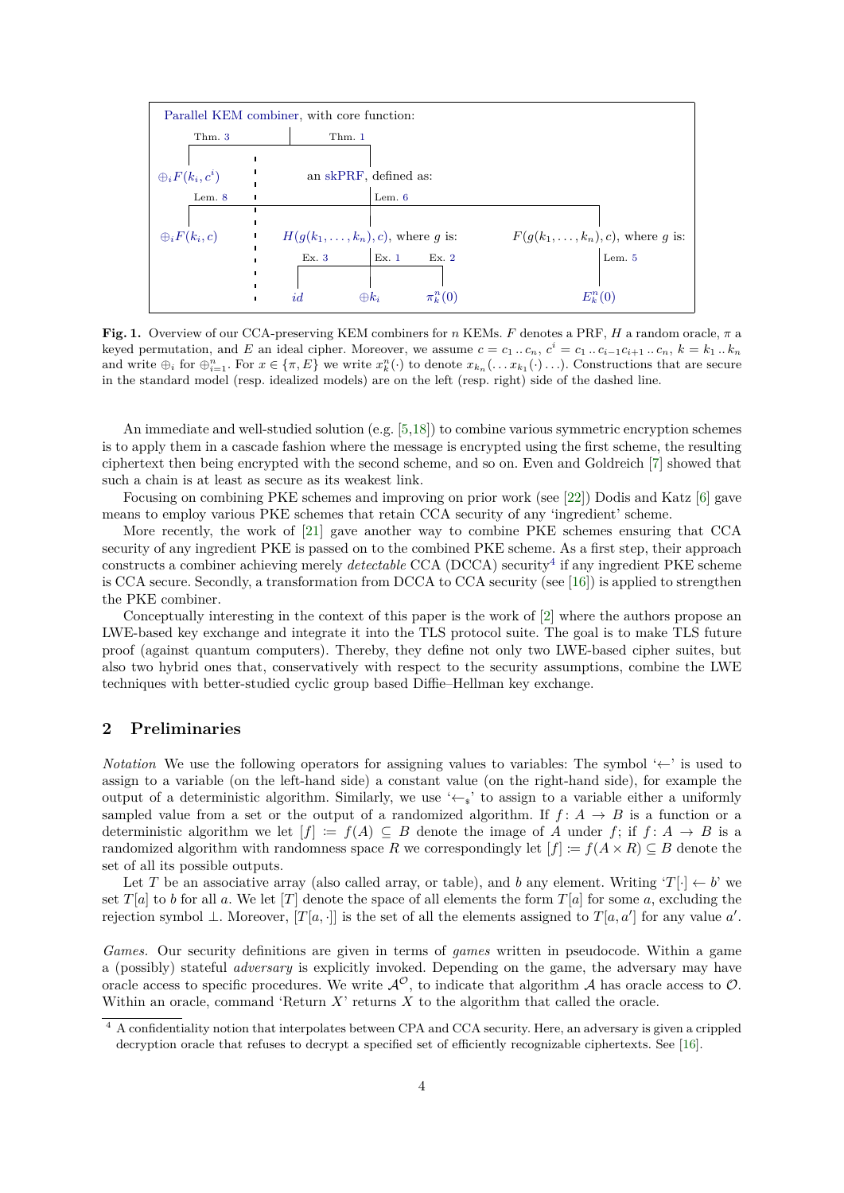Parallel KEM combiner, with core function:

Thm. 3 — Thm. 1

$\oplus_i F(k_i, c^i)$ | an skPRF, defined as:

Lem. 8 — Lem. 6

$\oplus_i F(k_i, c)$ | $H(g(k_1, \ldots, k_n), c)$, where $g$ is: — $F(g(k_1, \ldots, k_n), c)$, where $g$ is:

Ex. 3 — Ex. 1 — Ex. 2 — Lem. 5

$id$ — $\oplus k_i$ — $\pi^n_k(0)$ — $E^n_k(0)$

**Fig. 1.** Overview of our CCA-preserving KEM combiners for $n$ KEMs. $F$ denotes a PRF, $H$ a random oracle, $\pi$ a keyed permutation, and $E$ an ideal cipher. Moreover, we assume $c = c_1 \mathinner{..} c_n$, $c^i = c_1 \mathinner{..} c_{i-1} c_{i+1} \mathinner{..} c_n$, $k = k_1 \mathinner{..} k_n$ and write $\oplus_i$ for $\oplus_{i=1}^n$. For $x \in \{\pi, E\}$ we write $x^n_k(\cdot)$ to denote $x_{k_n}(\ldots x_{k_1}(\cdot) \ldots)$. Constructions that are secure in the standard model (resp. idealized models) are on the left (resp. right) side of the dashed line.

An immediate and well-studied solution (e.g. [5,18]) to combine various symmetric encryption schemes is to apply them in a cascade fashion where the message is encrypted using the first scheme, the resulting ciphertext then being encrypted with the second scheme, and so on. Even and Goldreich [7] showed that such a chain is at least as secure as its weakest link.

Focusing on combining PKE schemes and improving on prior work (see [22]) Dodis and Katz [6] gave means to employ various PKE schemes that retain CCA security of any 'ingredient' scheme.

More recently, the work of [21] gave another way to combine PKE schemes ensuring that CCA security of any ingredient PKE is passed on to the combined PKE scheme. As a first step, their approach constructs a combiner achieving merely *detectable* CCA (DCCA) security[4] if any ingredient PKE scheme is CCA secure. Secondly, a transformation from DCCA to CCA security (see [16]) is applied to strengthen the PKE combiner.

Conceptually interesting in the context of this paper is the work of [2] where the authors propose an LWE-based key exchange and integrate it into the TLS protocol suite. The goal is to make TLS future proof (against quantum computers). Thereby, they define not only two LWE-based cipher suites, but also two hybrid ones that, conservatively with respect to the security assumptions, combine the LWE techniques with better-studied cyclic group based Diffie–Hellman key exchange.

## 2 Preliminaries

*Notation* We use the following operators for assigning values to variables: The symbol '$\leftarrow$' is used to assign to a variable (on the left-hand side) a constant value (on the right-hand side), for example the output of a deterministic algorithm. Similarly, we use '$\leftarrow_\$$' to assign to a variable either a uniformly sampled value from a set or the output of a randomized algorithm. If $f\colon A \to B$ is a function or a deterministic algorithm we let $[f] \coloneqq f(A) \subseteq B$ denote the image of $A$ under $f$; if $f\colon A \to B$ is a randomized algorithm with randomness space $R$ we correspondingly let $[f] \coloneqq f(A \times R) \subseteq B$ denote the set of all its possible outputs.

Let $T$ be an associative array (also called array, or table), and $b$ any element. Writing '$T[\cdot] \leftarrow b$' we set $T[a]$ to $b$ for all $a$. We let $[T]$ denote the space of all elements the form $T[a]$ for some $a$, excluding the rejection symbol $\bot$. Moreover, $[T[a, \cdot]]$ is the set of all the elements assigned to $T[a, a']$ for any value $a'$.

*Games.* Our security definitions are given in terms of *games* written in pseudocode. Within a game a (possibly) stateful *adversary* is explicitly invoked. Depending on the game, the adversary may have oracle access to specific procedures. We write $\mathcal{A}^{\mathcal{O}}$, to indicate that algorithm $\mathcal{A}$ has oracle access to $\mathcal{O}$. Within an oracle, command 'Return $X$' returns $X$ to the algorithm that called the oracle.

[4] A confidentiality notion that interpolates between CPA and CCA security. Here, an adversary is given a crippled decryption oracle that refuses to decrypt a specified set of efficiently recognizable ciphertexts. See [16].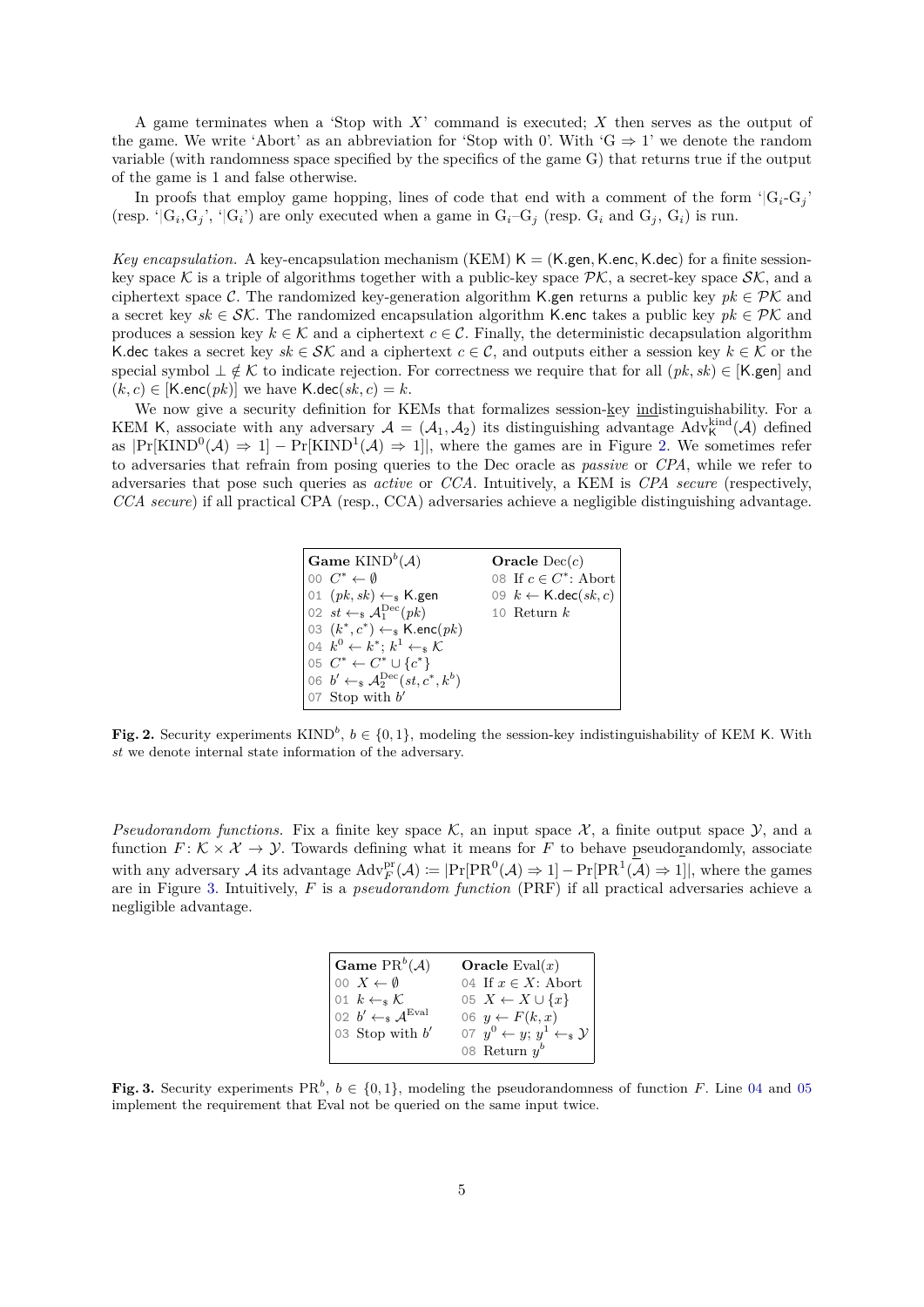A game terminates when a 'Stop with $X$' command is executed; $X$ then serves as the output of the game. We write 'Abort' as an abbreviation for 'Stop with 0'. With '$\mathrm{G} \Rightarrow 1$' we denote the random variable (with randomness space specified by the specifics of the game G) that returns true if the output of the game is 1 and false otherwise.

In proofs that employ game hopping, lines of code that end with a comment of the form '$|\mathrm{G}_i$-$\mathrm{G}_j$' (resp. '$|\mathrm{G}_i,\mathrm{G}_j$', '$|\mathrm{G}_i$') are only executed when a game in $\mathrm{G}_i$–$\mathrm{G}_j$ (resp. $\mathrm{G}_i$ and $\mathrm{G}_j$, $\mathrm{G}_i$) is run.

*Key encapsulation.* A key-encapsulation mechanism (KEM) $\mathsf{K} = (\mathsf{K.gen}, \mathsf{K.enc}, \mathsf{K.dec})$ for a finite session-key space $\mathcal{K}$ is a triple of algorithms together with a public-key space $\mathcal{PK}$, a secret-key space $\mathcal{SK}$, and a ciphertext space $\mathcal{C}$. The randomized key-generation algorithm $\mathsf{K.gen}$ returns a public key $pk \in \mathcal{PK}$ and a secret key $sk \in \mathcal{SK}$. The randomized encapsulation algorithm $\mathsf{K.enc}$ takes a public key $pk \in \mathcal{PK}$ and produces a session key $k \in \mathcal{K}$ and a ciphertext $c \in \mathcal{C}$. Finally, the deterministic decapsulation algorithm $\mathsf{K.dec}$ takes a secret key $sk \in \mathcal{SK}$ and a ciphertext $c \in \mathcal{C}$, and outputs either a session key $k \in \mathcal{K}$ or the special symbol $\bot \notin \mathcal{K}$ to indicate rejection. For correctness we require that for all $(pk, sk) \in [\mathsf{K.gen}]$ and $(k, c) \in [\mathsf{K.enc}(pk)]$ we have $\mathsf{K.dec}(sk, c) = k$.

We now give a security definition for KEMs that formalizes session-key indistinguishability. For a KEM $\mathsf{K}$, associate with any adversary $\mathcal{A} = (\mathcal{A}_1, \mathcal{A}_2)$ its distinguishing advantage $\mathrm{Adv}^{\mathrm{kind}}_{\mathsf{K}}(\mathcal{A})$ defined as $|\Pr[\mathrm{KIND}^0(\mathcal{A}) \Rightarrow 1] - \Pr[\mathrm{KIND}^1(\mathcal{A}) \Rightarrow 1]|$, where the games are in Figure 2. We sometimes refer to adversaries that refrain from posing queries to the Dec oracle as *passive* or *CPA*, while we refer to adversaries that pose such queries as *active* or *CCA*. Intuitively, a KEM is *CPA secure* (respectively, *CCA secure*) if all practical CPA (resp., CCA) adversaries achieve a negligible distinguishing advantage.

| **Game** $\mathrm{KIND}^b(\mathcal{A})$ | **Oracle** $\mathrm{Dec}(c)$ |
|---|---|
| 00 $C^* \leftarrow \emptyset$ | 08 If $c \in C^*$: Abort |
| 01 $(pk, sk) \leftarrow_{\$} \mathsf{K.gen}$ | 09 $k \leftarrow \mathsf{K.dec}(sk, c)$ |
| 02 $st \leftarrow_{\$} \mathcal{A}_1^{\mathrm{Dec}}(pk)$ | 10 Return $k$ |
| 03 $(k^*, c^*) \leftarrow_{\$} \mathsf{K.enc}(pk)$ | |
| 04 $k^0 \leftarrow k^*$; $k^1 \leftarrow_{\$} \mathcal{K}$ | |
| 05 $C^* \leftarrow C^* \cup \{c^*\}$ | |
| 06 $b' \leftarrow_{\$} \mathcal{A}_2^{\mathrm{Dec}}(st, c^*, k^b)$ | |
| 07 Stop with $b'$ | |

**Fig. 2.** Security experiments $\mathrm{KIND}^b$, $b \in \{0, 1\}$, modeling the session-key indistinguishability of KEM $\mathsf{K}$. With $st$ we denote internal state information of the adversary.

*Pseudorandom functions.* Fix a finite key space $\mathcal{K}$, an input space $\mathcal{X}$, a finite output space $\mathcal{Y}$, and a function $F \colon \mathcal{K} \times \mathcal{X} \to \mathcal{Y}$. Towards defining what it means for $F$ to behave pseudorandomly, associate with any adversary $\mathcal{A}$ its advantage $\mathrm{Adv}^{\mathrm{pr}}_F(\mathcal{A}) := |\Pr[\mathrm{PR}^0(\mathcal{A}) \Rightarrow 1] - \Pr[\mathrm{PR}^1(\mathcal{A}) \Rightarrow 1]|$, where the games are in Figure 3. Intuitively, $F$ is a *pseudorandom function* (PRF) if all practical adversaries achieve a negligible advantage.

| **Game** $\mathrm{PR}^b(\mathcal{A})$ | **Oracle** $\mathrm{Eval}(x)$ |
|---|---|
| 00 $X \leftarrow \emptyset$ | 04 If $x \in X$: Abort |
| 01 $k \leftarrow_{\$} \mathcal{K}$ | 05 $X \leftarrow X \cup \{x\}$ |
| 02 $b' \leftarrow_{\$} \mathcal{A}^{\mathrm{Eval}}$ | 06 $y \leftarrow F(k, x)$ |
| 03 Stop with $b'$ | 07 $y^0 \leftarrow y$; $y^1 \leftarrow_{\$} \mathcal{Y}$ |
| | 08 Return $y^b$ |

**Fig. 3.** Security experiments $\mathrm{PR}^b$, $b \in \{0, 1\}$, modeling the pseudorandomness of function $F$. Line 04 and 05 implement the requirement that Eval not be queried on the same input twice.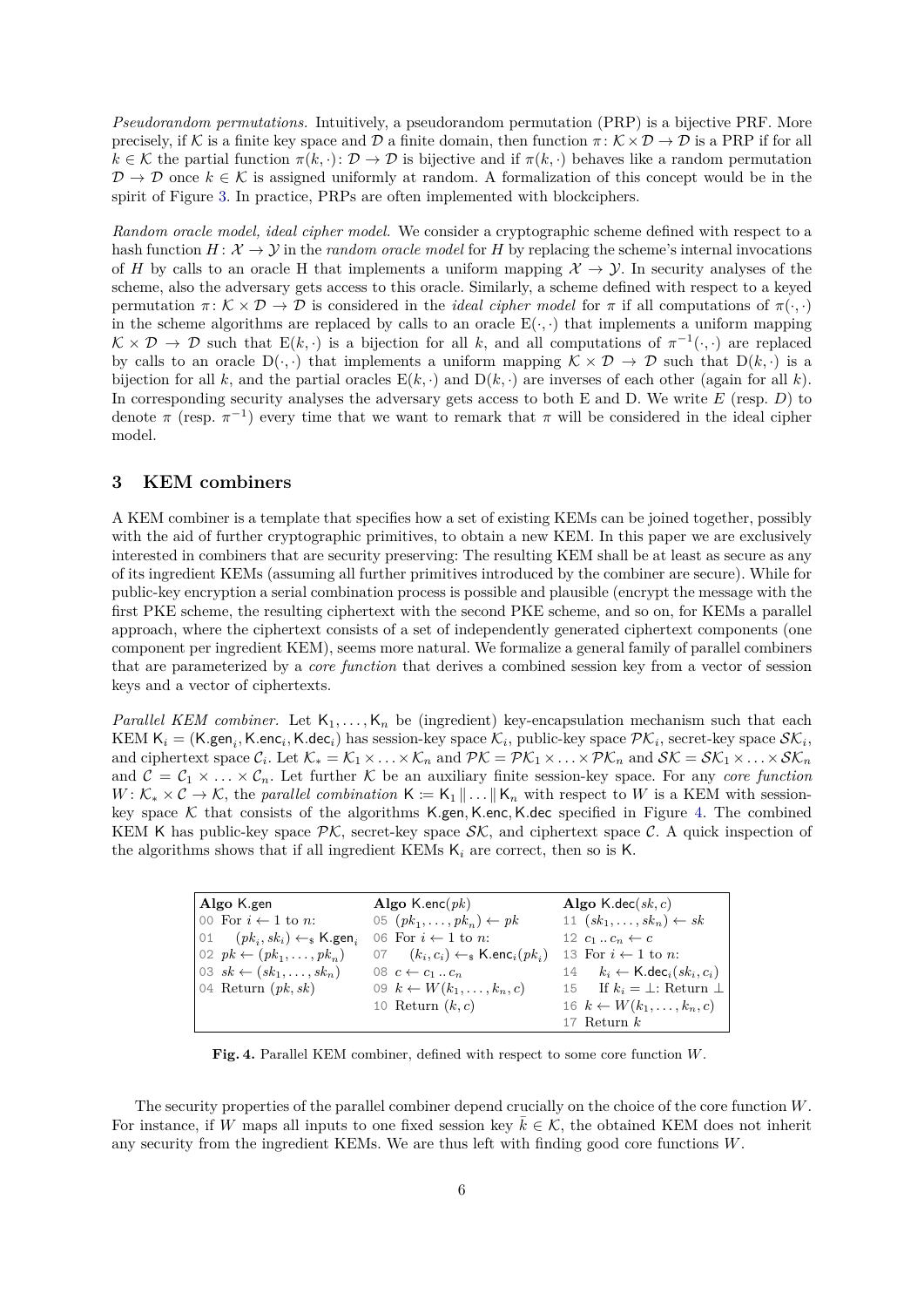*Pseudorandom permutations.* Intuitively, a pseudorandom permutation (PRP) is a bijective PRF. More precisely, if $\mathcal{K}$ is a finite key space and $\mathcal{D}$ a finite domain, then function $\pi\colon \mathcal{K} \times \mathcal{D} \to \mathcal{D}$ is a PRP if for all $k \in \mathcal{K}$ the partial function $\pi(k,\cdot)\colon \mathcal{D} \to \mathcal{D}$ is bijective and if $\pi(k,\cdot)$ behaves like a random permutation $\mathcal{D} \to \mathcal{D}$ once $k \in \mathcal{K}$ is assigned uniformly at random. A formalization of this concept would be in the spirit of Figure 3. In practice, PRPs are often implemented with blockciphers.

*Random oracle model, ideal cipher model.* We consider a cryptographic scheme defined with respect to a hash function $H\colon \mathcal{X} \to \mathcal{Y}$ in the *random oracle model* for $H$ by replacing the scheme's internal invocations of $H$ by calls to an oracle $\mathrm{H}$ that implements a uniform mapping $\mathcal{X} \to \mathcal{Y}$. In security analyses of the scheme, also the adversary gets access to this oracle. Similarly, a scheme defined with respect to a keyed permutation $\pi\colon \mathcal{K} \times \mathcal{D} \to \mathcal{D}$ is considered in the *ideal cipher model* for $\pi$ if all computations of $\pi(\cdot,\cdot)$ in the scheme algorithms are replaced by calls to an oracle $\mathrm{E}(\cdot,\cdot)$ that implements a uniform mapping $\mathcal{K} \times \mathcal{D} \to \mathcal{D}$ such that $\mathrm{E}(k,\cdot)$ is a bijection for all $k$, and all computations of $\pi^{-1}(\cdot,\cdot)$ are replaced by calls to an oracle $\mathrm{D}(\cdot,\cdot)$ that implements a uniform mapping $\mathcal{K} \times \mathcal{D} \to \mathcal{D}$ such that $\mathrm{D}(k,\cdot)$ is a bijection for all $k$, and the partial oracles $\mathrm{E}(k,\cdot)$ and $\mathrm{D}(k,\cdot)$ are inverses of each other (again for all $k$). In corresponding security analyses the adversary gets access to both E and D. We write $E$ (resp. $D$) to denote $\pi$ (resp. $\pi^{-1}$) every time that we want to remark that $\pi$ will be considered in the ideal cipher model.

## 3 KEM combiners

A KEM combiner is a template that specifies how a set of existing KEMs can be joined together, possibly with the aid of further cryptographic primitives, to obtain a new KEM. In this paper we are exclusively interested in combiners that are security preserving: The resulting KEM shall be at least as secure as any of its ingredient KEMs (assuming all further primitives introduced by the combiner are secure). While for public-key encryption a serial combination process is possible and plausible (encrypt the message with the first PKE scheme, the resulting ciphertext with the second PKE scheme, and so on, for KEMs a parallel approach, where the ciphertext consists of a set of independently generated ciphertext components (one component per ingredient KEM), seems more natural. We formalize a general family of parallel combiners that are parameterized by a *core function* that derives a combined session key from a vector of session keys and a vector of ciphertexts.

*Parallel KEM combiner.* Let $\mathsf{K}_1, \ldots, \mathsf{K}_n$ be (ingredient) key-encapsulation mechanism such that each KEM $\mathsf{K}_i = (\mathsf{K.gen}_i, \mathsf{K.enc}_i, \mathsf{K.dec}_i)$ has session-key space $\mathcal{K}_i$, public-key space $\mathcal{PK}_i$, secret-key space $\mathcal{SK}_i$, and ciphertext space $\mathcal{C}_i$. Let $\mathcal{K}_* = \mathcal{K}_1 \times \ldots \times \mathcal{K}_n$ and $\mathcal{PK} = \mathcal{PK}_1 \times \ldots \times \mathcal{PK}_n$ and $\mathcal{SK} = \mathcal{SK}_1 \times \ldots \times \mathcal{SK}_n$ and $\mathcal{C} = \mathcal{C}_1 \times \ldots \times \mathcal{C}_n$. Let further $\mathcal{K}$ be an auxiliary finite session-key space. For any *core function* $W\colon \mathcal{K}_* \times \mathcal{C} \to \mathcal{K}$, the *parallel combination* $\mathsf{K} := \mathsf{K}_1 \| \ldots \| \mathsf{K}_n$ with respect to $W$ is a KEM with session-key space $\mathcal{K}$ that consists of the algorithms $\mathsf{K.gen}, \mathsf{K.enc}, \mathsf{K.dec}$ specified in Figure 4. The combined KEM $\mathsf{K}$ has public-key space $\mathcal{PK}$, secret-key space $\mathcal{SK}$, and ciphertext space $\mathcal{C}$. A quick inspection of the algorithms shows that if all ingredient KEMs $\mathsf{K}_i$ are correct, then so is $\mathsf{K}$.

| **Algo** $\mathsf{K.gen}$ | **Algo** $\mathsf{K.enc}(pk)$ | **Algo** $\mathsf{K.dec}(sk, c)$ |
|---|---|---|
| 00 For $i \leftarrow 1$ to $n$: | 05 $(pk_1, \ldots, pk_n) \leftarrow pk$ | 11 $(sk_1, \ldots, sk_n) \leftarrow sk$ |
| 01 $\quad (pk_i, sk_i) \leftarrow_{\$} \mathsf{K.gen}_i$ | 06 For $i \leftarrow 1$ to $n$: | 12 $c_1 \mathinner{..} c_n \leftarrow c$ |
| 02 $pk \leftarrow (pk_1, \ldots, pk_n)$ | 07 $\quad (k_i, c_i) \leftarrow_{\$} \mathsf{K.enc}_i(pk_i)$ | 13 For $i \leftarrow 1$ to $n$: |
| 03 $sk \leftarrow (sk_1, \ldots, sk_n)$ | 08 $c \leftarrow c_1 \mathinner{..} c_n$ | 14 $\quad k_i \leftarrow \mathsf{K.dec}_i(sk_i, c_i)$ |
| 04 Return $(pk, sk)$ | 09 $k \leftarrow W(k_1, \ldots, k_n, c)$ | 15 $\quad$ If $k_i = \perp$: Return $\perp$ |
| | 10 Return $(k, c)$ | 16 $k \leftarrow W(k_1, \ldots, k_n, c)$ |
| | | 17 Return $k$ |

**Fig. 4.** Parallel KEM combiner, defined with respect to some core function $W$.

The security properties of the parallel combiner depend crucially on the choice of the core function $W$. For instance, if $W$ maps all inputs to one fixed session key $\bar{k} \in \mathcal{K}$, the obtained KEM does not inherit any security from the ingredient KEMs. We are thus left with finding good core functions $W$.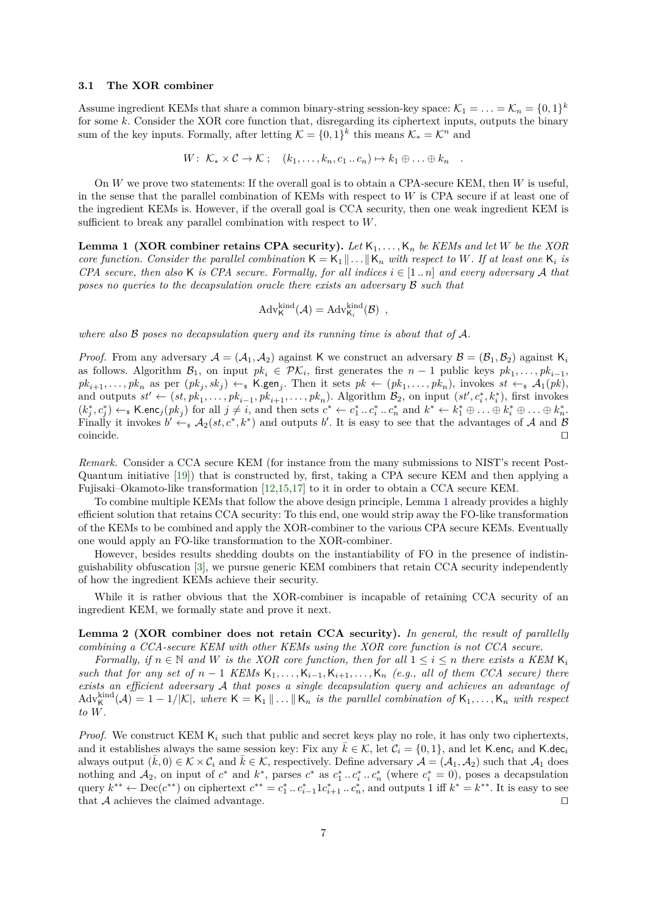### 3.1 The XOR combiner

Assume ingredient KEMs that share a common binary-string session-key space: $\mathcal{K}_1 = \ldots = \mathcal{K}_n = \{0,1\}^k$ for some $k$. Consider the XOR core function that, disregarding its ciphertext inputs, outputs the binary sum of the key inputs. Formally, after letting $\mathcal{K} = \{0,1\}^k$ this means $\mathcal{K}_* = \mathcal{K}^n$ and

$$W\colon\ \mathcal{K}_* \times \mathcal{C} \to \mathcal{K}\ ; \quad (k_1, \ldots, k_n, c_1 \mathinner{..} c_n) \mapsto k_1 \oplus \ldots \oplus k_n \quad .$$

On $W$ we prove two statements: If the overall goal is to obtain a CPA-secure KEM, then $W$ is useful, in the sense that the parallel combination of KEMs with respect to $W$ is CPA secure if at least one of the ingredient KEMs is. However, if the overall goal is CCA security, then one weak ingredient KEM is sufficient to break any parallel combination with respect to $W$.

**Lemma 1 (XOR combiner retains CPA security).** *Let $\mathsf{K}_1, \ldots, \mathsf{K}_n$ be KEMs and let $W$ be the XOR core function. Consider the parallel combination $\mathsf{K} = \mathsf{K}_1 \| \ldots \| \mathsf{K}_n$ with respect to $W$. If at least one $\mathsf{K}_i$ is CPA secure, then also $\mathsf{K}$ is CPA secure. Formally, for all indices $i \in [1 \mathinner{..} n]$ and every adversary $\mathcal{A}$ that poses no queries to the decapsulation oracle there exists an adversary $\mathcal{B}$ such that*

$$\mathrm{Adv}^{\mathrm{kind}}_{\mathsf{K}}(\mathcal{A}) = \mathrm{Adv}^{\mathrm{kind}}_{\mathsf{K}_i}(\mathcal{B}) \ ,$$

*where also $\mathcal{B}$ poses no decapsulation query and its running time is about that of $\mathcal{A}$.*

*Proof.* From any adversary $\mathcal{A} = (\mathcal{A}_1, \mathcal{A}_2)$ against $\mathsf{K}$ we construct an adversary $\mathcal{B} = (\mathcal{B}_1, \mathcal{B}_2)$ against $\mathsf{K}_i$ as follows. Algorithm $\mathcal{B}_1$, on input $pk_i \in \mathcal{PK}_i$, first generates the $n-1$ public keys $pk_1, \ldots, pk_{i-1}, pk_{i+1}, \ldots, pk_n$ as per $(pk_j, sk_j) \leftarrow_\$ \mathsf{K.gen}_j$. Then it sets $pk \leftarrow (pk_1, \ldots, pk_n)$, invokes $st \leftarrow_\$ \mathcal{A}_1(pk)$, and outputs $st' \leftarrow (st, pk_1, \ldots, pk_{i-1}, pk_{i+1}, \ldots, pk_n)$. Algorithm $\mathcal{B}_2$, on input $(st', c_i^*, k_i^*)$, first invokes $(k_j^*, c_j^*) \leftarrow_\$ \mathsf{K.enc}_j(pk_j)$ for all $j \neq i$, and then sets $c^* \leftarrow c_1^* \mathinner{..} c_i^* \mathinner{..} c_n^*$ and $k^* \leftarrow k_1^* \oplus \ldots \oplus k_i^* \oplus \ldots \oplus k_n^*$. Finally it invokes $b' \leftarrow_\$ \mathcal{A}_2(st, c^*, k^*)$ and outputs $b'$. It is easy to see that the advantages of $\mathcal{A}$ and $\mathcal{B}$ coincide. ◻

*Remark.* Consider a CCA secure KEM (for instance from the many submissions to NIST's recent Post-Quantum initiative [19]) that is constructed by, first, taking a CPA secure KEM and then applying a Fujisaki–Okamoto-like transformation [12,15,17] to it in order to obtain a CCA secure KEM.

To combine multiple KEMs that follow the above design principle, Lemma 1 already provides a highly efficient solution that retains CCA security: To this end, one would strip away the FO-like transformation of the KEMs to be combined and apply the XOR-combiner to the various CPA secure KEMs. Eventually one would apply an FO-like transformation to the XOR-combiner.

However, besides results shedding doubts on the instantiability of FO in the presence of indistinguishability obfuscation [3], we pursue generic KEM combiners that retain CCA security independently of how the ingredient KEMs achieve their security.

While it is rather obvious that the XOR-combiner is incapable of retaining CCA security of an ingredient KEM, we formally state and prove it next.

**Lemma 2 (XOR combiner does not retain CCA security).** *In general, the result of parallelly combining a CCA-secure KEM with other KEMs using the XOR core function is not CCA secure.*

*Formally, if $n \in \mathbb{N}$ and $W$ is the XOR core function, then for all $1 \leq i \leq n$ there exists a KEM $\mathsf{K}_i$ such that for any set of $n-1$ KEMs $\mathsf{K}_1, \ldots, \mathsf{K}_{i-1}, \mathsf{K}_{i+1}, \ldots, \mathsf{K}_n$ (e.g., all of them CCA secure) there exists an efficient adversary $\mathcal{A}$ that poses a single decapsulation query and achieves an advantage of $\mathrm{Adv}^{\mathrm{kind}}_{\mathsf{K}}(\mathcal{A}) = 1 - 1/|\mathcal{K}|$, where $\mathsf{K} = \mathsf{K}_1 \| \ldots \| \mathsf{K}_n$ is the parallel combination of $\mathsf{K}_1, \ldots, \mathsf{K}_n$ with respect to $W$.*

*Proof.* We construct KEM $\mathsf{K}_i$ such that public and secret keys play no role, it has only two ciphertexts, and it establishes always the same session key: Fix any $\bar{k} \in \mathcal{K}$, let $\mathcal{C}_i = \{0,1\}$, and let $\mathsf{K.enc}_i$ and $\mathsf{K.dec}_i$ always output $(\bar{k}, 0) \in \mathcal{K} \times \mathcal{C}_i$ and $\bar{k} \in \mathcal{K}$, respectively. Define adversary $\mathcal{A} = (\mathcal{A}_1, \mathcal{A}_2)$ such that $\mathcal{A}_1$ does nothing and $\mathcal{A}_2$, on input of $c^*$ and $k^*$, parses $c^*$ as $c_1^* \mathinner{..} c_i^* \mathinner{..} c_n^*$ (where $c_i^* = 0$), poses a decapsulation query $k^{**} \leftarrow \mathrm{Dec}(c^{**})$ on ciphertext $c^{**} = c_1^* \mathinner{..} c_{i-1}^* 1 c_{i+1}^* \mathinner{..} c_n^*$, and outputs 1 iff $k^* = k^{**}$. It is easy to see that $\mathcal{A}$ achieves the claimed advantage. ◻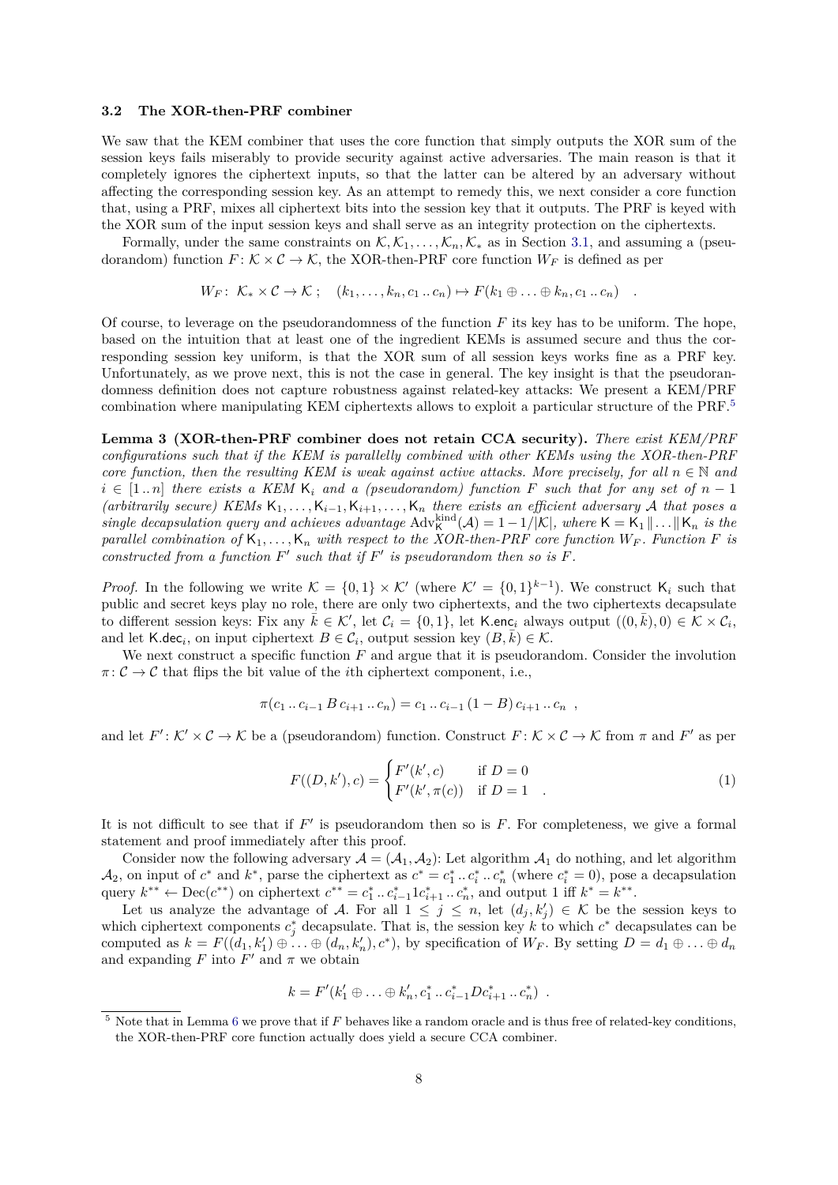### 3.2 The XOR-then-PRF combiner

We saw that the KEM combiner that uses the core function that simply outputs the XOR sum of the session keys fails miserably to provide security against active adversaries. The main reason is that it completely ignores the ciphertext inputs, so that the latter can be altered by an adversary without affecting the corresponding session key. As an attempt to remedy this, we next consider a core function that, using a PRF, mixes all ciphertext bits into the session key that it outputs. The PRF is keyed with the XOR sum of the input session keys and shall serve as an integrity protection on the ciphertexts.

Formally, under the same constraints on $\mathcal{K}, \mathcal{K}_1, \ldots, \mathcal{K}_n, \mathcal{K}_*$ as in Section 3.1, and assuming a (pseudorandom) function $F\colon \mathcal{K} \times \mathcal{C} \to \mathcal{K}$, the XOR-then-PRF core function $W_F$ is defined as per

$$W_F\colon\ \mathcal{K}_* \times \mathcal{C} \to \mathcal{K}\,; \quad (k_1, \ldots, k_n, c_1 \mathinner{..} c_n) \mapsto F(k_1 \oplus \ldots \oplus k_n, c_1 \mathinner{..} c_n) \quad .$$

Of course, to leverage on the pseudorandomness of the function $F$ its key has to be uniform. The hope, based on the intuition that at least one of the ingredient KEMs is assumed secure and thus the corresponding session key uniform, is that the XOR sum of all session keys works fine as a PRF key. Unfortunately, as we prove next, this is not the case in general. The key insight is that the pseudorandomness definition does not capture robustness against related-key attacks: We present a KEM/PRF combination where manipulating KEM ciphertexts allows to exploit a particular structure of the PRF.[5]

**Lemma 3 (XOR-then-PRF combiner does not retain CCA security).** *There exist KEM/PRF configurations such that if the KEM is parallelly combined with other KEMs using the XOR-then-PRF core function, then the resulting KEM is weak against active attacks. More precisely, for all $n \in \mathbb{N}$ and $i \in [1 \mathinner{..} n]$ there exists a KEM $\mathsf{K}_i$ and a (pseudorandom) function $F$ such that for any set of $n-1$ (arbitrarily secure) KEMs $\mathsf{K}_1, \ldots, \mathsf{K}_{i-1}, \mathsf{K}_{i+1}, \ldots, \mathsf{K}_n$ there exists an efficient adversary $\mathcal{A}$ that poses a single decapsulation query and achieves advantage $\mathrm{Adv}^{\mathrm{kind}}_{\mathsf{K}}(\mathcal{A}) = 1 - 1/|\mathcal{K}|$, where $\mathsf{K} = \mathsf{K}_1 \| \ldots \| \mathsf{K}_n$ is the parallel combination of $\mathsf{K}_1, \ldots, \mathsf{K}_n$ with respect to the XOR-then-PRF core function $W_F$. Function $F$ is constructed from a function $F'$ such that if $F'$ is pseudorandom then so is $F$.*

*Proof.* In the following we write $\mathcal{K} = \{0,1\} \times \mathcal{K}'$ (where $\mathcal{K}' = \{0,1\}^{k-1}$). We construct $\mathsf{K}_i$ such that public and secret keys play no role, there are only two ciphertexts, and the two ciphertexts decapsulate to different session keys: Fix any $\bar{k} \in \mathcal{K}'$, let $\mathcal{C}_i = \{0,1\}$, let $\mathsf{K.enc}_i$ always output $((0,\bar{k}), 0) \in \mathcal{K} \times \mathcal{C}_i$, and let $\mathsf{K.dec}_i$, on input ciphertext $B \in \mathcal{C}_i$, output session key $(B, \bar{k}) \in \mathcal{K}$.

We next construct a specific function $F$ and argue that it is pseudorandom. Consider the involution $\pi\colon \mathcal{C} \to \mathcal{C}$ that flips the bit value of the $i$th ciphertext component, i.e.,

$$\pi(c_1 \mathinner{..} c_{i-1}\, B\, c_{i+1} \mathinner{..} c_n) = c_1 \mathinner{..} c_{i-1}\, (1-B)\, c_{i+1} \mathinner{..} c_n \ ,$$

and let $F'\colon \mathcal{K}' \times \mathcal{C} \to \mathcal{K}$ be a (pseudorandom) function. Construct $F\colon \mathcal{K} \times \mathcal{C} \to \mathcal{K}$ from $\pi$ and $F'$ as per

$$F((D, k'), c) = \begin{cases} F'(k', c) & \text{if } D = 0 \\ F'(k', \pi(c)) & \text{if } D = 1 \end{cases} \quad . \tag{1}$$

It is not difficult to see that if $F'$ is pseudorandom then so is $F$. For completeness, we give a formal statement and proof immediately after this proof.

Consider now the following adversary $\mathcal{A} = (\mathcal{A}_1, \mathcal{A}_2)$: Let algorithm $\mathcal{A}_1$ do nothing, and let algorithm $\mathcal{A}_2$, on input of $c^*$ and $k^*$, parse the ciphertext as $c^* = c_1^* \mathinner{..} c_i^* \mathinner{..} c_n^*$ (where $c_i^* = 0$), pose a decapsulation query $k^{**} \leftarrow \mathrm{Dec}(c^{**})$ on ciphertext $c^{**} = c_1^* \mathinner{..} c_{i-1}^* 1 c_{i+1}^* \mathinner{..} c_n^*$, and output 1 iff $k^* = k^{**}$.

Let us analyze the advantage of $\mathcal{A}$. For all $1 \le j \le n$, let $(d_j, k_j') \in \mathcal{K}$ be the session keys to which ciphertext components $c_j^*$ decapsulate. That is, the session key $k$ to which $c^*$ decapsulates can be computed as $k = F((d_1, k_1') \oplus \ldots \oplus (d_n, k_n'), c^*)$, by specification of $W_F$. By setting $D = d_1 \oplus \ldots \oplus d_n$ and expanding $F$ into $F'$ and $\pi$ we obtain

$$k = F'(k_1' \oplus \ldots \oplus k_n', c_1^* \mathinner{..} c_{i-1}^* D c_{i+1}^* \mathinner{..} c_n^*) \ .$$

[5] Note that in Lemma 6 we prove that if $F$ behaves like a random oracle and is thus free of related-key conditions, the XOR-then-PRF core function actually does yield a secure CCA combiner.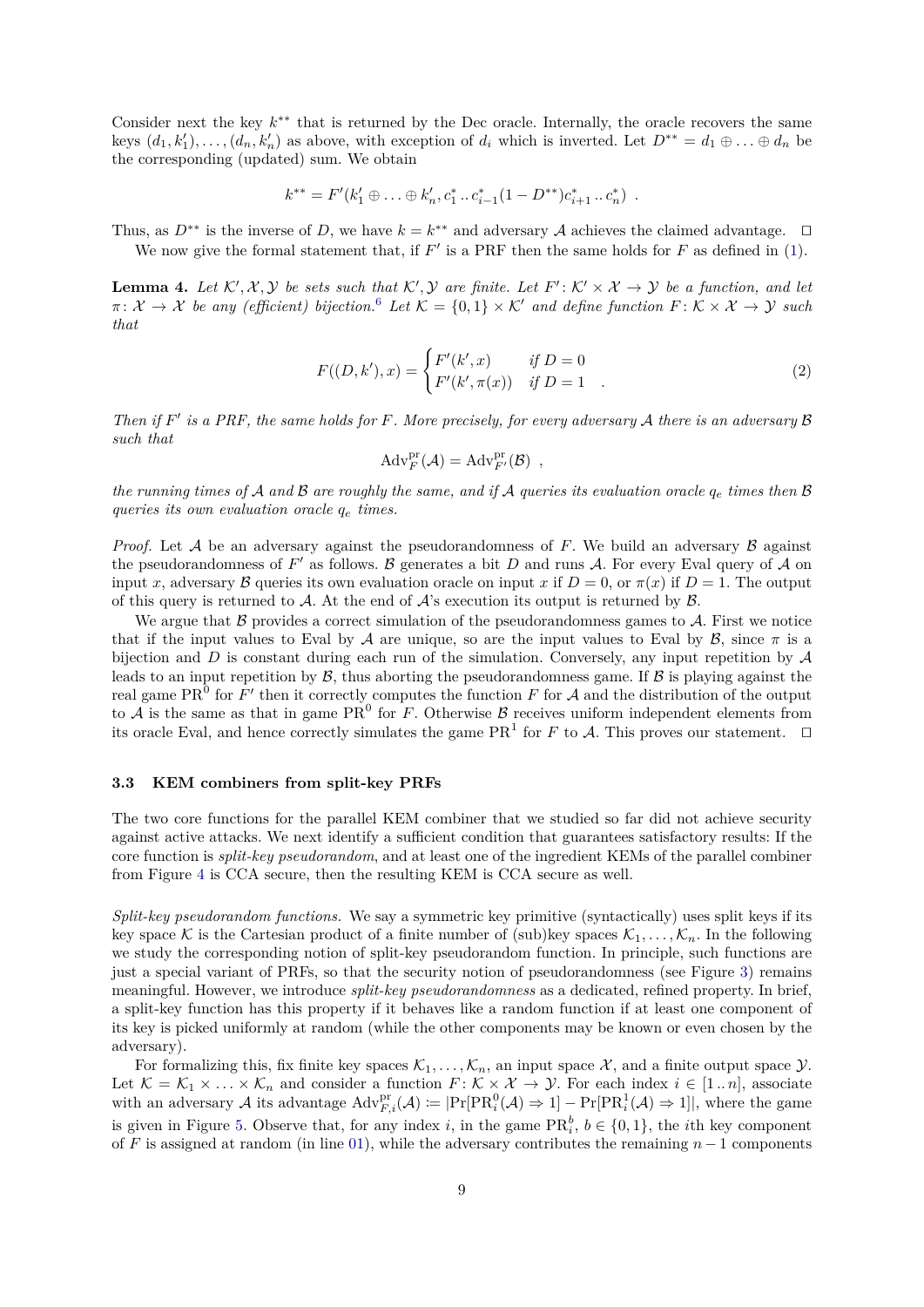Consider next the key $k^{**}$ that is returned by the Dec oracle. Internally, the oracle recovers the same keys $(d_1, k'_1), \ldots, (d_n, k'_n)$ as above, with exception of $d_i$ which is inverted. Let $D^{**} = d_1 \oplus \ldots \oplus d_n$ be the corresponding (updated) sum. We obtain

$$k^{**} = F'(k'_1 \oplus \ldots \oplus k'_n, c^*_1 \mathinner{..} c^*_{i-1}(1 - D^{**})c^*_{i+1} \mathinner{..} c^*_n) \enspace .$$

Thus, as $D^{**}$ is the inverse of $D$, we have $k = k^{**}$ and adversary $\mathcal{A}$ achieves the claimed advantage. □

We now give the formal statement that, if $F'$ is a PRF then the same holds for $F$ as defined in (1).

**Lemma 4.** *Let $\mathcal{K}', \mathcal{X}, \mathcal{Y}$ be sets such that $\mathcal{K}', \mathcal{Y}$ are finite. Let $F' \colon \mathcal{K}' \times \mathcal{X} \to \mathcal{Y}$ be a function, and let $\pi \colon \mathcal{X} \to \mathcal{X}$ be any (efficient) bijection.[6] Let $\mathcal{K} = \{0,1\} \times \mathcal{K}'$ and define function $F \colon \mathcal{K} \times \mathcal{X} \to \mathcal{Y}$ such that*

$$F((D, k'), x) = \begin{cases} F'(k', x) & \text{if } D = 0 \\ F'(k', \pi(x)) & \text{if } D = 1 \end{cases} \enspace . \tag{2}$$

*Then if $F'$ is a PRF, the same holds for $F$. More precisely, for every adversary $\mathcal{A}$ there is an adversary $\mathcal{B}$ such that*

$$\mathrm{Adv}^{\mathrm{pr}}_F(\mathcal{A}) = \mathrm{Adv}^{\mathrm{pr}}_{F'}(\mathcal{B}) \enspace ,$$

*the running times of $\mathcal{A}$ and $\mathcal{B}$ are roughly the same, and if $\mathcal{A}$ queries its evaluation oracle $q_e$ times then $\mathcal{B}$ queries its own evaluation oracle $q_e$ times.*

*Proof.* Let $\mathcal{A}$ be an adversary against the pseudorandomness of $F$. We build an adversary $\mathcal{B}$ against the pseudorandomness of $F'$ as follows. $\mathcal{B}$ generates a bit $D$ and runs $\mathcal{A}$. For every Eval query of $\mathcal{A}$ on input $x$, adversary $\mathcal{B}$ queries its own evaluation oracle on input $x$ if $D = 0$, or $\pi(x)$ if $D = 1$. The output of this query is returned to $\mathcal{A}$. At the end of $\mathcal{A}$'s execution its output is returned by $\mathcal{B}$.

We argue that $\mathcal{B}$ provides a correct simulation of the pseudorandomness games to $\mathcal{A}$. First we notice that if the input values to Eval by $\mathcal{A}$ are unique, so are the input values to Eval by $\mathcal{B}$, since $\pi$ is a bijection and $D$ is constant during each run of the simulation. Conversely, any input repetition by $\mathcal{A}$ leads to an input repetition by $\mathcal{B}$, thus aborting the pseudorandomness game. If $\mathcal{B}$ is playing against the real game $\mathrm{PR}^0$ for $F'$ then it correctly computes the function $F$ for $\mathcal{A}$ and the distribution of the output to $\mathcal{A}$ is the same as that in game $\mathrm{PR}^0$ for $F$. Otherwise $\mathcal{B}$ receives uniform independent elements from its oracle Eval, and hence correctly simulates the game $\mathrm{PR}^1$ for $F$ to $\mathcal{A}$. This proves our statement. □

### 3.3 KEM combiners from split-key PRFs

The two core functions for the parallel KEM combiner that we studied so far did not achieve security against active attacks. We next identify a sufficient condition that guarantees satisfactory results: If the core function is *split-key pseudorandom*, and at least one of the ingredient KEMs of the parallel combiner from Figure 4 is CCA secure, then the resulting KEM is CCA secure as well.

*Split-key pseudorandom functions.* We say a symmetric key primitive (syntactically) uses split keys if its key space $\mathcal{K}$ is the Cartesian product of a finite number of (sub)key spaces $\mathcal{K}_1, \ldots, \mathcal{K}_n$. In the following we study the corresponding notion of split-key pseudorandom function. In principle, such functions are just a special variant of PRFs, so that the security notion of pseudorandomness (see Figure 3) remains meaningful. However, we introduce *split-key pseudorandomness* as a dedicated, refined property. In brief, a split-key function has this property if it behaves like a random function if at least one component of its key is picked uniformly at random (while the other components may be known or even chosen by the adversary).

For formalizing this, fix finite key spaces $\mathcal{K}_1, \ldots, \mathcal{K}_n$, an input space $\mathcal{X}$, and a finite output space $\mathcal{Y}$. Let $\mathcal{K} = \mathcal{K}_1 \times \ldots \times \mathcal{K}_n$ and consider a function $F \colon \mathcal{K} \times \mathcal{X} \to \mathcal{Y}$. For each index $i \in [1 \mathinner{..} n]$, associate with an adversary $\mathcal{A}$ its advantage $\mathrm{Adv}^{\mathrm{pr}}_{F,i}(\mathcal{A}) := |\Pr[\mathrm{PR}^0_i(\mathcal{A}) \Rightarrow 1] - \Pr[\mathrm{PR}^1_i(\mathcal{A}) \Rightarrow 1]|$, where the game is given in Figure 5. Observe that, for any index $i$, in the game $\mathrm{PR}^b_i$, $b \in \{0,1\}$, the $i$th key component of $F$ is assigned at random (in line 01), while the adversary contributes the remaining $n-1$ components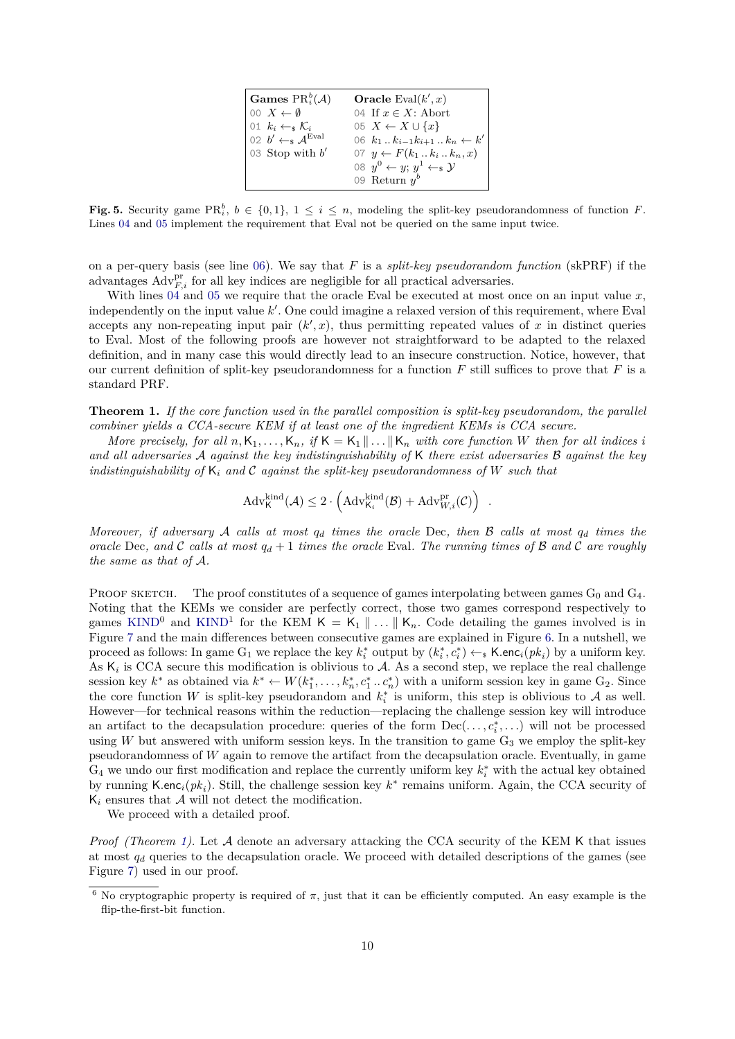```
Games PR_i^b(A)              Oracle Eval(k', x)
00 X ← ∅                     04 If x ∈ X: Abort
01 k_i ←$ K_i                05 X ← X ∪ {x}
02 b' ←$ A^Eval              06 k_1 .. k_{i-1} k_{i+1} .. k_n ← k'
03 Stop with b'              07 y ← F(k_1 .. k_i .. k_n, x)
                             08 y^0 ← y; y^1 ←$ Y
                             09 Return y^b
```

**Fig. 5.** Security game $\mathrm{PR}_i^b$, $b \in \{0,1\}$, $1 \le i \le n$, modeling the split-key pseudorandomness of function $F$. Lines 04 and 05 implement the requirement that Eval not be queried on the same input twice.

on a per-query basis (see line 06). We say that $F$ is a *split-key pseudorandom function* (skPRF) if the advantages $\mathrm{Adv}^{\mathrm{pr}}_{F,i}$ for all key indices are negligible for all practical adversaries.

With lines 04 and 05 we require that the oracle Eval be executed at most once on an input value $x$, independently on the input value $k'$. One could imagine a relaxed version of this requirement, where Eval accepts any non-repeating input pair $(k', x)$, thus permitting repeated values of $x$ in distinct queries to Eval. Most of the following proofs are however not straightforward to be adapted to the relaxed definition, and in many case this would directly lead to an insecure construction. Notice, however, that our current definition of split-key pseudorandomness for a function $F$ still suffices to prove that $F$ is a standard PRF.

**Theorem 1.** *If the core function used in the parallel composition is split-key pseudorandom, the parallel combiner yields a CCA-secure KEM if at least one of the ingredient KEMs is CCA secure.*

*More precisely, for all $n, \mathsf{K}_1, \ldots, \mathsf{K}_n$, if $\mathsf{K} = \mathsf{K}_1 \| \ldots \| \mathsf{K}_n$ with core function $W$ then for all indices $i$ and all adversaries $\mathcal{A}$ against the key indistinguishability of $\mathsf{K}$ there exist adversaries $\mathcal{B}$ against the key indistinguishability of $\mathsf{K}_i$ and $\mathcal{C}$ against the split-key pseudorandomness of $W$ such that*

$$\mathrm{Adv}^{\mathrm{kind}}_{\mathsf{K}}(\mathcal{A}) \le 2 \cdot \left( \mathrm{Adv}^{\mathrm{kind}}_{\mathsf{K}_i}(\mathcal{B}) + \mathrm{Adv}^{\mathrm{pr}}_{W,i}(\mathcal{C}) \right) \ .$$

*Moreover, if adversary $\mathcal{A}$ calls at most $q_d$ times the oracle* Dec*, then $\mathcal{B}$ calls at most $q_d$ times the oracle* Dec*, and $\mathcal{C}$ calls at most $q_d + 1$ times the oracle* Eval*. The running times of $\mathcal{B}$ and $\mathcal{C}$ are roughly the same as that of $\mathcal{A}$.*

Proof sketch. The proof constitutes of a sequence of games interpolating between games $\mathrm{G}_0$ and $\mathrm{G}_4$. Noting that the KEMs we consider are perfectly correct, those two games correspond respectively to games $\mathrm{KIND}^0$ and $\mathrm{KIND}^1$ for the KEM $\mathsf{K} = \mathsf{K}_1 \| \ldots \| \mathsf{K}_n$. Code detailing the games involved is in Figure 7 and the main differences between consecutive games are explained in Figure 6. In a nutshell, we proceed as follows: In game $\mathrm{G}_1$ we replace the key $k_i^*$ output by $(k_i^*, c_i^*) \leftarrow_\$ \mathsf{K}.\mathsf{enc}_i(pk_i)$ by a uniform key. As $\mathsf{K}_i$ is CCA secure this modification is oblivious to $\mathcal{A}$. As a second step, we replace the real challenge session key $k^*$ as obtained via $k^* \leftarrow W(k_1^*, \ldots, k_n^*, c_1^* .. c_n^*)$ with a uniform session key in game $\mathrm{G}_2$. Since the core function $W$ is split-key pseudorandom and $k_i^*$ is uniform, this step is oblivious to $\mathcal{A}$ as well. However—for technical reasons within the reduction—replacing the challenge session key will introduce an artifact to the decapsulation procedure: queries of the form $\mathrm{Dec}(\ldots, c_i^*, \ldots)$ will not be processed using $W$ but answered with uniform session keys. In the transition to game $\mathrm{G}_3$ we employ the split-key pseudorandomness of $W$ again to remove the artifact from the decapsulation oracle. Eventually, in game $\mathrm{G}_4$ we undo our first modification and replace the currently uniform key $k_i^*$ with the actual key obtained by running $\mathsf{K}.\mathsf{enc}_i(pk_i)$. Still, the challenge session key $k^*$ remains uniform. Again, the CCA security of $\mathsf{K}_i$ ensures that $\mathcal{A}$ will not detect the modification.

We proceed with a detailed proof.

*Proof (Theorem 1).* Let $\mathcal{A}$ denote an adversary attacking the CCA security of the KEM $\mathsf{K}$ that issues at most $q_d$ queries to the decapsulation oracle. We proceed with detailed descriptions of the games (see Figure 7) used in our proof.

[6] No cryptographic property is required of $\pi$, just that it can be efficiently computed. An easy example is the flip-the-first-bit function.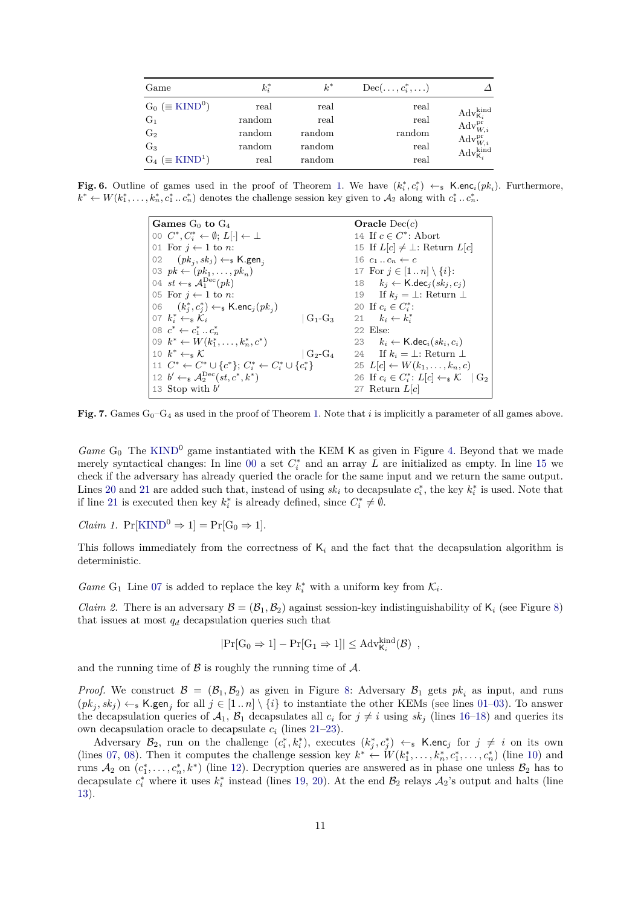| Game | $k_i^*$ | $k^*$ | $\mathrm{Dec}(\ldots, c_i^*, \ldots)$ | $\Delta$ |
|---|---|---|---|---|
| $\mathrm{G}_0$ ($\equiv$ KIND$^0$) | real | real | real | |
| | | | | $\mathrm{Adv}^{\mathrm{kind}}_{\mathsf{K}_i}$ |
| $\mathrm{G}_1$ | random | real | real | |
| | | | | $\mathrm{Adv}^{\mathrm{pr}}_{W,i}$ |
| $\mathrm{G}_2$ | random | random | random | |
| | | | | $\mathrm{Adv}^{\mathrm{pr}}_{W,i}$ |
| $\mathrm{G}_3$ | random | random | real | |
| | | | | $\mathrm{Adv}^{\mathrm{kind}}_{\mathsf{K}_i}$ |
| $\mathrm{G}_4$ ($\equiv$ KIND$^1$) | real | random | real | |

**Fig. 6.** Outline of games used in the proof of Theorem 1. We have $(k_i^*, c_i^*) \leftarrow_\$ \mathsf{K.enc}_i(pk_i)$. Furthermore, $k^* \leftarrow W(k_1^*, \ldots, k_n^*, c_1^* \mathinner{..} c_n^*)$ denotes the challenge session key given to $\mathcal{A}_2$ along with $c_1^* \mathinner{..} c_n^*$.

```
Games G0 to G4
00 C*, C_i* ← ∅; L[·] ← ⊥
01 For j ← 1 to n:
02    (pk_j, sk_j) ←$ K.gen_j
03 pk ← (pk_1, ..., pk_n)
04 st ←$ A_1^Dec(pk)
05 For j ← 1 to n:
06    (k_j*, c_j*) ←$ K.enc_j(pk_j)
07 k_i* ←$ K_i                              | G1-G3
08 c* ← c_1* .. c_n*
09 k* ← W(k_1*, ..., k_n*, c*)
10 k* ←$ K                                  | G2-G4
11 C* ← C* ∪ {c*}; C_i* ← C_i* ∪ {c_i*}
12 b' ←$ A_2^Dec(st, c*, k*)
13 Stop with b'

Oracle Dec(c)
14 If c ∈ C*: Abort
15 If L[c] ≠ ⊥: Return L[c]
16 c_1 .. c_n ← c
17 For j ∈ [1 .. n] \ {i}:
18    k_j ← K.dec_j(sk_j, c_j)
19    If k_j = ⊥: Return ⊥
20 If c_i ∈ C_i*:
21    k_i ← k_i*
22 Else:
23    k_i ← K.dec_i(sk_i, c_i)
24    If k_i = ⊥: Return ⊥
25 L[c] ← W(k_1, ..., k_n, c)
26 If c_i ∈ C_i*: L[c] ←$ K                 | G2
27 Return L[c]
```

**Fig. 7.** Games $\mathrm{G}_0$–$\mathrm{G}_4$ as used in the proof of Theorem 1. Note that $i$ is implicitly a parameter of all games above.

*Game* $\mathrm{G}_0$ The KIND$^0$ game instantiated with the KEM $\mathsf{K}$ as given in Figure 4. Beyond that we made merely syntactical changes: In line 00 a set $C_i^*$ and an array $L$ are initialized as empty. In line 15 we check if the adversary has already queried the oracle for the same input and we return the same output. Lines 20 and 21 are added such that, instead of using $sk_i$ to decapsulate $c_i^*$, the key $k_i^*$ is used. Note that if line 21 is executed then key $k_i^*$ is already defined, since $C_i^* \neq \emptyset$.

*Claim 1.* $\Pr[\mathrm{KIND}^0 \Rightarrow 1] = \Pr[\mathrm{G}_0 \Rightarrow 1]$.

This follows immediately from the correctness of $\mathsf{K}_i$ and the fact that the decapsulation algorithm is deterministic.

*Game* $\mathrm{G}_1$ Line 07 is added to replace the key $k_i^*$ with a uniform key from $\mathcal{K}_i$.

*Claim 2.* There is an adversary $\mathcal{B} = (\mathcal{B}_1, \mathcal{B}_2)$ against session-key indistinguishability of $\mathsf{K}_i$ (see Figure 8) that issues at most $q_d$ decapsulation queries such that

$$|\Pr[\mathrm{G}_0 \Rightarrow 1] - \Pr[\mathrm{G}_1 \Rightarrow 1]| \leq \mathrm{Adv}^{\mathrm{kind}}_{\mathsf{K}_i}(\mathcal{B}) \ ,$$

and the running time of $\mathcal{B}$ is roughly the running time of $\mathcal{A}$.

*Proof.* We construct $\mathcal{B} = (\mathcal{B}_1, \mathcal{B}_2)$ as given in Figure 8: Adversary $\mathcal{B}_1$ gets $pk_i$ as input, and runs $(pk_j, sk_j) \leftarrow_\$ \mathsf{K.gen}_j$ for all $j \in [1 \mathinner{..} n] \setminus \{i\}$ to instantiate the other KEMs (see lines 01–03). To answer the decapsulation queries of $\mathcal{A}_1$, $\mathcal{B}_1$ decapsulates all $c_i$ for $j \neq i$ using $sk_j$ (lines 16–18) and queries its own decapsulation oracle to decapsulate $c_i$ (lines 21–23).

Adversary $\mathcal{B}_2$, run on the challenge $(c_i^*, k_i^*)$, executes $(k_j^*, c_j^*) \leftarrow_\$ \mathsf{K.enc}_j$ for $j \neq i$ on its own (lines 07, 08). Then it computes the challenge session key $k^* \leftarrow W(k_1^*, \ldots, k_n^*, c_1^*, \ldots, c_n^*)$ (line 10) and runs $\mathcal{A}_2$ on $(c_1^*, \ldots, c_n^*, k^*)$ (line 12). Decryption queries are answered as in phase one unless $\mathcal{B}_2$ has to decapsulate $c_i^*$ where it uses $k_i^*$ instead (lines 19, 20). At the end $\mathcal{B}_2$ relays $\mathcal{A}_2$'s output and halts (line 13).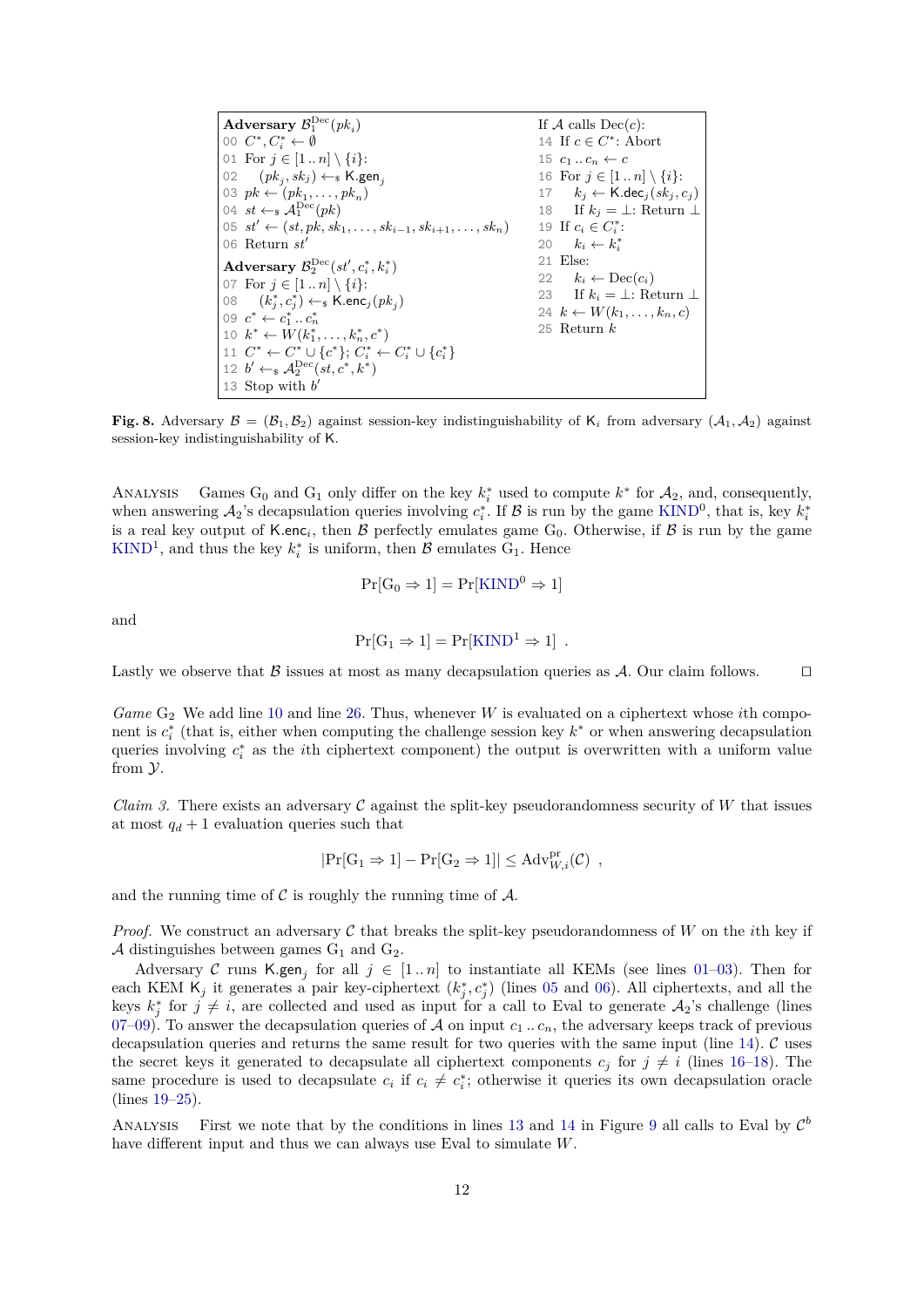```
Adversary B_1^Dec(pk_i)                          If A calls Dec(c):
00 C*, C_i* ← ∅                                  14 If c ∈ C*: Abort
01 For j ∈ [1 .. n] \ {i}:                       15 c_1 .. c_n ← c
02     (pk_j, sk_j) ←$ K.gen_j                   16 For j ∈ [1 .. n] \ {i}:
03 pk ← (pk_1, ..., pk_n)                        17     k_j ← K.dec_j(sk_j, c_j)
04 st ←$ A_1^Dec(pk)                             18     If k_j = ⊥: Return ⊥
05 st' ← (st, pk, sk_1, ..., sk_{i-1}, sk_{i+1}, ..., sk_n)   19 If c_i ∈ C_i*:
06 Return st'                                    20     k_i ← k_i*
                                                 21 Else:
Adversary B_2^Dec(st', c_i*, k_i*)               22     k_i ← Dec(c_i)
07 For j ∈ [1 .. n] \ {i}:                       23     If k_i = ⊥: Return ⊥
08     (k_j*, c_j*) ←$ K.enc_j(pk_j)             24 k ← W(k_1, ..., k_n, c)
09 c* ← c_1* .. c_n*                             25 Return k
10 k* ← W(k_1*, ..., k_n*, c*)
11 C* ← C* ∪ {c*}; C_i* ← C_i* ∪ {c_i*}
12 b' ←$ A_2^Dec(st, c*, k*)
13 Stop with b'
```

**Fig. 8.** Adversary $\mathcal{B} = (\mathcal{B}_1, \mathcal{B}_2)$ against session-key indistinguishability of $\mathsf{K}_i$ from adversary $(\mathcal{A}_1, \mathcal{A}_2)$ against session-key indistinguishability of $\mathsf{K}$.

Analysis Games $\mathrm{G}_0$ and $\mathrm{G}_1$ only differ on the key $k_i^*$ used to compute $k^*$ for $\mathcal{A}_2$, and, consequently, when answering $\mathcal{A}_2$'s decapsulation queries involving $c_i^*$. If $\mathcal{B}$ is run by the game $\mathrm{KIND}^0$, that is, key $k_i^*$ is a real key output of $\mathsf{K.enc}_i$, then $\mathcal{B}$ perfectly emulates game $\mathrm{G}_0$. Otherwise, if $\mathcal{B}$ is run by the game $\mathrm{KIND}^1$, and thus the key $k_i^*$ is uniform, then $\mathcal{B}$ emulates $\mathrm{G}_1$. Hence

$$\Pr[\mathrm{G}_0 \Rightarrow 1] = \Pr[\mathrm{KIND}^0 \Rightarrow 1]$$

and

$$\Pr[\mathrm{G}_1 \Rightarrow 1] = \Pr[\mathrm{KIND}^1 \Rightarrow 1] \enspace .$$

Lastly we observe that $\mathcal{B}$ issues at most as many decapsulation queries as $\mathcal{A}$. Our claim follows. □

*Game* $\mathrm{G}_2$ We add line 10 and line 26. Thus, whenever $W$ is evaluated on a ciphertext whose $i$th component is $c_i^*$ (that is, either when computing the challenge session key $k^*$ or when answering decapsulation queries involving $c_i^*$ as the $i$th ciphertext component) the output is overwritten with a uniform value from $\mathcal{Y}$.

*Claim 3.* There exists an adversary $\mathcal{C}$ against the split-key pseudorandomness security of $W$ that issues at most $q_d + 1$ evaluation queries such that

$$|\Pr[\mathrm{G}_1 \Rightarrow 1] - \Pr[\mathrm{G}_2 \Rightarrow 1]| \leq \mathrm{Adv}^{\mathrm{pr}}_{W,i}(\mathcal{C}) \enspace ,$$

and the running time of $\mathcal{C}$ is roughly the running time of $\mathcal{A}$.

*Proof.* We construct an adversary $\mathcal{C}$ that breaks the split-key pseudorandomness of $W$ on the $i$th key if $\mathcal{A}$ distinguishes between games $\mathrm{G}_1$ and $\mathrm{G}_2$.

Adversary $\mathcal{C}$ runs $\mathsf{K.gen}_j$ for all $j \in [1 \,..\, n]$ to instantiate all KEMs (see lines 01–03). Then for each KEM $\mathsf{K}_j$ it generates a pair key-ciphertext $(k_j^*, c_j^*)$ (lines 05 and 06). All ciphertexts, and all the keys $k_j^*$ for $j \neq i$, are collected and used as input for a call to Eval to generate $\mathcal{A}_2$'s challenge (lines 07–09). To answer the decapsulation queries of $\mathcal{A}$ on input $c_1 \,..\, c_n$, the adversary keeps track of previous decapsulation queries and returns the same result for two queries with the same input (line 14). $\mathcal{C}$ uses the secret keys it generated to decapsulate all ciphertext components $c_j$ for $j \neq i$ (lines 16–18). The same procedure is used to decapsulate $c_i$ if $c_i \neq c_i^*$; otherwise it queries its own decapsulation oracle (lines 19–25).

Analysis First we note that by the conditions in lines 13 and 14 in Figure 9 all calls to Eval by $\mathcal{C}^b$ have different input and thus we can always use Eval to simulate $W$.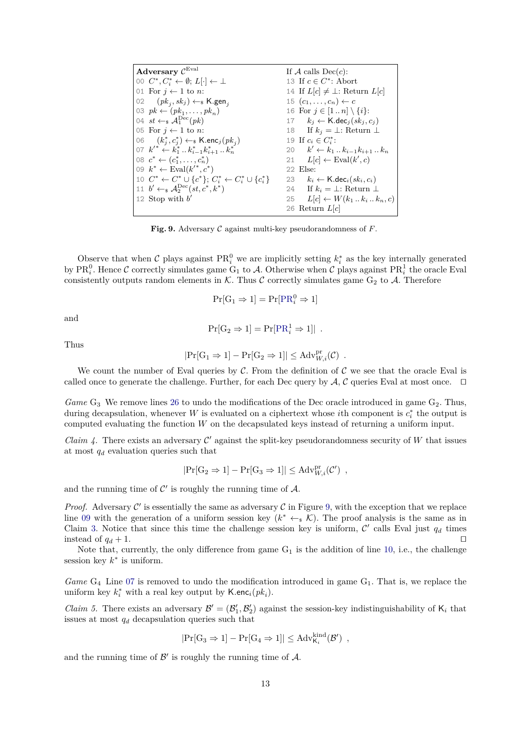```
Adversary C^Eval                                   If A calls Dec(c):
00 C*, C*_i ← ∅; L[·] ← ⊥                          13 If c ∈ C*: Abort
01 For j ← 1 to n:                                 14 If L[c] ≠ ⊥: Return L[c]
02    (pk_j, sk_j) ←$ K.gen_j                      15 (c_1, ..., c_n) ← c
03 pk ← (pk_1, ..., pk_n)                          16 For j ∈ [1 .. n] \ {i}:
04 st ←$ A_1^Dec(pk)                               17    k_j ← K.dec_j(sk_j, c_j)
05 For j ← 1 to n:                                 18    If k_j = ⊥: Return ⊥
06    (k*_j, c*_j) ←$ K.enc_j(pk_j)                19 If c_i ∈ C*_i:
07 k'* ← k*_1 .. k*_{i-1} k*_{i+1} .. k*_n          20    k' ← k_1 .. k_{i-1} k_{i+1} .. k_n
08 c* ← (c*_1, ..., c*_n)                          21    L[c] ← Eval(k', c)
09 k* ← Eval(k'*, c*)                              22 Else:
10 C* ← C* ∪ {c*}; C*_i ← C*_i ∪ {c*_i}            23    k_i ← K.dec_i(sk_i, c_i)
11 b' ←$ A_2^Dec(st, c*, k*)                       24    If k_i = ⊥: Return ⊥
12 Stop with b'                                    25    L[c] ← W(k_1 .. k_i .. k_n, c)
                                                   26 Return L[c]
```

**Fig. 9.** Adversary $\mathcal{C}$ against multi-key pseudorandomness of $F$.

Observe that when $\mathcal{C}$ plays against $\mathrm{PR}_i^0$ we are implicitly setting $k_i^*$ as the key internally generated by $\mathrm{PR}_i^0$. Hence $\mathcal{C}$ correctly simulates game $\mathrm{G}_1$ to $\mathcal{A}$. Otherwise when $\mathcal{C}$ plays against $\mathrm{PR}_i^1$ the oracle Eval consistently outputs random elements in $\mathcal{K}$. Thus $\mathcal{C}$ correctly simulates game $\mathrm{G}_2$ to $\mathcal{A}$. Therefore

$$\Pr[\mathrm{G}_1 \Rightarrow 1] = \Pr[\mathrm{PR}_i^0 \Rightarrow 1]$$

and

$$\Pr[\mathrm{G}_2 \Rightarrow 1] = \Pr[\mathrm{PR}_i^1 \Rightarrow 1]| \ .$$

Thus

$$|\Pr[\mathrm{G}_1 \Rightarrow 1] - \Pr[\mathrm{G}_2 \Rightarrow 1]| \leq \mathrm{Adv}_{W,i}^{\mathrm{pr}}(\mathcal{C}) \ .$$

We count the number of Eval queries by $\mathcal{C}$. From the definition of $\mathcal{C}$ we see that the oracle Eval is called once to generate the challenge. Further, for each Dec query by $\mathcal{A}$, $\mathcal{C}$ queries Eval at most once. □

*Game* $\mathrm{G}_3$ We remove lines 26 to undo the modifications of the Dec oracle introduced in game $\mathrm{G}_2$. Thus, during decapsulation, whenever $W$ is evaluated on a ciphertext whose $i$th component is $c_i^*$ the output is computed evaluating the function $W$ on the decapsulated keys instead of returning a uniform input.

*Claim 4.* There exists an adversary $\mathcal{C}'$ against the split-key pseudorandomness security of $W$ that issues at most $q_d$ evaluation queries such that

$$|\Pr[\mathrm{G}_2 \Rightarrow 1] - \Pr[\mathrm{G}_3 \Rightarrow 1]| \leq \mathrm{Adv}_{W,i}^{\mathrm{pr}}(\mathcal{C}') \ ,$$

and the running time of $\mathcal{C}'$ is roughly the running time of $\mathcal{A}$.

*Proof.* Adversary $\mathcal{C}'$ is essentially the same as adversary $\mathcal{C}$ in Figure 9, with the exception that we replace line 09 with the generation of a uniform session key ($k^* \leftarrow_\$ \mathcal{K}$). The proof analysis is the same as in Claim 3. Notice that since this time the challenge session key is uniform, $\mathcal{C}'$ calls Eval just $q_d$ times instead of $q_d + 1$. □

Note that, currently, the only difference from game $\mathrm{G}_1$ is the addition of line 10, i.e., the challenge session key $k^*$ is uniform.

*Game* $\mathrm{G}_4$ Line 07 is removed to undo the modification introduced in game $\mathrm{G}_1$. That is, we replace the uniform key $k_i^*$ with a real key output by $\mathsf{K}.\mathsf{enc}_i(pk_i)$.

*Claim 5.* There exists an adversary $\mathcal{B}' = (\mathcal{B}_1', \mathcal{B}_2')$ against the session-key indistinguishability of $\mathsf{K}_i$ that issues at most $q_d$ decapsulation queries such that

$$|\Pr[\mathrm{G}_3 \Rightarrow 1] - \Pr[\mathrm{G}_4 \Rightarrow 1]| \leq \mathrm{Adv}_{\mathsf{K}_i}^{\mathrm{kind}}(\mathcal{B}') \ ,$$

and the running time of $\mathcal{B}'$ is roughly the running time of $\mathcal{A}$.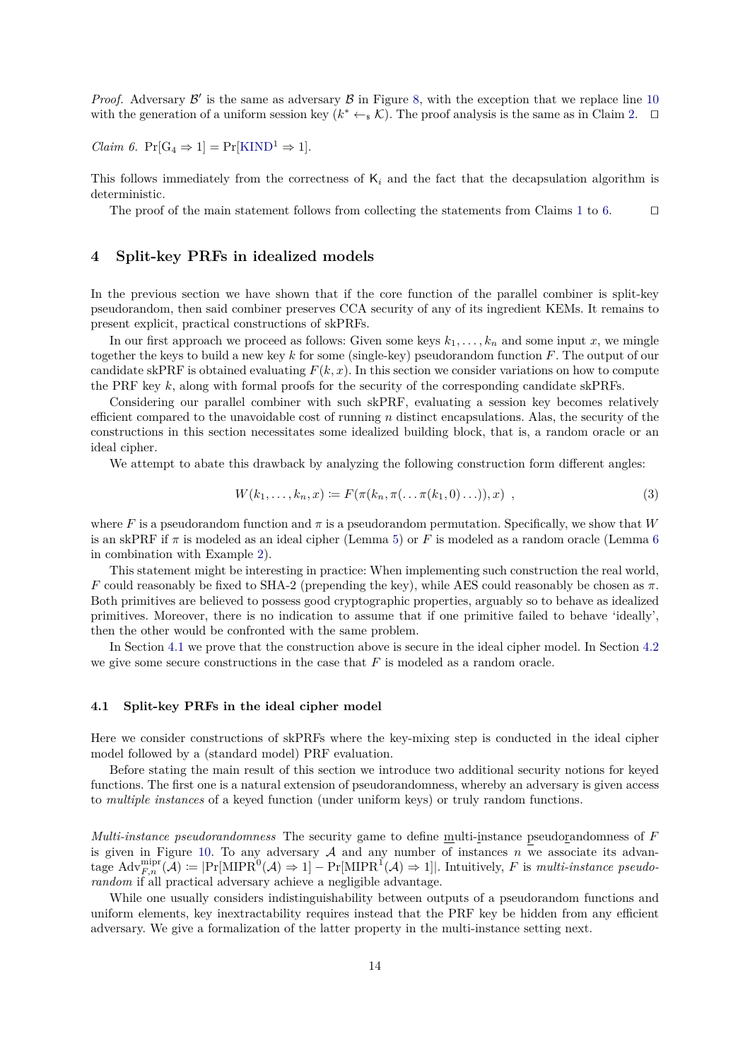*Proof.* Adversary $\mathcal{B}'$ is the same as adversary $\mathcal{B}$ in Figure 8, with the exception that we replace line 10 with the generation of a uniform session key ($k^* \leftarrow_{\$} \mathcal{K}$). The proof analysis is the same as in Claim 2. ◻

*Claim 6.* $\Pr[G_4 \Rightarrow 1] = \Pr[\text{KIND}^1 \Rightarrow 1]$.

This follows immediately from the correctness of $\mathsf{K}_i$ and the fact that the decapsulation algorithm is deterministic.

The proof of the main statement follows from collecting the statements from Claims 1 to 6. ◻

## 4 Split-key PRFs in idealized models

In the previous section we have shown that if the core function of the parallel combiner is split-key pseudorandom, then said combiner preserves CCA security of any of its ingredient KEMs. It remains to present explicit, practical constructions of skPRFs.

In our first approach we proceed as follows: Given some keys $k_1, \ldots, k_n$ and some input $x$, we mingle together the keys to build a new key $k$ for some (single-key) pseudorandom function $F$. The output of our candidate skPRF is obtained evaluating $F(k, x)$. In this section we consider variations on how to compute the PRF key $k$, along with formal proofs for the security of the corresponding candidate skPRFs.

Considering our parallel combiner with such skPRF, evaluating a session key becomes relatively efficient compared to the unavoidable cost of running $n$ distinct encapsulations. Alas, the security of the constructions in this section necessitates some idealized building block, that is, a random oracle or an ideal cipher.

We attempt to abate this drawback by analyzing the following construction form different angles:

$$W(k_1, \ldots, k_n, x) := F(\pi(k_n, \pi(\ldots \pi(k_1, 0) \ldots)), x) \enspace , \tag{3}$$

where $F$ is a pseudorandom function and $\pi$ is a pseudorandom permutation. Specifically, we show that $W$ is an skPRF if $\pi$ is modeled as an ideal cipher (Lemma 5) or $F$ is modeled as a random oracle (Lemma 6 in combination with Example 2).

This statement might be interesting in practice: When implementing such construction the real world, $F$ could reasonably be fixed to SHA-2 (prepending the key), while AES could reasonably be chosen as $\pi$. Both primitives are believed to possess good cryptographic properties, arguably so to behave as idealized primitives. Moreover, there is no indication to assume that if one primitive failed to behave 'ideally', then the other would be confronted with the same problem.

In Section 4.1 we prove that the construction above is secure in the ideal cipher model. In Section 4.2 we give some secure constructions in the case that $F$ is modeled as a random oracle.

### 4.1 Split-key PRFs in the ideal cipher model

Here we consider constructions of skPRFs where the key-mixing step is conducted in the ideal cipher model followed by a (standard model) PRF evaluation.

Before stating the main result of this section we introduce two additional security notions for keyed functions. The first one is a natural extension of pseudorandomness, whereby an adversary is given access to *multiple instances* of a keyed function (under uniform keys) or truly random functions.

*Multi-instance pseudorandomness* The security game to define multi-instance pseudorandomness of $F$ is given in Figure 10. To any adversary $\mathcal{A}$ and any number of instances $n$ we associate its advantage $\text{Adv}^{\text{mipr}}_{F,n}(\mathcal{A}) := |\Pr[\text{MIPR}^0(\mathcal{A}) \Rightarrow 1] - \Pr[\text{MIPR}^1(\mathcal{A}) \Rightarrow 1]|$. Intuitively, $F$ is *multi-instance pseudorandom* if all practical adversary achieve a negligible advantage.

While one usually considers indistinguishability between outputs of a pseudorandom functions and uniform elements, key inextractability requires instead that the PRF key be hidden from any efficient adversary. We give a formalization of the latter property in the multi-instance setting next.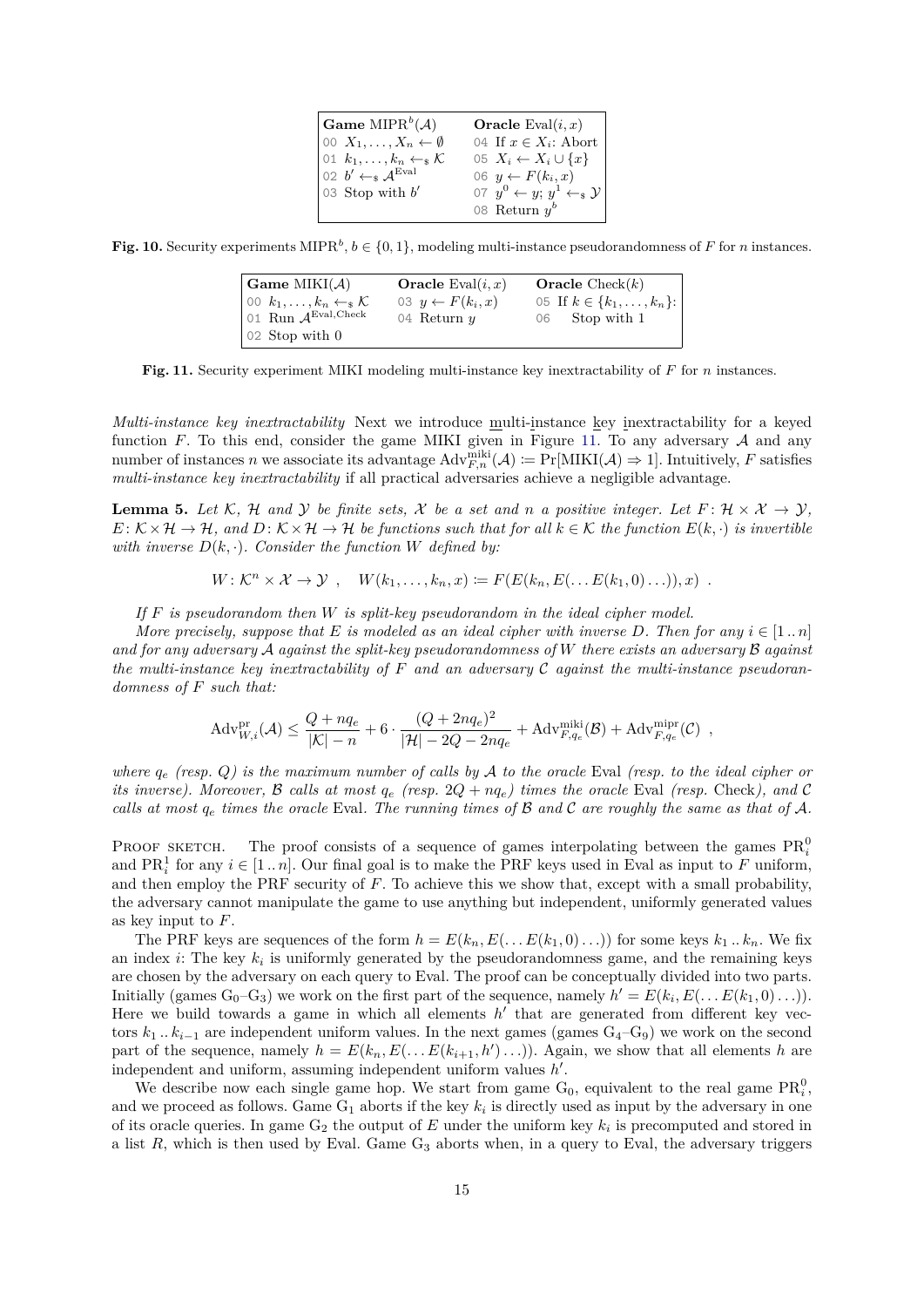| **Game** $\mathrm{MIPR}^b(\mathcal{A})$ | **Oracle** $\mathrm{Eval}(i,x)$ |
|---|---|
| 00 $X_1,\ldots,X_n \leftarrow \emptyset$ | 04 If $x \in X_i$: Abort |
| 01 $k_1,\ldots,k_n \leftarrow_\$ \mathcal{K}$ | 05 $X_i \leftarrow X_i \cup \{x\}$ |
| 02 $b' \leftarrow_\$ \mathcal{A}^{\mathrm{Eval}}$ | 06 $y \leftarrow F(k_i, x)$ |
| 03 Stop with $b'$ | 07 $y^0 \leftarrow y$; $y^1 \leftarrow_\$ \mathcal{Y}$ |
| | 08 Return $y^b$ |

**Fig. 10.** Security experiments $\mathrm{MIPR}^b$, $b \in \{0,1\}$, modeling multi-instance pseudorandomness of $F$ for $n$ instances.

| **Game** $\mathrm{MIKI}(\mathcal{A})$ | **Oracle** $\mathrm{Eval}(i,x)$ | **Oracle** $\mathrm{Check}(k)$ |
|---|---|---|
| 00 $k_1,\ldots,k_n \leftarrow_\$ \mathcal{K}$ | 03 $y \leftarrow F(k_i, x)$ | 05 If $k \in \{k_1,\ldots,k_n\}$: |
| 01 Run $\mathcal{A}^{\mathrm{Eval},\mathrm{Check}}$ | 04 Return $y$ | 06 Stop with 1 |
| 02 Stop with 0 | | |

**Fig. 11.** Security experiment MIKI modeling multi-instance key inextractability of $F$ for $n$ instances.

*Multi-instance key inextractability* Next we introduce multi-instance key inextractability for a keyed function $F$. To this end, consider the game MIKI given in Figure 11. To any adversary $\mathcal{A}$ and any number of instances $n$ we associate its advantage $\mathrm{Adv}^{\mathrm{miki}}_{F,n}(\mathcal{A}) \coloneqq \Pr[\mathrm{MIKI}(\mathcal{A}) \Rightarrow 1]$. Intuitively, $F$ satisfies *multi-instance key inextractability* if all practical adversaries achieve a negligible advantage.

**Lemma 5.** *Let $\mathcal{K}$, $\mathcal{H}$ and $\mathcal{Y}$ be finite sets, $\mathcal{X}$ be a set and $n$ a positive integer. Let $F\colon \mathcal{H} \times \mathcal{X} \to \mathcal{Y}$, $E\colon \mathcal{K} \times \mathcal{H} \to \mathcal{H}$, and $D\colon \mathcal{K} \times \mathcal{H} \to \mathcal{H}$ be functions such that for all $k \in \mathcal{K}$ the function $E(k,\cdot)$ is invertible with inverse $D(k,\cdot)$. Consider the function $W$ defined by:*

$$W\colon \mathcal{K}^n \times \mathcal{X} \to \mathcal{Y} \ , \quad W(k_1,\ldots,k_n,x) \coloneqq F(E(k_n, E(\ldots E(k_1,0)\ldots)), x) \ .$$

*If $F$ is pseudorandom then $W$ is split-key pseudorandom in the ideal cipher model.*

*More precisely, suppose that $E$ is modeled as an ideal cipher with inverse $D$. Then for any $i \in [1\,..\,n]$ and for any adversary $\mathcal{A}$ against the split-key pseudorandomness of $W$ there exists an adversary $\mathcal{B}$ against the multi-instance key inextractability of $F$ and an adversary $\mathcal{C}$ against the multi-instance pseudorandomness of $F$ such that:*

$$\mathrm{Adv}^{\mathrm{pr}}_{W,i}(\mathcal{A}) \le \frac{Q + nq_e}{|\mathcal{K}| - n} + 6 \cdot \frac{(Q + 2nq_e)^2}{|\mathcal{H}| - 2Q - 2nq_e} + \mathrm{Adv}^{\mathrm{miki}}_{F,q_e}(\mathcal{B}) + \mathrm{Adv}^{\mathrm{mipr}}_{F,q_e}(\mathcal{C}) \ ,$$

*where $q_e$ (resp. $Q$) is the maximum number of calls by $\mathcal{A}$ to the oracle* Eval *(resp. to the ideal cipher or its inverse). Moreover, $\mathcal{B}$ calls at most $q_e$ (resp. $2Q + nq_e$) times the oracle* Eval *(resp.* Check*), and $\mathcal{C}$ calls at most $q_e$ times the oracle* Eval*. The running times of $\mathcal{B}$ and $\mathcal{C}$ are roughly the same as that of $\mathcal{A}$.*

Proof sketch. The proof consists of a sequence of games interpolating between the games $\mathrm{PR}^0_i$ and $\mathrm{PR}^1_i$ for any $i \in [1\,..\,n]$. Our final goal is to make the PRF keys used in Eval as input to $F$ uniform, and then employ the PRF security of $F$. To achieve this we show that, except with a small probability, the adversary cannot manipulate the game to use anything but independent, uniformly generated values as key input to $F$.

The PRF keys are sequences of the form $h = E(k_n, E(\ldots E(k_1, 0)\ldots))$ for some keys $k_1\,..\,k_n$. We fix an index $i$: The key $k_i$ is uniformly generated by the pseudorandomness game, and the remaining keys are chosen by the adversary on each query to Eval. The proof can be conceptually divided into two parts. Initially (games $\mathrm{G}_0$–$\mathrm{G}_3$) we work on the first part of the sequence, namely $h' = E(k_i, E(\ldots E(k_1, 0)\ldots))$. Here we build towards a game in which all elements $h'$ that are generated from different key vectors $k_1\,..\,k_{i-1}$ are independent uniform values. In the next games (games $\mathrm{G}_4$–$\mathrm{G}_9$) we work on the second part of the sequence, namely $h = E(k_n, E(\ldots E(k_{i+1}, h')\ldots))$. Again, we show that all elements $h$ are independent and uniform, assuming independent uniform values $h'$.

We describe now each single game hop. We start from game $\mathrm{G}_0$, equivalent to the real game $\mathrm{PR}^0_i$, and we proceed as follows. Game $\mathrm{G}_1$ aborts if the key $k_i$ is directly used as input by the adversary in one of its oracle queries. In game $\mathrm{G}_2$ the output of $E$ under the uniform key $k_i$ is precomputed and stored in a list $R$, which is then used by Eval. Game $\mathrm{G}_3$ aborts when, in a query to Eval, the adversary triggers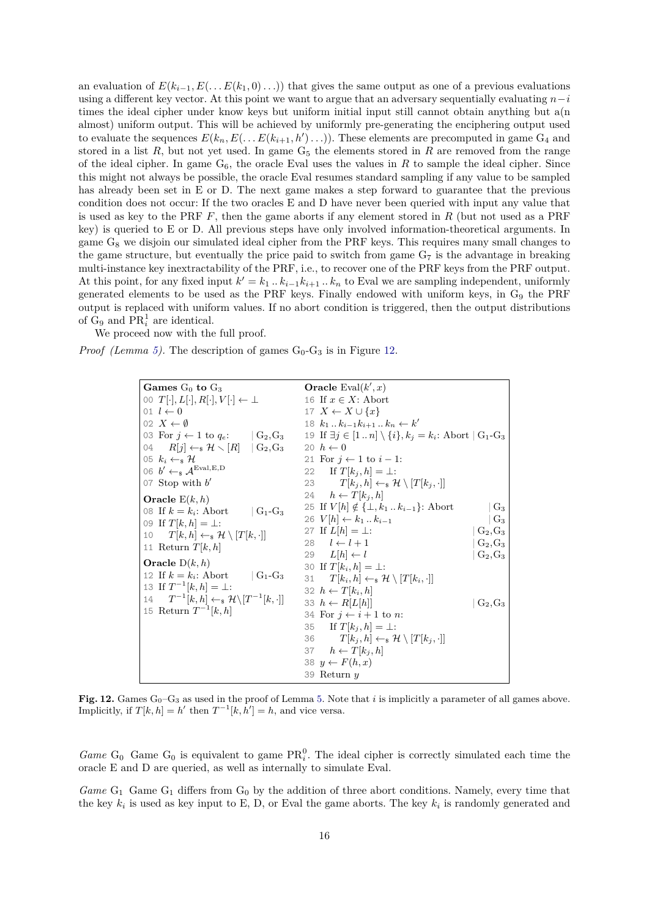an evaluation of $E(k_{i-1}, E(\ldots E(k_1, 0)\ldots))$ that gives the same output as one of a previous evaluations using a different key vector. At this point we want to argue that an adversary sequentially evaluating $n-i$ times the ideal cipher under know keys but uniform initial input still cannot obtain anything but a(n almost) uniform output. This will be achieved by uniformly pre-generating the enciphering output used to evaluate the sequences $E(k_n, E(\ldots E(k_{i+1}, h')\ldots))$. These elements are precomputed in game $G_4$ and stored in a list $R$, but not yet used. In game $G_5$ the elements stored in $R$ are removed from the range of the ideal cipher. In game $G_6$, the oracle Eval uses the values in $R$ to sample the ideal cipher. Since this might not always be possible, the oracle Eval resumes standard sampling if any value to be sampled has already been set in E or D. The next game makes a step forward to guarantee that the previous condition does not occur: If the two oracles E and D have never been queried with input any value that is used as key to the PRF $F$, then the game aborts if any element stored in $R$ (but not used as a PRF key) is queried to E or D. All previous steps have only involved information-theoretical arguments. In game $G_8$ we disjoin our simulated ideal cipher from the PRF keys. This requires many small changes to the game structure, but eventually the price paid to switch from game $G_7$ is the advantage in breaking multi-instance key inextractability of the PRF, i.e., to recover one of the PRF keys from the PRF output. At this point, for any fixed input $k' = k_1 \mathinner{..} k_{i-1} k_{i+1} \mathinner{..} k_n$ to Eval we are sampling independent, uniformly generated elements to be used as the PRF keys. Finally endowed with uniform keys, in $G_9$ the PRF output is replaced with uniform values. If no abort condition is triggered, then the output distributions of $G_9$ and $\mathrm{PR}_i^1$ are identical.

We proceed now with the full proof.

*Proof (Lemma 5).* The description of games $G_0$-$G_3$ is in Figure 12.

```
Games G0 to G3                              Oracle Eval(k', x)
00 T[·], L[·], R[·], V[·] ← ⊥              16 If x ∈ X: Abort
01 l ← 0                                    17 X ← X ∪ {x}
02 X ← ∅                                    18 k1 .. k_{i-1} k_{i+1} .. kn ← k'
03 For j ← 1 to q_e:         | G2,G3        19 If ∃j ∈ [1 .. n] \ {i}, kj = ki: Abort | G1-G3
04    R[j] ←$ H \ [R]        | G2,G3        20 h ← 0
05 ki ←$ H                                  21 For j ← 1 to i − 1:
06 b' ←$ A^{Eval,E,D}                       22    If T[kj, h] = ⊥:
07 Stop with b'                             23       T[kj, h] ←$ H \ [T[kj, ·]]
                                            24    h ← T[kj, h]
Oracle E(k, h)                              25 If V[h] ∉ {⊥, k1 .. k_{i-1}}: Abort  | G3
08 If k = ki: Abort          | G1-G3        26 V[h] ← k1 .. k_{i-1}                  | G3
09 If T[k, h] = ⊥:                          27 If L[h] = ⊥:                          | G2,G3
10    T[k, h] ←$ H \ [T[k, ·]]              28    l ← l + 1                          | G2,G3
11 Return T[k, h]                           29    L[h] ← l                           | G2,G3
                                            30 If T[ki, h] = ⊥:
Oracle D(k, h)                              31    T[ki, h] ←$ H \ [T[ki, ·]]
12 If k = ki: Abort          | G1-G3        32 h ← T[ki, h]
13 If T^{-1}[k, h] = ⊥:                     33 h ← R[L[h]]                           | G2,G3
14    T^{-1}[k, h] ←$ H \ [T^{-1}[k, ·]]    34 For j ← i + 1 to n:
15 Return T^{-1}[k, h]                      35    If T[kj, h] = ⊥:
                                            36       T[kj, h] ←$ H \ [T[kj, ·]]
                                            37    h ← T[kj, h]
                                            38 y ← F(h, x)
                                            39 Return y
```

**Fig. 12.** Games $G_0$–$G_3$ as used in the proof of Lemma 5. Note that $i$ is implicitly a parameter of all games above. Implicitly, if $T[k, h] = h'$ then $T^{-1}[k, h'] = h$, and vice versa.

*Game* $G_0$ Game $G_0$ is equivalent to game $\mathrm{PR}_i^0$. The ideal cipher is correctly simulated each time the oracle E and D are queried, as well as internally to simulate Eval.

*Game* $G_1$ Game $G_1$ differs from $G_0$ by the addition of three abort conditions. Namely, every time that the key $k_i$ is used as key input to E, D, or Eval the game aborts. The key $k_i$ is randomly generated and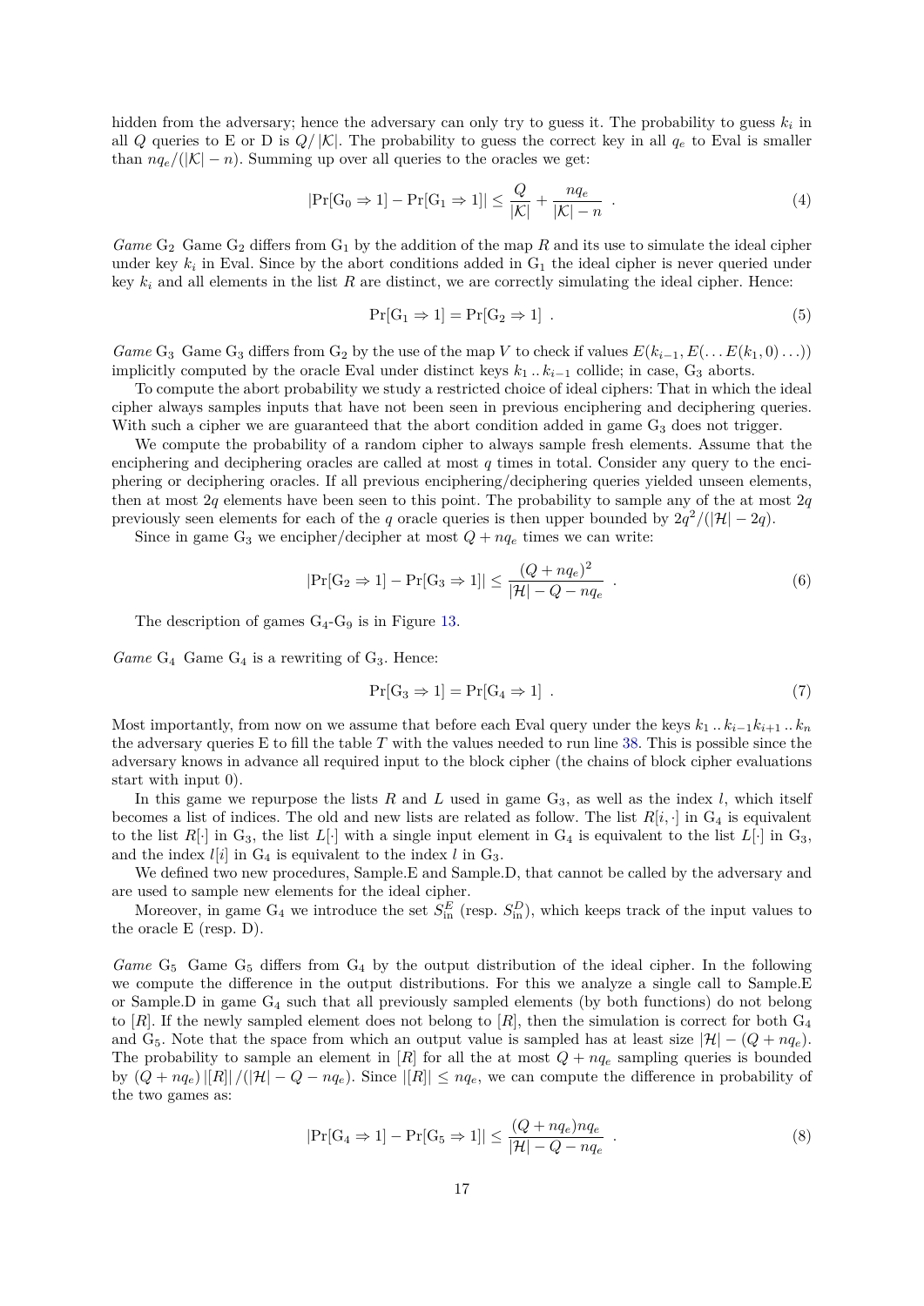hidden from the adversary; hence the adversary can only try to guess it. The probability to guess $k_i$ in all $Q$ queries to E or D is $Q/|\mathcal{K}|$. The probability to guess the correct key in all $q_e$ to Eval is smaller than $nq_e/(|\mathcal{K}| - n)$. Summing up over all queries to the oracles we get:

$$|\Pr[\mathrm{G}_0 \Rightarrow 1] - \Pr[\mathrm{G}_1 \Rightarrow 1]| \leq \frac{Q}{|\mathcal{K}|} + \frac{nq_e}{|\mathcal{K}| - n} \ . \tag{4}$$

*Game* $\mathrm{G}_2$ Game $\mathrm{G}_2$ differs from $\mathrm{G}_1$ by the addition of the map $R$ and its use to simulate the ideal cipher under key $k_i$ in Eval. Since by the abort conditions added in $\mathrm{G}_1$ the ideal cipher is never queried under key $k_i$ and all elements in the list $R$ are distinct, we are correctly simulating the ideal cipher. Hence:

$$\Pr[\mathrm{G}_1 \Rightarrow 1] = \Pr[\mathrm{G}_2 \Rightarrow 1] \ . \tag{5}$$

*Game* $\mathrm{G}_3$ Game $\mathrm{G}_3$ differs from $\mathrm{G}_2$ by the use of the map $V$ to check if values $E(k_{i-1}, E(\ldots E(k_1, 0) \ldots))$ implicitly computed by the oracle Eval under distinct keys $k_1 \mathinner{..} k_{i-1}$ collide; in case, $\mathrm{G}_3$ aborts.

To compute the abort probability we study a restricted choice of ideal ciphers: That in which the ideal cipher always samples inputs that have not been seen in previous enciphering and deciphering queries. With such a cipher we are guaranteed that the abort condition added in game $\mathrm{G}_3$ does not trigger.

We compute the probability of a random cipher to always sample fresh elements. Assume that the enciphering and deciphering oracles are called at most $q$ times in total. Consider any query to the enciphering or deciphering oracles. If all previous enciphering/deciphering queries yielded unseen elements, then at most $2q$ elements have been seen to this point. The probability to sample any of the at most $2q$ previously seen elements for each of the $q$ oracle queries is then upper bounded by $2q^2/(|\mathcal{H}| - 2q)$.

Since in game $\mathrm{G}_3$ we encipher/decipher at most $Q + nq_e$ times we can write:

$$|\Pr[\mathrm{G}_2 \Rightarrow 1] - \Pr[\mathrm{G}_3 \Rightarrow 1]| \leq \frac{(Q + nq_e)^2}{|\mathcal{H}| - Q - nq_e} \ . \tag{6}$$

The description of games $\mathrm{G}_4$-$\mathrm{G}_9$ is in Figure 13.

*Game* $\mathrm{G}_4$ Game $\mathrm{G}_4$ is a rewriting of $\mathrm{G}_3$. Hence:

$$\Pr[\mathrm{G}_3 \Rightarrow 1] = \Pr[\mathrm{G}_4 \Rightarrow 1] \ . \tag{7}$$

Most importantly, from now on we assume that before each Eval query under the keys $k_1 \mathinner{..} k_{i-1} k_{i+1} \mathinner{..} k_n$ the adversary queries E to fill the table $T$ with the values needed to run line 38. This is possible since the adversary knows in advance all required input to the block cipher (the chains of block cipher evaluations start with input 0).

In this game we repurpose the lists $R$ and $L$ used in game $\mathrm{G}_3$, as well as the index $l$, which itself becomes a list of indices. The old and new lists are related as follow. The list $R[i, \cdot]$ in $\mathrm{G}_4$ is equivalent to the list $R[\cdot]$ in $\mathrm{G}_3$, the list $L[\cdot]$ with a single input element in $\mathrm{G}_4$ is equivalent to the list $L[\cdot]$ in $\mathrm{G}_3$, and the index $l[i]$ in $\mathrm{G}_4$ is equivalent to the index $l$ in $\mathrm{G}_3$.

We defined two new procedures, Sample.E and Sample.D, that cannot be called by the adversary and are used to sample new elements for the ideal cipher.

Moreover, in game $\mathrm{G}_4$ we introduce the set $S^E_{\mathrm{in}}$ (resp. $S^D_{\mathrm{in}}$), which keeps track of the input values to the oracle E (resp. D).

*Game* $\mathrm{G}_5$ Game $\mathrm{G}_5$ differs from $\mathrm{G}_4$ by the output distribution of the ideal cipher. In the following we compute the difference in the output distributions. For this we analyze a single call to Sample.E or Sample.D in game $\mathrm{G}_4$ such that all previously sampled elements (by both functions) do not belong to $[R]$. If the newly sampled element does not belong to $[R]$, then the simulation is correct for both $\mathrm{G}_4$ and $\mathrm{G}_5$. Note that the space from which an output value is sampled has at least size $|\mathcal{H}| - (Q + nq_e)$. The probability to sample an element in $[R]$ for all the at most $Q + nq_e$ sampling queries is bounded by $(Q + nq_e)\,|[R]|\,/(|\mathcal{H}| - Q - nq_e)$. Since $|[R]| \leq nq_e$, we can compute the difference in probability of the two games as:

$$|\Pr[\mathrm{G}_4 \Rightarrow 1] - \Pr[\mathrm{G}_5 \Rightarrow 1]| \leq \frac{(Q + nq_e)nq_e}{|\mathcal{H}| - Q - nq_e} \ . \tag{8}$$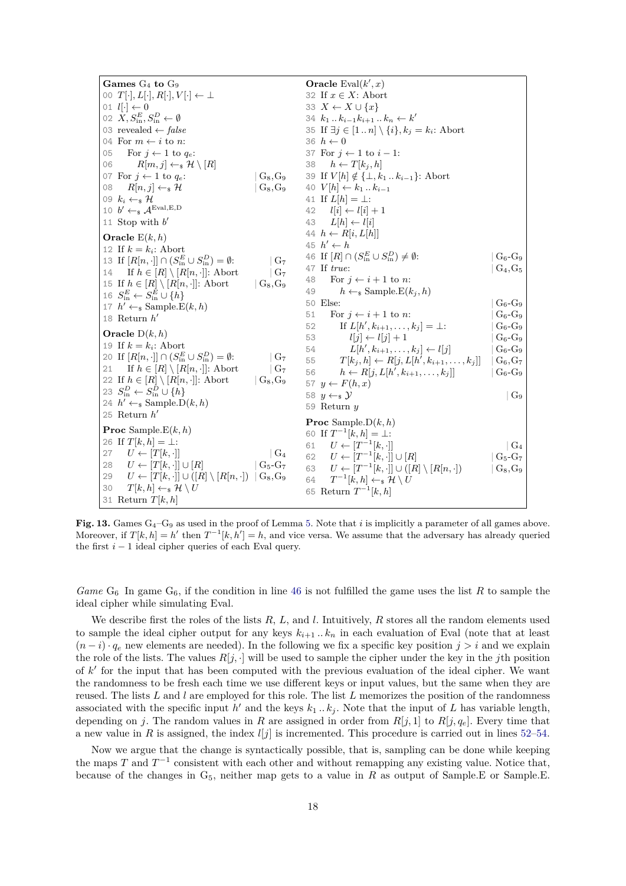```
Games G4 to G9
00 T[·], L[·], R[·], V[·] ← ⊥
01 l[·] ← 0
02 X, S^E_in, S^D_in ← ∅
03 revealed ← false
04 For m ← i to n:
05     For j ← 1 to q_e:
06         R[m, j] ←$ H \ [R]
07 For j ← 1 to q_e:                              | G8,G9
08     R[n, j] ←$ H                                | G8,G9
09 k_i ←$ H
10 b' ←$ A^{Eval,E,D}
11 Stop with b'

Oracle E(k, h)
12 If k = k_i: Abort
13 If [R[n, ·]] ∩ (S^E_in ∪ S^D_in) = ∅:          | G7
14     If h ∈ [R] \ [R[n, ·]]: Abort               | G7
15 If h ∈ [R] \ [R[n, ·]]: Abort                   | G8,G9
16 S^E_in ← S^E_in ∪ {h}
17 h' ←$ Sample.E(k, h)
18 Return h'

Oracle D(k, h)
19 If k = k_i: Abort
20 If [R[n, ·]] ∩ (S^E_in ∪ S^D_in) = ∅:          | G7
21     If h ∈ [R] \ [R[n, ·]]: Abort               | G7
22 If h ∈ [R] \ [R[n, ·]]: Abort                   | G8,G9
23 S^D_in ← S^D_in ∪ {h}
24 h' ←$ Sample.D(k, h)
25 Return h'

Proc Sample.E(k, h)
26 If T[k, h] = ⊥:
27     U ← [T[k, ·]]                               | G4
28     U ← [T[k, ·]] ∪ [R]                         | G5-G7
29     U ← [T[k, ·]] ∪ ([R] \ [R[n, ·]])           | G8,G9
30     T[k, h] ←$ H \ U
31 Return T[k, h]

Oracle Eval(k', x)
32 If x ∈ X: Abort
33 X ← X ∪ {x}
34 k_1 .. k_{i-1} k_{i+1} .. k_n ← k'
35 If ∃j ∈ [1 .. n] \ {i}, k_j = k_i: Abort
36 h ← 0
37 For j ← 1 to i − 1:
38     h ← T[k_j, h]
39 If V[h] ∉ {⊥, k_1 .. k_{i-1}}: Abort
40 V[h] ← k_1 .. k_{i-1}
41 If L[h] = ⊥:
42     l[i] ← l[i] + 1
43     L[h] ← l[i]
44 h ← R[i, L[h]]
45 h' ← h
46 If [R] ∩ (S^E_in ∪ S^D_in) ≠ ∅:                | G6-G9
47 If true:                                        | G4,G5
48     For j ← i + 1 to n:
49         h ←$ Sample.E(k_j, h)
50 Else:                                           | G6-G9
51     For j ← i + 1 to n:                         | G6-G9
52         If L[h', k_{i+1}, ..., k_j] = ⊥:        | G6-G9
53             l[j] ← l[j] + 1                     | G6-G9
54             L[h', k_{i+1}, ..., k_j] ← l[j]     | G6-G9
55         T[k_j, h] ← R[j, L[h', k_{i+1}, ..., k_j]]  | G6,G7
56         h ← R[j, L[h', k_{i+1}, ..., k_j]]      | G6-G9
57 y ← F(h, x)
58 y ←$ Y                                          | G9
59 Return y

Proc Sample.D(k, h)
60 If T^{-1}[k, h] = ⊥:
61     U ← [T^{-1}[k, ·]]                          | G4
62     U ← [T^{-1}[k, ·]] ∪ [R]                    | G5-G7
63     U ← [T^{-1}[k, ·]] ∪ ([R] \ [R[n, ·])       | G8,G9
64     T^{-1}[k, h] ←$ H \ U
65 Return T^{-1}[k, h]
```

**Fig. 13.** Games $G_4$–$G_9$ as used in the proof of Lemma 5. Note that $i$ is implicitly a parameter of all games above. Moreover, if $T[k, h] = h'$ then $T^{-1}[k, h'] = h$, and vice versa. We assume that the adversary has already queried the first $i - 1$ ideal cipher queries of each Eval query.

*Game* $G_6$ In game $G_6$, if the condition in line 46 is not fulfilled the game uses the list $R$ to sample the ideal cipher while simulating Eval.

We describe first the roles of the lists $R$, $L$, and $l$. Intuitively, $R$ stores all the random elements used to sample the ideal cipher output for any keys $k_{i+1} \mathinner{..} k_n$ in each evaluation of Eval (note that at least $(n - i) \cdot q_e$ new elements are needed). In the following we fix a specific key position $j > i$ and we explain the role of the lists. The values $R[j, \cdot]$ will be used to sample the cipher under the key in the $j$th position of $k'$ for the input that has been computed with the previous evaluation of the ideal cipher. We want the randomness to be fresh each time we use different keys or input values, but the same when they are reused. The lists $L$ and $l$ are employed for this role. The list $L$ memorizes the position of the randomness associated with the specific input $h'$ and the keys $k_1 \mathinner{..} k_j$. Note that the input of $L$ has variable length, depending on $j$. The random values in $R$ are assigned in order from $R[j, 1]$ to $R[j, q_e]$. Every time that a new value in $R$ is assigned, the index $l[j]$ is incremented. This procedure is carried out in lines 52–54.

Now we argue that the change is syntactically possible, that is, sampling can be done while keeping the maps $T$ and $T^{-1}$ consistent with each other and without remapping any existing value. Notice that, because of the changes in $G_5$, neither map gets to a value in $R$ as output of Sample.E or Sample.E.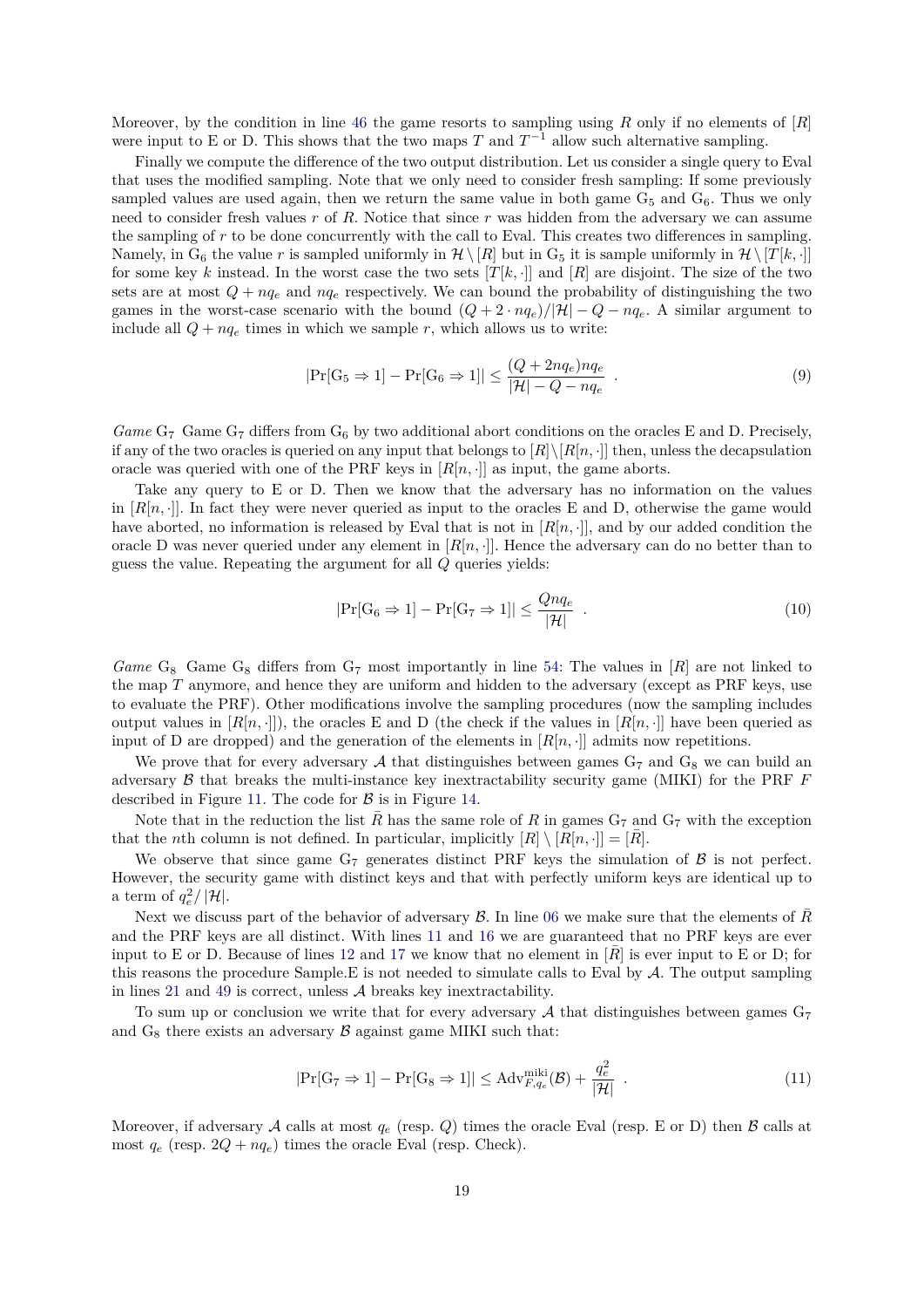Moreover, by the condition in line 46 the game resorts to sampling using $R$ only if no elements of $[R]$ were input to E or D. This shows that the two maps $T$ and $T^{-1}$ allow such alternative sampling.

Finally we compute the difference of the two output distribution. Let us consider a single query to Eval that uses the modified sampling. Note that we only need to consider fresh sampling: If some previously sampled values are used again, then we return the same value in both game $\mathrm{G}_5$ and $\mathrm{G}_6$. Thus we only need to consider fresh values $r$ of $R$. Notice that since $r$ was hidden from the adversary we can assume the sampling of $r$ to be done concurrently with the call to Eval. This creates two differences in sampling. Namely, in $\mathrm{G}_6$ the value $r$ is sampled uniformly in $\mathcal{H} \setminus [R]$ but in $\mathrm{G}_5$ it is sample uniformly in $\mathcal{H} \setminus [T[k, \cdot]]$ for some key $k$ instead. In the worst case the two sets $[T[k, \cdot]]$ and $[R]$ are disjoint. The size of the two sets are at most $Q + nq_e$ and $nq_e$ respectively. We can bound the probability of distinguishing the two games in the worst-case scenario with the bound $(Q + 2 \cdot nq_e)/|\mathcal{H}| - Q - nq_e$. A similar argument to include all $Q + nq_e$ times in which we sample $r$, which allows us to write:

$$
|\Pr[\mathrm{G}_5 \Rightarrow 1] - \Pr[\mathrm{G}_6 \Rightarrow 1]| \leq \frac{(Q + 2nq_e)nq_e}{|\mathcal{H}| - Q - nq_e} \quad . \tag{9}
$$

*Game* $\mathrm{G}_7$ Game $\mathrm{G}_7$ differs from $\mathrm{G}_6$ by two additional abort conditions on the oracles E and D. Precisely, if any of the two oracles is queried on any input that belongs to $[R] \setminus [R[n, \cdot]]$ then, unless the decapsulation oracle was queried with one of the PRF keys in $[R[n, \cdot]]$ as input, the game aborts.

Take any query to E or D. Then we know that the adversary has no information on the values in $[R[n, \cdot]]$. In fact they were never queried as input to the oracles E and D, otherwise the game would have aborted, no information is released by Eval that is not in $[R[n, \cdot]]$, and by our added condition the oracle D was never queried under any element in $[R[n, \cdot]]$. Hence the adversary can do no better than to guess the value. Repeating the argument for all $Q$ queries yields:

$$
|\Pr[\mathrm{G}_6 \Rightarrow 1] - \Pr[\mathrm{G}_7 \Rightarrow 1]| \leq \frac{Qnq_e}{|\mathcal{H}|} \quad . \tag{10}
$$

*Game* $\mathrm{G}_8$ Game $\mathrm{G}_8$ differs from $\mathrm{G}_7$ most importantly in line 54: The values in $[R]$ are not linked to the map $T$ anymore, and hence they are uniform and hidden to the adversary (except as PRF keys, use to evaluate the PRF). Other modifications involve the sampling procedures (now the sampling includes output values in $[R[n, \cdot]]$), the oracles E and D (the check if the values in $[R[n, \cdot]]$ have been queried as input of D are dropped) and the generation of the elements in $[R[n, \cdot]]$ admits now repetitions.

We prove that for every adversary $\mathcal{A}$ that distinguishes between games $\mathrm{G}_7$ and $\mathrm{G}_8$ we can build an adversary $\mathcal{B}$ that breaks the multi-instance key inextractability security game (MIKI) for the PRF $F$ described in Figure 11. The code for $\mathcal{B}$ is in Figure 14.

Note that in the reduction the list $\bar{R}$ has the same role of $R$ in games $\mathrm{G}_7$ and $\mathrm{G}_7$ with the exception that the $n$th column is not defined. In particular, implicitly $[R] \setminus [R[n, \cdot]] = [\bar{R}]$.

We observe that since game $\mathrm{G}_7$ generates distinct PRF keys the simulation of $\mathcal{B}$ is not perfect. However, the security game with distinct keys and that with perfectly uniform keys are identical up to a term of $q_e^2/|\mathcal{H}|$.

Next we discuss part of the behavior of adversary $\mathcal{B}$. In line 06 we make sure that the elements of $\bar{R}$ and the PRF keys are all distinct. With lines 11 and 16 we are guaranteed that no PRF keys are ever input to E or D. Because of lines 12 and 17 we know that no element in $[\bar{R}]$ is ever input to E or D; for this reasons the procedure Sample.E is not needed to simulate calls to Eval by $\mathcal{A}$. The output sampling in lines 21 and 49 is correct, unless $\mathcal{A}$ breaks key inextractability.

To sum up or conclusion we write that for every adversary $\mathcal{A}$ that distinguishes between games $\mathrm{G}_7$ and $\mathrm{G}_8$ there exists an adversary $\mathcal{B}$ against game MIKI such that:

$$
|\Pr[\mathrm{G}_7 \Rightarrow 1] - \Pr[\mathrm{G}_8 \Rightarrow 1]| \leq \mathrm{Adv}^{\mathrm{miki}}_{F,q_e}(\mathcal{B}) + \frac{q_e^2}{|\mathcal{H}|} \quad . \tag{11}
$$

Moreover, if adversary $\mathcal{A}$ calls at most $q_e$ (resp. $Q$) times the oracle Eval (resp. E or D) then $\mathcal{B}$ calls at most $q_e$ (resp. $2Q + nq_e$) times the oracle Eval (resp. Check).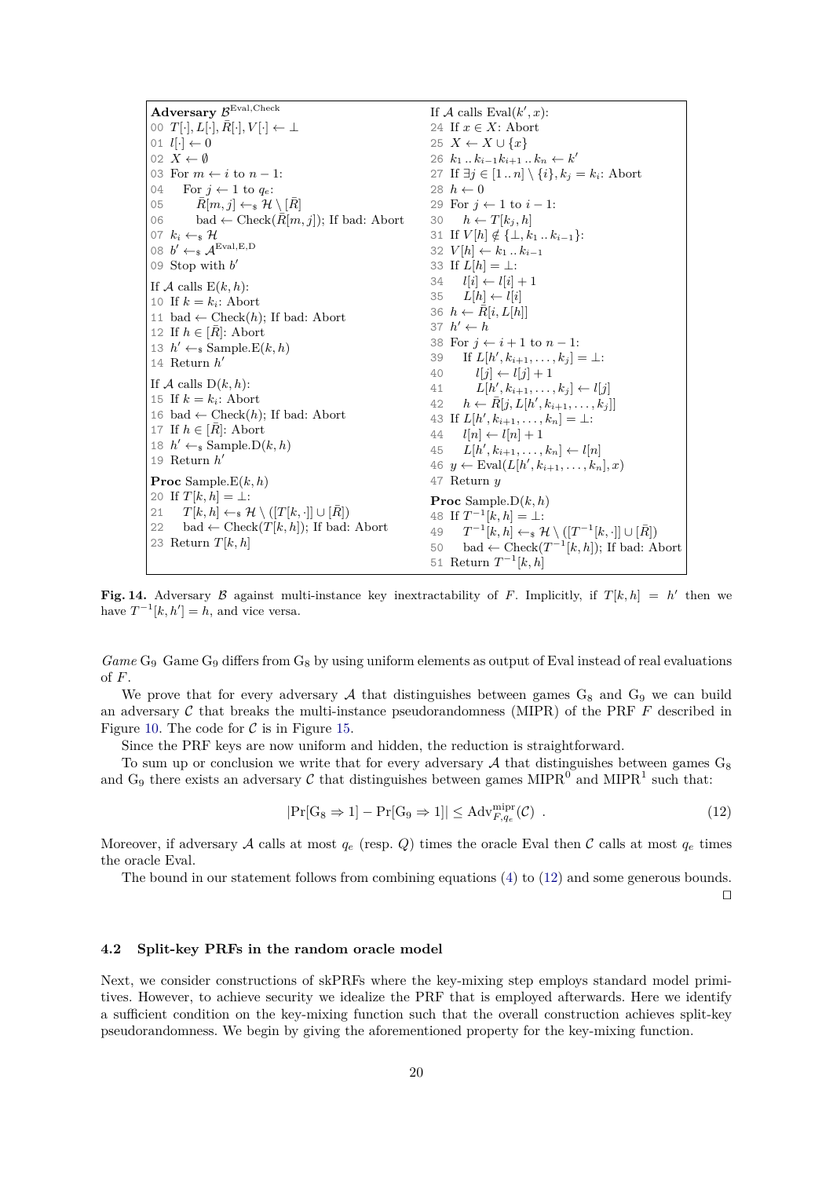```
Adversary B^{Eval,Check}
00 T[·], L[·], R̄[·], V[·] ← ⊥
01 l[·] ← 0
02 X ← ∅
03 For m ← i to n − 1:
04     For j ← 1 to q_e:
05         R̄[m, j] ←$ H \ [R̄]
06         bad ← Check(R̄[m, j]); If bad: Abort
07 k_i ←$ H
08 b' ←$ A^{Eval,E,D}
09 Stop with b'

If A calls E(k, h):
10 If k = k_i: Abort
11 bad ← Check(h); If bad: Abort
12 If h ∈ [R̄]: Abort
13 h' ←$ Sample.E(k, h)
14 Return h'

If A calls D(k, h):
15 If k = k_i: Abort
16 bad ← Check(h); If bad: Abort
17 If h ∈ [R̄]: Abort
18 h' ←$ Sample.D(k, h)
19 Return h'

Proc Sample.E(k, h)
20 If T[k, h] = ⊥:
21     T[k, h] ←$ H \ ([T[k, ·]] ∪ [R̄])
22     bad ← Check(T[k, h]); If bad: Abort
23 Return T[k, h]

If A calls Eval(k', x):
24 If x ∈ X: Abort
25 X ← X ∪ {x}
26 k_1 .. k_{i−1} k_{i+1} .. k_n ← k'
27 If ∃j ∈ [1 .. n] \ {i}, k_j = k_i: Abort
28 h ← 0
29 For j ← 1 to i − 1:
30     h ← T[k_j, h]
31 If V[h] ∉ {⊥, k_1 .. k_{i−1}}:
32 V[h] ← k_1 .. k_{i−1}
33 If L[h] = ⊥:
34     l[i] ← l[i] + 1
35     L[h] ← l[i]
36 h ← R̄[i, L[h]]
37 h' ← h
38 For j ← i + 1 to n − 1:
39     If L[h', k_{i+1}, ..., k_j] = ⊥:
40         l[j] ← l[j] + 1
41         L[h', k_{i+1}, ..., k_j] ← l[j]
42     h ← R̄[j, L[h', k_{i+1}, ..., k_j]]
43 If L[h', k_{i+1}, ..., k_n] = ⊥:
44     l[n] ← l[n] + 1
45     L[h', k_{i+1}, ..., k_n] ← l[n]
46 y ← Eval(L[h', k_{i+1}, ..., k_n], x)
47 Return y

Proc Sample.D(k, h)
48 If T^{−1}[k, h] = ⊥:
49     T^{−1}[k, h] ←$ H \ ([T^{−1}[k, ·]] ∪ [R̄])
50     bad ← Check(T^{−1}[k, h]); If bad: Abort
51 Return T^{−1}[k, h]
```

**Fig. 14.** Adversary $\mathcal{B}$ against multi-instance key inextractability of $F$. Implicitly, if $T[k, h] = h'$ then we have $T^{-1}[k, h'] = h$, and vice versa.

*Game* $G_9$ Game $G_9$ differs from $G_8$ by using uniform elements as output of Eval instead of real evaluations of $F$.

We prove that for every adversary $\mathcal{A}$ that distinguishes between games $G_8$ and $G_9$ we can build an adversary $\mathcal{C}$ that breaks the multi-instance pseudorandomness (MIPR) of the PRF $F$ described in Figure 10. The code for $\mathcal{C}$ is in Figure 15.

Since the PRF keys are now uniform and hidden, the reduction is straightforward.

To sum up or conclusion we write that for every adversary $\mathcal{A}$ that distinguishes between games $G_8$ and $G_9$ there exists an adversary $\mathcal{C}$ that distinguishes between games $\mathrm{MIPR}^0$ and $\mathrm{MIPR}^1$ such that:

$$|\Pr[G_8 \Rightarrow 1] - \Pr[G_9 \Rightarrow 1]| \leq \mathrm{Adv}^{\mathrm{mipr}}_{F,q_e}(\mathcal{C}) \ . \tag{12}$$

Moreover, if adversary $\mathcal{A}$ calls at most $q_e$ (resp. $Q$) times the oracle Eval then $\mathcal{C}$ calls at most $q_e$ times the oracle Eval.

The bound in our statement follows from combining equations (4) to (12) and some generous bounds. □

### 4.2 Split-key PRFs in the random oracle model

Next, we consider constructions of skPRFs where the key-mixing step employs standard model primitives. However, to achieve security we idealize the PRF that is employed afterwards. Here we identify a sufficient condition on the key-mixing function such that the overall construction achieves split-key pseudorandomness. We begin by giving the aforementioned property for the key-mixing function.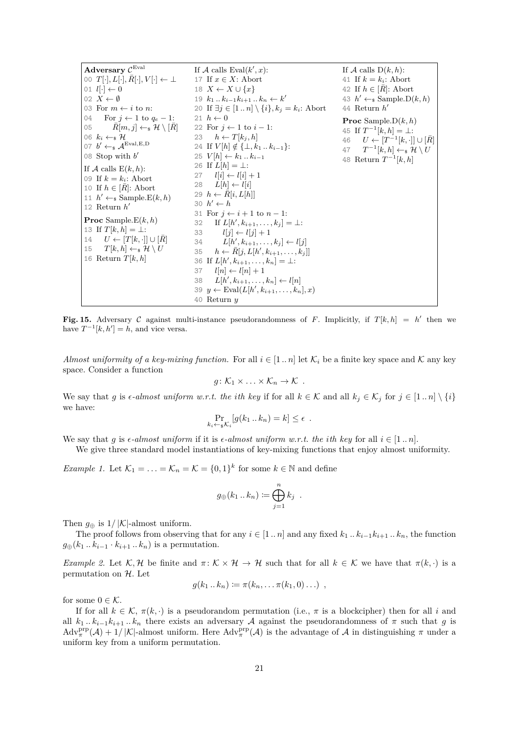```
Adversary C^Eval
00 T[·], L[·], R̄[·], V[·] ← ⊥
01 l[·] ← 0
02 X ← ∅
03 For m ← i to n:
04     For j ← 1 to q_e − 1:
05         R̄[m, j] ←$ H \ [R̄]
06 k_i ←$ H
07 b' ←$ A^{Eval,E,D}
08 Stop with b'

If A calls E(k, h):
09 If k = k_i: Abort
10 If h ∈ [R̄]: Abort
11 h' ←$ Sample.E(k, h)
12 Return h'

Proc Sample.E(k, h)
13 If T[k, h] = ⊥:
14     U ← [T[k, ·]] ∪ [R̄]
15     T[k, h] ←$ H \ U
16 Return T[k, h]

If A calls Eval(k', x):
17 If x ∈ X: Abort
18 X ← X ∪ {x}
19 k_1 .. k_{i−1} k_{i+1} .. k_n ← k'
20 If ∃j ∈ [1 .. n] \ {i}, k_j = k_i: Abort
21 h ← 0
22 For j ← 1 to i − 1:
23     h ← T[k_j, h]
24 If V[h] ∉ {⊥, k_1 .. k_{i−1}}:
25 V[h] ← k_1 .. k_{i−1}
26 If L[h] = ⊥:
27     l[i] ← l[i] + 1
28     L[h] ← l[i]
29 h ← R̄[i, L[h]]
30 h' ← h
31 For j ← i + 1 to n − 1:
32     If L[h', k_{i+1}, ..., k_j] = ⊥:
33         l[j] ← l[j] + 1
34         L[h', k_{i+1}, ..., k_j] ← l[j]
35     h ← R̄[j, L[h', k_{i+1}, ..., k_j]]
36 If L[h', k_{i+1}, ..., k_n] = ⊥:
37     l[n] ← l[n] + 1
38     L[h', k_{i+1}, ..., k_n] ← l[n]
39 y ← Eval(L[h', k_{i+1}, ..., k_n], x)
40 Return y

If A calls D(k, h):
41 If k = k_i: Abort
42 If h ∈ [R̄]: Abort
43 h' ←$ Sample.D(k, h)
44 Return h'

Proc Sample.D(k, h)
45 If T^{−1}[k, h] = ⊥:
46     U ← [T^{−1}[k, ·]] ∪ [R̄]
47     T^{−1}[k, h] ←$ H \ U
48 Return T^{−1}[k, h]
```

**Fig. 15.** Adversary $\mathcal{C}$ against multi-instance pseudorandomness of $F$. Implicitly, if $T[k,h] = h'$ then we have $T^{-1}[k,h'] = h$, and vice versa.

*Almost uniformity of a key-mixing function.* For all $i \in [1\,..\,n]$ let $\mathcal{K}_i$ be a finite key space and $\mathcal{K}$ any key space. Consider a function

$$g \colon \mathcal{K}_1 \times \ldots \times \mathcal{K}_n \to \mathcal{K} \enspace .$$

We say that $g$ is *$\epsilon$-almost uniform w.r.t. the ith key* if for all $k \in \mathcal{K}$ and all $k_j \in \mathcal{K}_j$ for $j \in [1\,..\,n] \setminus \{i\}$ we have:

$$\Pr_{k_i \leftarrow_\$ \mathcal{K}_i}[g(k_1\,..\,k_n) = k] \leq \epsilon \enspace .$$

We say that $g$ is *$\epsilon$-almost uniform* if it is *$\epsilon$-almost uniform w.r.t. the ith key* for all $i \in [1\,..\,n]$.

We give three standard model instantiations of key-mixing functions that enjoy almost uniformity.

*Example 1.* Let $\mathcal{K}_1 = \ldots = \mathcal{K}_n = \mathcal{K} = \{0,1\}^k$ for some $k \in \mathbb{N}$ and define

$$g_\oplus(k_1\,..\,k_n) \coloneqq \bigoplus_{j=1}^{n} k_j \enspace .$$

Then $g_\oplus$ is $1/|\mathcal{K}|$-almost uniform.

The proof follows from observing that for any $i \in [1\,..\,n]$ and any fixed $k_1\,..\,k_{i-1}k_{i+1}\,..\,k_n$, the function $g_\oplus(k_1\,..\,k_{i-1} \cdot k_{i+1}\,..\,k_n)$ is a permutation.

*Example 2.* Let $\mathcal{K}, \mathcal{H}$ be finite and $\pi \colon \mathcal{K} \times \mathcal{H} \to \mathcal{H}$ such that for all $k \in \mathcal{K}$ we have that $\pi(k, \cdot)$ is a permutation on $\mathcal{H}$. Let

$$g(k_1\,..\,k_n) \coloneqq \pi(k_n, \ldots \pi(k_1, 0) \ldots) \enspace ,$$

for some $0 \in \mathcal{K}$.

If for all $k \in \mathcal{K}$, $\pi(k, \cdot)$ is a pseudorandom permutation (i.e., $\pi$ is a blockcipher) then for all $i$ and all $k_1\,..\,k_{i-1}k_{i+1}\,..\,k_n$ there exists an adversary $\mathcal{A}$ against the pseudorandomness of $\pi$ such that $g$ is $\mathrm{Adv}_\pi^{\mathrm{prp}}(\mathcal{A}) + 1/|\mathcal{K}|$-almost uniform. Here $\mathrm{Adv}_\pi^{\mathrm{prp}}(\mathcal{A})$ is the advantage of $\mathcal{A}$ in distinguishing $\pi$ under a uniform key from a uniform permutation.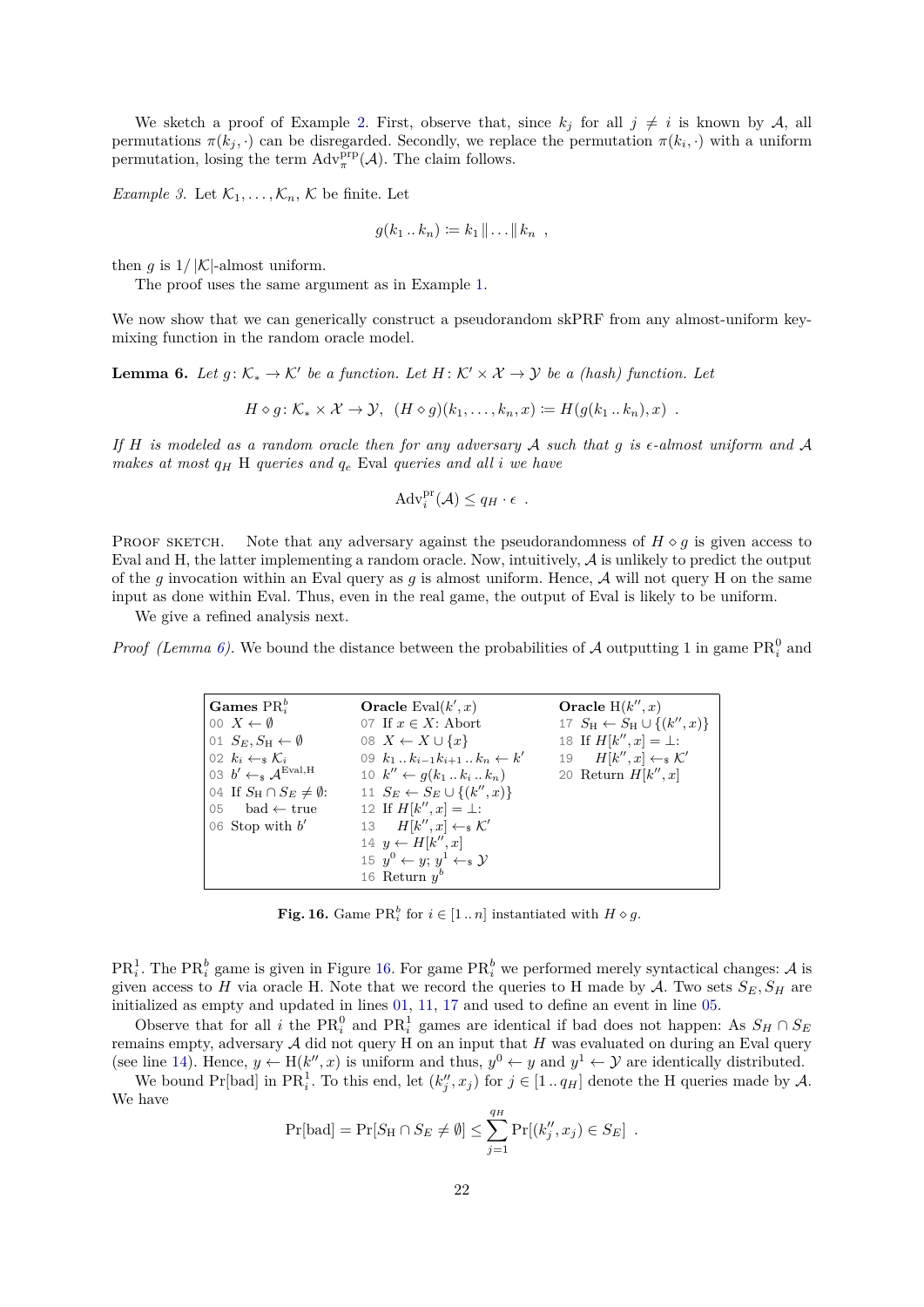We sketch a proof of Example 2. First, observe that, since $k_j$ for all $j \neq i$ is known by $\mathcal{A}$, all permutations $\pi(k_j, \cdot)$ can be disregarded. Secondly, we replace the permutation $\pi(k_i, \cdot)$ with a uniform permutation, losing the term $\mathrm{Adv}^{\mathrm{prp}}_{\pi}(\mathcal{A})$. The claim follows.

*Example 3.* Let $\mathcal{K}_1, \ldots, \mathcal{K}_n$, $\mathcal{K}$ be finite. Let

$$g(k_1 \,..\, k_n) \coloneqq k_1 \,\|\, \ldots \,\|\, k_n \ ,$$

then $g$ is $1/|\mathcal{K}|$-almost uniform.

The proof uses the same argument as in Example 1.

We now show that we can generically construct a pseudorandom skPRF from any almost-uniform key-mixing function in the random oracle model.

**Lemma 6.** *Let $g\colon \mathcal{K}_* \to \mathcal{K}'$ be a function. Let $H\colon \mathcal{K}' \times \mathcal{X} \to \mathcal{Y}$ be a (hash) function. Let*

$$H \diamond g\colon \mathcal{K}_* \times \mathcal{X} \to \mathcal{Y},\ \ (H \diamond g)(k_1, \ldots, k_n, x) \coloneqq H(g(k_1 \,..\, k_n), x) \ .$$

*If $H$ is modeled as a random oracle then for any adversary $\mathcal{A}$ such that $g$ is $\epsilon$-almost uniform and $\mathcal{A}$ makes at most $q_H$ H queries and $q_e$ Eval queries and all $i$ we have*

$$\mathrm{Adv}^{\mathrm{pr}}_i(\mathcal{A}) \leq q_H \cdot \epsilon \ .$$

Proof sketch. Note that any adversary against the pseudorandomness of $H \diamond g$ is given access to Eval and H, the latter implementing a random oracle. Now, intuitively, $\mathcal{A}$ is unlikely to predict the output of the $g$ invocation within an Eval query as $g$ is almost uniform. Hence, $\mathcal{A}$ will not query H on the same input as done within Eval. Thus, even in the real game, the output of Eval is likely to be uniform.

We give a refined analysis next.

*Proof (Lemma 6).* We bound the distance between the probabilities of $\mathcal{A}$ outputting 1 in game $\mathrm{PR}^0_i$ and

```
Games PR_i^b                      Oracle Eval(k', x)                      Oracle H(k'', x)
00 X ← ∅                          07 If x ∈ X: Abort                      17 S_H ← S_H ∪ {(k'', x)}
01 S_E, S_H ← ∅                   08 X ← X ∪ {x}                          18 If H[k'', x] = ⊥:
02 k_i ←$ K_i                     09 k_1 .. k_{i-1} k_{i+1} .. k_n ← k'   19     H[k'', x] ←$ K'
03 b' ←$ A^{Eval,H}               10 k'' ← g(k_1 .. k_i .. k_n)           20 Return H[k'', x]
04 If S_H ∩ S_E ≠ ∅:              11 S_E ← S_E ∪ {(k'', x)}
05     bad ← true                 12 If H[k'', x] = ⊥:
06 Stop with b'                   13     H[k'', x] ←$ K'
                                  14 y ← H[k'', x]
                                  15 y^0 ← y; y^1 ←$ Y
                                  16 Return y^b
```

**Fig. 16.** Game $\mathrm{PR}^b_i$ for $i \in [1 \,..\, n]$ instantiated with $H \diamond g$.

$\mathrm{PR}^1_i$. The $\mathrm{PR}^b_i$ game is given in Figure 16. For game $\mathrm{PR}^b_i$ we performed merely syntactical changes: $\mathcal{A}$ is given access to $H$ via oracle H. Note that we record the queries to H made by $\mathcal{A}$. Two sets $S_E, S_H$ are initialized as empty and updated in lines 01, 11, 17 and used to define an event in line 05.

Observe that for all $i$ the $\mathrm{PR}^0_i$ and $\mathrm{PR}^1_i$ games are identical if bad does not happen: As $S_H \cap S_E$ remains empty, adversary $\mathcal{A}$ did not query H on an input that $H$ was evaluated on during an Eval query (see line 14). Hence, $y \leftarrow \mathrm{H}(k'', x)$ is uniform and thus, $y^0 \leftarrow y$ and $y^1 \leftarrow \mathcal{Y}$ are identically distributed.

We bound $\Pr[\mathrm{bad}]$ in $\mathrm{PR}^1_i$. To this end, let $(k''_j, x_j)$ for $j \in [1 \,..\, q_H]$ denote the H queries made by $\mathcal{A}$. We have

$$\Pr[\mathrm{bad}] = \Pr[S_{\mathrm{H}} \cap S_E \neq \emptyset] \leq \sum_{j=1}^{q_H} \Pr[(k''_j, x_j) \in S_E] \ .$$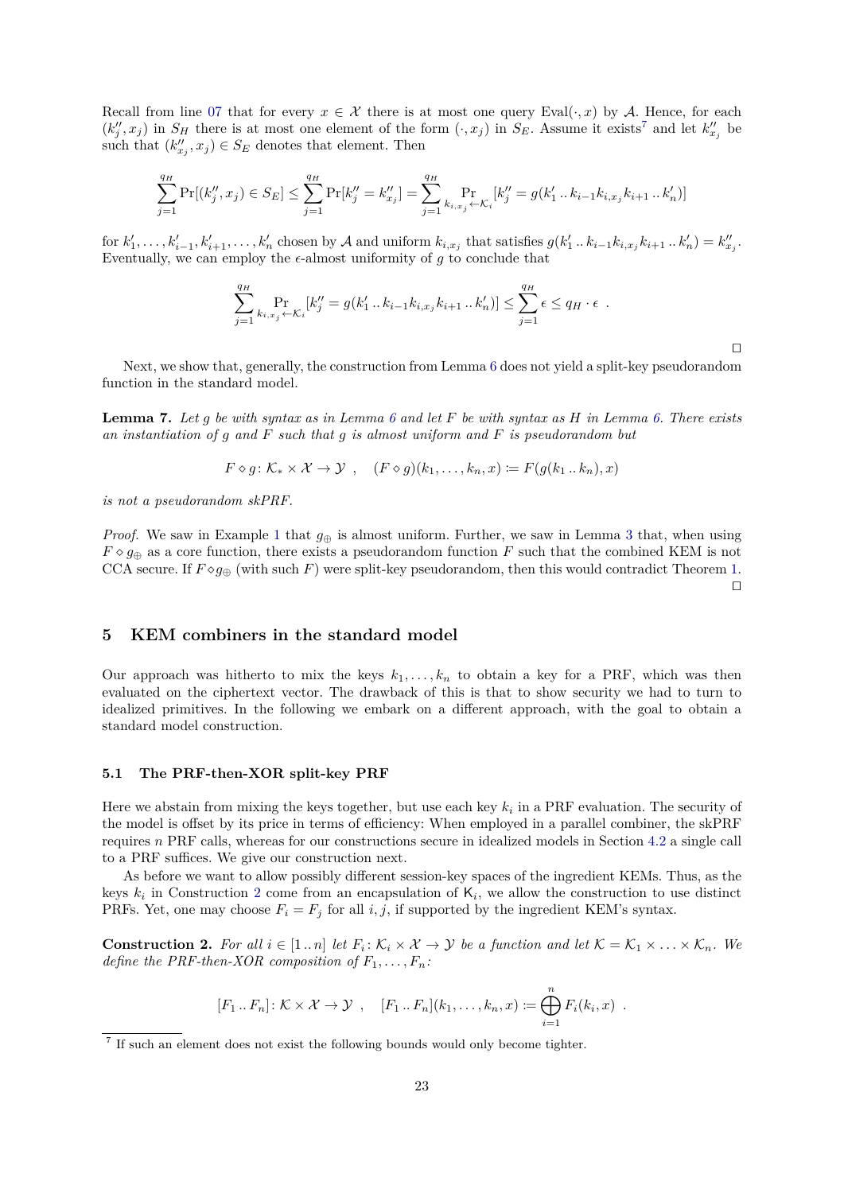Recall from line 07 that for every $x \in \mathcal{X}$ there is at most one query $\mathrm{Eval}(\cdot, x)$ by $\mathcal{A}$. Hence, for each $(k''_j, x_j)$ in $S_H$ there is at most one element of the form $(\cdot, x_j)$ in $S_E$. Assume it exists[7] and let $k''_{x_j}$ be such that $(k''_{x_j}, x_j) \in S_E$ denotes that element. Then

$$\sum_{j=1}^{q_H} \Pr[(k''_j, x_j) \in S_E] \leq \sum_{j=1}^{q_H} \Pr[k''_j = k''_{x_j}] = \sum_{j=1}^{q_H} \Pr_{k_{i,x_j} \leftarrow \mathcal{K}_i}[k''_j = g(k'_1 \mathinner{..} k_{i-1} k_{i,x_j} k_{i+1} \mathinner{..} k'_n)]$$

for $k'_1, \ldots, k'_{i-1}, k'_{i+1}, \ldots, k'_n$ chosen by $\mathcal{A}$ and uniform $k_{i,x_j}$ that satisfies $g(k'_1 \mathinner{..} k_{i-1} k_{i,x_j} k_{i+1} \mathinner{..} k'_n) = k''_{x_j}$. Eventually, we can employ the $\epsilon$-almost uniformity of $g$ to conclude that

$$\sum_{j=1}^{q_H} \Pr_{k_{i,x_j} \leftarrow \mathcal{K}_i}[k''_j = g(k'_1 \mathinner{..} k_{i-1} k_{i,x_j} k_{i+1} \mathinner{..} k'_n)] \leq \sum_{j=1}^{q_H} \epsilon \leq q_H \cdot \epsilon \ .$$

◻

Next, we show that, generally, the construction from Lemma 6 does not yield a split-key pseudorandom function in the standard model.

**Lemma 7.** *Let $g$ be with syntax as in Lemma 6 and let $F$ be with syntax as $H$ in Lemma 6. There exists an instantiation of $g$ and $F$ such that $g$ is almost uniform and $F$ is pseudorandom but*

$$F \diamond g \colon \mathcal{K}_* \times \mathcal{X} \to \mathcal{Y} \ , \quad (F \diamond g)(k_1, \ldots, k_n, x) \coloneqq F(g(k_1 \mathinner{..} k_n), x)$$

*is not a pseudorandom skPRF.*

*Proof.* We saw in Example 1 that $g_\oplus$ is almost uniform. Further, we saw in Lemma 3 that, when using $F \diamond g_\oplus$ as a core function, there exists a pseudorandom function $F$ such that the combined KEM is not CCA secure. If $F \diamond g_\oplus$ (with such $F$) were split-key pseudorandom, then this would contradict Theorem 1. ◻

## 5 KEM combiners in the standard model

Our approach was hitherto to mix the keys $k_1, \ldots, k_n$ to obtain a key for a PRF, which was then evaluated on the ciphertext vector. The drawback of this is that to show security we had to turn to idealized primitives. In the following we embark on a different approach, with the goal to obtain a standard model construction.

### 5.1 The PRF-then-XOR split-key PRF

Here we abstain from mixing the keys together, but use each key $k_i$ in a PRF evaluation. The security of the model is offset by its price in terms of efficiency: When employed in a parallel combiner, the skPRF requires $n$ PRF calls, whereas for our constructions secure in idealized models in Section 4.2 a single call to a PRF suffices. We give our construction next.

As before we want to allow possibly different session-key spaces of the ingredient KEMs. Thus, as the keys $k_i$ in Construction 2 come from an encapsulation of $\mathsf{K}_i$, we allow the construction to use distinct PRFs. Yet, one may choose $F_i = F_j$ for all $i, j$, if supported by the ingredient KEM's syntax.

**Construction 2.** *For all $i \in [1 \mathinner{..} n]$ let $F_i \colon \mathcal{K}_i \times \mathcal{X} \to \mathcal{Y}$ be a function and let $\mathcal{K} = \mathcal{K}_1 \times \ldots \times \mathcal{K}_n$. We define the PRF-then-XOR composition of $F_1, \ldots, F_n$:*

$$[F_1 \mathinner{..} F_n] \colon \mathcal{K} \times \mathcal{X} \to \mathcal{Y} \ , \quad [F_1 \mathinner{..} F_n](k_1, \ldots, k_n, x) \coloneqq \bigoplus_{i=1}^{n} F_i(k_i, x) \ .$$

[7] If such an element does not exist the following bounds would only become tighter.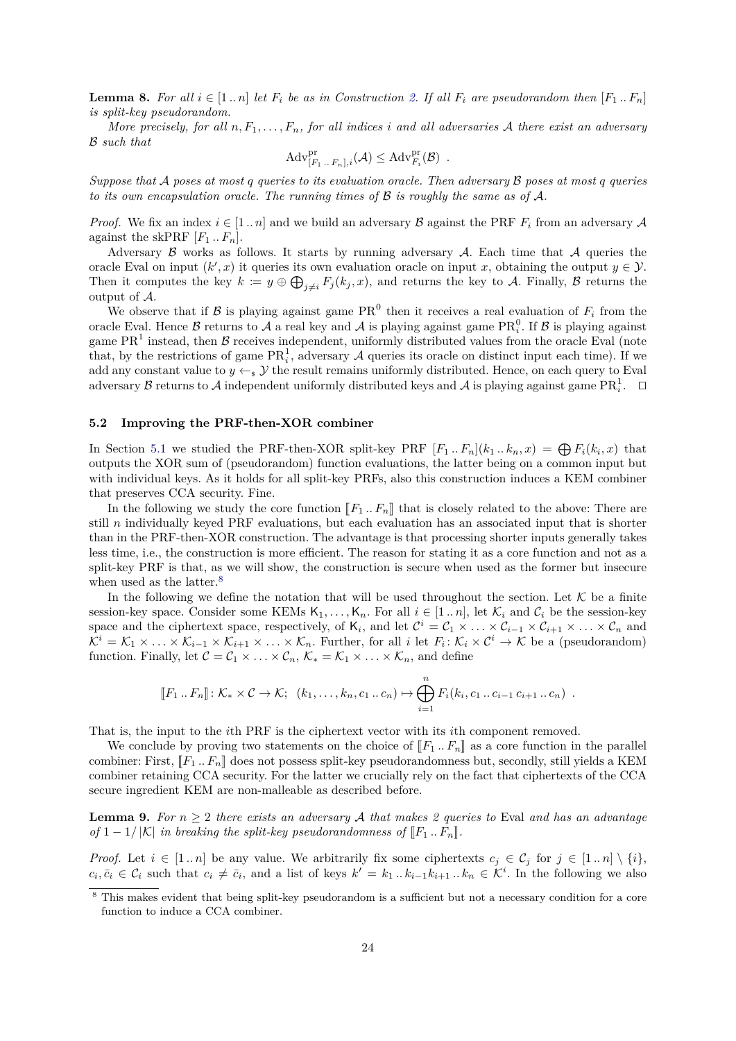**Lemma 8.** *For all $i \in [1 \mathinner{..} n]$ let $F_i$ be as in Construction 2. If all $F_i$ are pseudorandom then $[F_1 \mathinner{..} F_n]$ is split-key pseudorandom.*

*More precisely, for all $n, F_1, \ldots, F_n$, for all indices $i$ and all adversaries $\mathcal{A}$ there exist an adversary $\mathcal{B}$ such that*

$$\mathrm{Adv}^{\mathrm{pr}}_{[F_1 \mathinner{..} F_n],i}(\mathcal{A}) \leq \mathrm{Adv}^{\mathrm{pr}}_{F_i}(\mathcal{B}) \ .$$

*Suppose that $\mathcal{A}$ poses at most $q$ queries to its evaluation oracle. Then adversary $\mathcal{B}$ poses at most $q$ queries to its own encapsulation oracle. The running times of $\mathcal{B}$ is roughly the same as of $\mathcal{A}$.*

*Proof.* We fix an index $i \in [1 \mathinner{..} n]$ and we build an adversary $\mathcal{B}$ against the PRF $F_i$ from an adversary $\mathcal{A}$ against the skPRF $[F_1 \mathinner{..} F_n]$.

Adversary $\mathcal{B}$ works as follows. It starts by running adversary $\mathcal{A}$. Each time that $\mathcal{A}$ queries the oracle Eval on input $(k', x)$ it queries its own evaluation oracle on input $x$, obtaining the output $y \in \mathcal{Y}$. Then it computes the key $k := y \oplus \bigoplus_{j \neq i} F_j(k_j, x)$, and returns the key to $\mathcal{A}$. Finally, $\mathcal{B}$ returns the output of $\mathcal{A}$.

We observe that if $\mathcal{B}$ is playing against game $\mathrm{PR}^0$ then it receives a real evaluation of $F_i$ from the oracle Eval. Hence $\mathcal{B}$ returns to $\mathcal{A}$ a real key and $\mathcal{A}$ is playing against game $\mathrm{PR}^0_i$. If $\mathcal{B}$ is playing against game $\mathrm{PR}^1$ instead, then $\mathcal{B}$ receives independent, uniformly distributed values from the oracle Eval (note that, by the restrictions of game $\mathrm{PR}^1_i$, adversary $\mathcal{A}$ queries its oracle on distinct input each time). If we add any constant value to $y \leftarrow_{\$} \mathcal{Y}$ the result remains uniformly distributed. Hence, on each query to Eval adversary $\mathcal{B}$ returns to $\mathcal{A}$ independent uniformly distributed keys and $\mathcal{A}$ is playing against game $\mathrm{PR}^1_i$. □

### 5.2 Improving the PRF-then-XOR combiner

In Section 5.1 we studied the PRF-then-XOR split-key PRF $[F_1 \mathinner{..} F_n](k_1 \mathinner{..} k_n, x) = \bigoplus F_i(k_i, x)$ that outputs the XOR sum of (pseudorandom) function evaluations, the latter being on a common input but with individual keys. As it holds for all split-key PRFs, also this construction induces a KEM combiner that preserves CCA security. Fine.

In the following we study the core function $[\![F_1 \mathinner{..} F_n]\!]$ that is closely related to the above: There are still $n$ individually keyed PRF evaluations, but each evaluation has an associated input that is shorter than in the PRF-then-XOR construction. The advantage is that processing shorter inputs generally takes less time, i.e., the construction is more efficient. The reason for stating it as a core function and not as a split-key PRF is that, as we will show, the construction is secure when used as the former but insecure when used as the latter.[8]

In the following we define the notation that will be used throughout the section. Let $\mathcal{K}$ be a finite session-key space. Consider some KEMs $\mathsf{K}_1, \ldots, \mathsf{K}_n$. For all $i \in [1 \mathinner{..} n]$, let $\mathcal{K}_i$ and $\mathcal{C}_i$ be the session-key space and the ciphertext space, respectively, of $\mathsf{K}_i$, and let $\mathcal{C}^i = \mathcal{C}_1 \times \ldots \times \mathcal{C}_{i-1} \times \mathcal{C}_{i+1} \times \ldots \times \mathcal{C}_n$ and $\mathcal{K}^i = \mathcal{K}_1 \times \ldots \times \mathcal{K}_{i-1} \times \mathcal{K}_{i+1} \times \ldots \times \mathcal{K}_n$. Further, for all $i$ let $F_i \colon \mathcal{K}_i \times \mathcal{C}^i \to \mathcal{K}$ be a (pseudorandom) function. Finally, let $\mathcal{C} = \mathcal{C}_1 \times \ldots \times \mathcal{C}_n$, $\mathcal{K}_* = \mathcal{K}_1 \times \ldots \times \mathcal{K}_n$, and define

$$[\![F_1 \mathinner{..} F_n]\!] \colon \mathcal{K}_* \times \mathcal{C} \to \mathcal{K}; \;\; (k_1, \ldots, k_n, c_1 \mathinner{..} c_n) \mapsto \bigoplus_{i=1}^{n} F_i(k_i, c_1 \mathinner{..} c_{i-1}\, c_{i+1} \mathinner{..} c_n) \ .$$

That is, the input to the $i$th PRF is the ciphertext vector with its $i$th component removed.

We conclude by proving two statements on the choice of $[\![F_1 \mathinner{..} F_n]\!]$ as a core function in the parallel combiner: First, $[\![F_1 \mathinner{..} F_n]\!]$ does not possess split-key pseudorandomness but, secondly, still yields a KEM combiner retaining CCA security. For the latter we crucially rely on the fact that ciphertexts of the CCA secure ingredient KEM are non-malleable as described before.

**Lemma 9.** *For $n \geq 2$ there exists an adversary $\mathcal{A}$ that makes 2 queries to* Eval *and has an advantage of $1 - 1/|\mathcal{K}|$ in breaking the split-key pseudorandomness of $[\![F_1 \mathinner{..} F_n]\!]$.*

*Proof.* Let $i \in [1 \mathinner{..} n]$ be any value. We arbitrarily fix some ciphertexts $c_j \in \mathcal{C}_j$ for $j \in [1 \mathinner{..} n] \setminus \{i\}$, $c_i, \bar{c}_i \in \mathcal{C}_i$ such that $c_i \neq \bar{c}_i$, and a list of keys $k' = k_1 \mathinner{..} k_{i-1} k_{i+1} \mathinner{..} k_n \in \mathcal{K}^i$. In the following we also

[8] This makes evident that being split-key pseudorandom is a sufficient but not a necessary condition for a core function to induce a CCA combiner.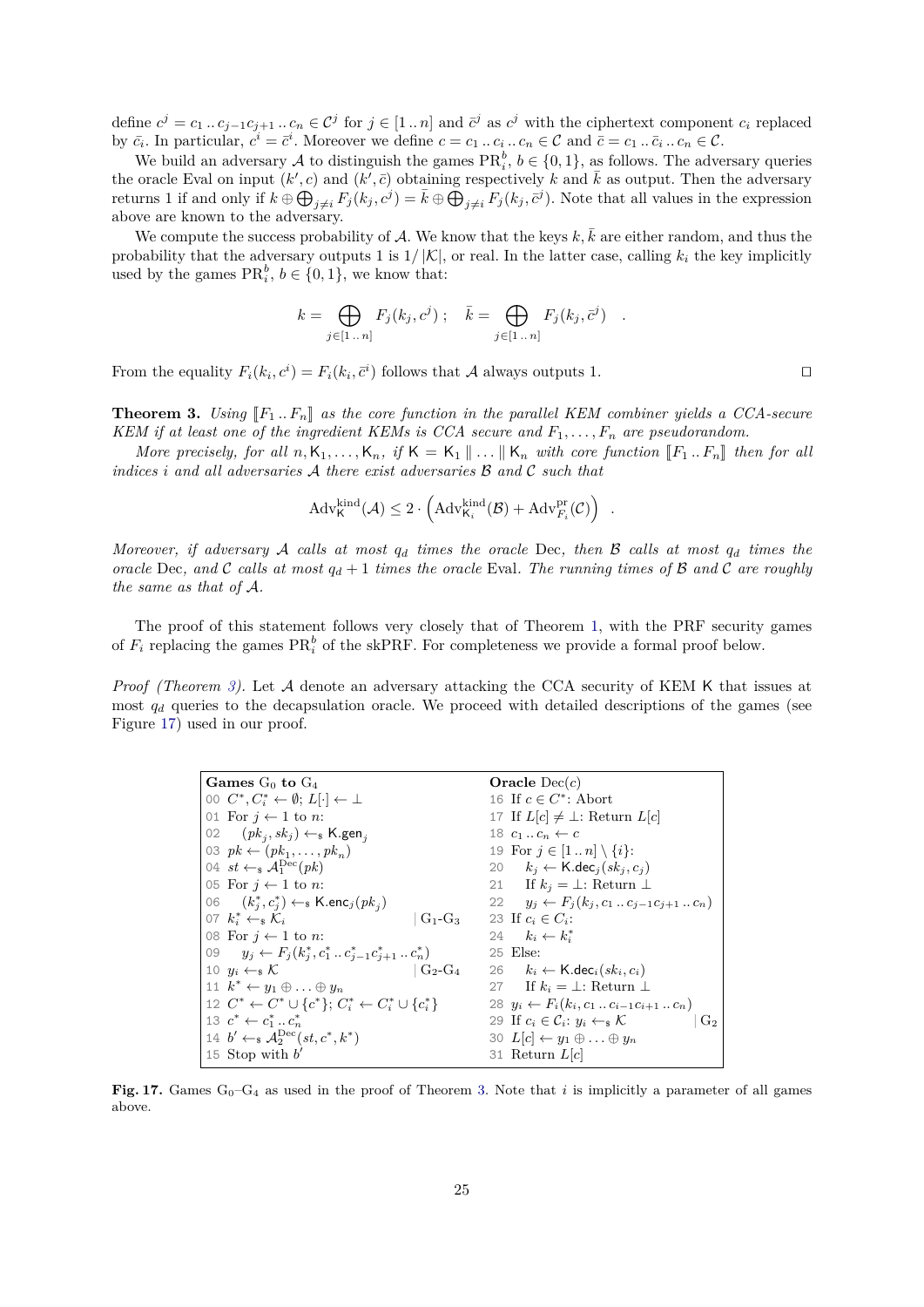define $c^j = c_1 \,..\, c_{j-1}c_{j+1} \,..\, c_n \in \mathcal{C}^j$ for $j \in [1\,..\,n]$ and $\bar{c}^j$ as $c^j$ with the ciphertext component $c_i$ replaced by $\bar{c}_i$. In particular, $c^i = \bar{c}^i$. Moreover we define $c = c_1 \,..\, c_i \,..\, c_n \in \mathcal{C}$ and $\bar{c} = c_1 \,..\, \bar{c}_i \,..\, c_n \in \mathcal{C}$.

We build an adversary $\mathcal{A}$ to distinguish the games $\mathrm{PR}_i^b$, $b \in \{0,1\}$, as follows. The adversary queries the oracle Eval on input $(k', c)$ and $(k', \bar{c})$ obtaining respectively $k$ and $\bar{k}$ as output. Then the adversary returns 1 if and only if $k \oplus \bigoplus_{j \neq i} F_j(k_j, c^j) = \bar{k} \oplus \bigoplus_{j \neq i} F_j(k_j, \bar{c}^j)$. Note that all values in the expression above are known to the adversary.

We compute the success probability of $\mathcal{A}$. We know that the keys $k, \bar{k}$ are either random, and thus the probability that the adversary outputs 1 is $1/|\mathcal{K}|$, or real. In the latter case, calling $k_i$ the key implicitly used by the games $\mathrm{PR}_i^b$, $b \in \{0,1\}$, we know that:

$$k = \bigoplus_{j \in [1\,..\,n]} F_j(k_j, c^j) \; ; \quad \bar{k} = \bigoplus_{j \in [1\,..\,n]} F_j(k_j, \bar{c}^j) \quad .$$

From the equality $F_i(k_i, c^i) = F_i(k_i, \bar{c}^i)$ follows that $\mathcal{A}$ always outputs 1. □

**Theorem 3.** *Using $[\![F_1 \,..\, F_n]\!]$ as the core function in the parallel KEM combiner yields a CCA-secure KEM if at least one of the ingredient KEMs is CCA secure and $F_1, \ldots, F_n$ are pseudorandom.*

*More precisely, for all $n, \mathsf{K}_1, \ldots, \mathsf{K}_n$, if $\mathsf{K} = \mathsf{K}_1 \,\|\, \ldots \,\|\, \mathsf{K}_n$ with core function $[\![F_1 \,..\, F_n]\!]$ then for all indices $i$ and all adversaries $\mathcal{A}$ there exist adversaries $\mathcal{B}$ and $\mathcal{C}$ such that*

$$\mathrm{Adv}^{\mathrm{kind}}_{\mathsf{K}}(\mathcal{A}) \leq 2 \cdot \left( \mathrm{Adv}^{\mathrm{kind}}_{\mathsf{K}_i}(\mathcal{B}) + \mathrm{Adv}^{\mathrm{pr}}_{F_i}(\mathcal{C}) \right) \; .$$

*Moreover, if adversary $\mathcal{A}$ calls at most $q_d$ times the oracle* Dec*, then $\mathcal{B}$ calls at most $q_d$ times the oracle* Dec*, and $\mathcal{C}$ calls at most $q_d + 1$ times the oracle* Eval*. The running times of $\mathcal{B}$ and $\mathcal{C}$ are roughly the same as that of $\mathcal{A}$.*

The proof of this statement follows very closely that of Theorem 1, with the PRF security games of $F_i$ replacing the games $\mathrm{PR}_i^b$ of the skPRF. For completeness we provide a formal proof below.

*Proof (Theorem 3).* Let $\mathcal{A}$ denote an adversary attacking the CCA security of KEM $\mathsf{K}$ that issues at most $q_d$ queries to the decapsulation oracle. We proceed with detailed descriptions of the games (see Figure 17) used in our proof.

```
Games G0 to G4                                       Oracle Dec(c)
00 C*, C_i* ← ∅; L[·] ← ⊥                            16 If c ∈ C*: Abort
01 For j ← 1 to n:                                   17 If L[c] ≠ ⊥: Return L[c]
02    (pk_j, sk_j) ←$ K.gen_j                        18 c_1 .. c_n ← c
03 pk ← (pk_1, ..., pk_n)                            19 For j ∈ [1..n] \ {i}:
04 st ←$ A_1^Dec(pk)                                 20    k_j ← K.dec_j(sk_j, c_j)
05 For j ← 1 to n:                                   21    If k_j = ⊥: Return ⊥
06    (k_j*, c_j*) ←$ K.enc_j(pk_j)                  22    y_j ← F_j(k_j, c_1 .. c_{j-1}c_{j+1} .. c_n)
07 k_i* ←$ K_i                        | G1-G3        23 If c_i ∈ C_i:
08 For j ← 1 to n:                                   24    k_i ← k_i*
09    y_j ← F_j(k_j*, c_1* .. c_{j-1}* c_{j+1}* .. c_n*)   25 Else:
10 y_i ←$ K                           | G2-G4        26    k_i ← K.dec_i(sk_i, c_i)
11 k* ← y_1 ⊕ ... ⊕ y_n                              27    If k_i = ⊥: Return ⊥
12 C* ← C* ∪ {c*}; C_i* ← C_i* ∪ {c_i*}              28 y_i ← F_i(k_i, c_1 .. c_{i-1}c_{i+1} .. c_n)
13 c* ← c_1* .. c_n*                                 29 If c_i ∈ C_i: y_i ←$ K              | G2
14 b' ←$ A_2^Dec(st, c*, k*)                         30 L[c] ← y_1 ⊕ ... ⊕ y_n
15 Stop with b'                                      31 Return L[c]
```

**Fig. 17.** Games $\mathrm{G}_0$–$\mathrm{G}_4$ as used in the proof of Theorem 3. Note that $i$ is implicitly a parameter of all games above.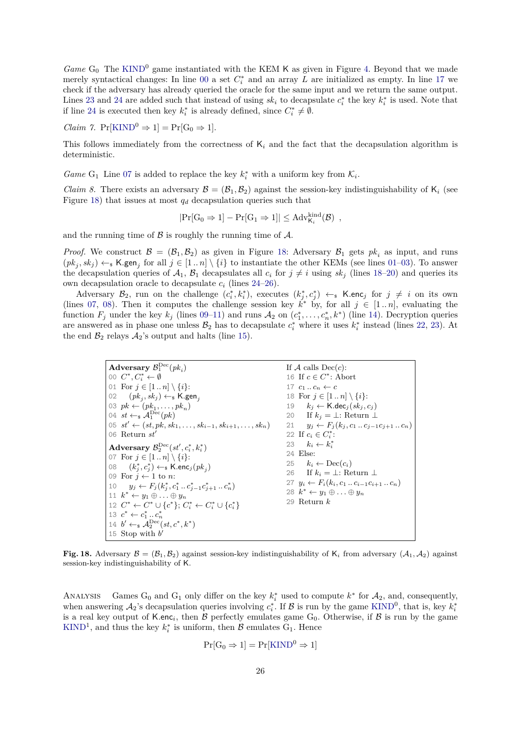*Game* $G_0$ The $\text{KIND}^0$ game instantiated with the KEM $\mathsf{K}$ as given in Figure 4. Beyond that we made merely syntactical changes: In line 00 a set $C_i^*$ and an array $L$ are initialized as empty. In line 17 we check if the adversary has already queried the oracle for the same input and we return the same output. Lines 23 and 24 are added such that instead of using $sk_i$ to decapsulate $c_i^*$ the key $k_i^*$ is used. Note that if line 24 is executed then key $k_i^*$ is already defined, since $C_i^* \neq \emptyset$.

*Claim 7.* $\Pr[\text{KIND}^0 \Rightarrow 1] = \Pr[G_0 \Rightarrow 1]$.

This follows immediately from the correctness of $\mathsf{K}_i$ and the fact that the decapsulation algorithm is deterministic.

*Game* $G_1$ Line 07 is added to replace the key $k_i^*$ with a uniform key from $\mathcal{K}_i$.

*Claim 8.* There exists an adversary $\mathcal{B} = (\mathcal{B}_1, \mathcal{B}_2)$ against the session-key indistinguishability of $\mathsf{K}_i$ (see Figure 18) that issues at most $q_d$ decapsulation queries such that

$$|\Pr[G_0 \Rightarrow 1] - \Pr[G_1 \Rightarrow 1]| \leq \text{Adv}^{\text{kind}}_{\mathsf{K}_i}(\mathcal{B}) \ ,$$

and the running time of $\mathcal{B}$ is roughly the running time of $\mathcal{A}$.

*Proof.* We construct $\mathcal{B} = (\mathcal{B}_1, \mathcal{B}_2)$ as given in Figure 18: Adversary $\mathcal{B}_1$ gets $pk_i$ as input, and runs $(pk_j, sk_j) \leftarrow_\$ \mathsf{K.gen}_j$ for all $j \in [1\,..\,n] \setminus \{i\}$ to instantiate the other KEMs (see lines 01–03). To answer the decapsulation queries of $\mathcal{A}_1$, $\mathcal{B}_1$ decapsulates all $c_i$ for $j \neq i$ using $sk_j$ (lines 18–20) and queries its own decapsulation oracle to decapsulate $c_i$ (lines 24–26).

Adversary $\mathcal{B}_2$, run on the challenge $(c_i^*, k_i^*)$, executes $(k_j^*, c_j^*) \leftarrow_\$ \mathsf{K.enc}_j$ for $j \neq i$ on its own (lines 07, 08). Then it computes the challenge session key $k^*$ by, for all $j \in [1\,..\,n]$, evaluating the function $F_j$ under the key $k_j$ (lines 09–11) and runs $\mathcal{A}_2$ on $(c_1^*, \ldots, c_n^*, k^*)$ (line 14). Decryption queries are answered as in phase one unless $\mathcal{B}_2$ has to decapsulate $c_i^*$ where it uses $k_i^*$ instead (lines 22, 23). At the end $\mathcal{B}_2$ relays $\mathcal{A}_2$'s output and halts (line 15).

```
Adversary B1^Dec(pk_i)
00 C*, C_i* ← ∅
01 For j ∈ [1..n] \ {i}:
02     (pk_j, sk_j) ←$ K.gen_j
03 pk ← (pk_1, ..., pk_n)
04 st ←$ A1^Dec(pk)
05 st' ← (st, pk, sk_1, ..., sk_{i-1}, sk_{i+1}, ..., sk_n)
06 Return st'

Adversary B2^Dec(st', c_i*, k_i*)
07 For j ∈ [1..n] \ {i}:
08     (k_j*, c_j*) ←$ K.enc_j(pk_j)
09 For j ← 1 to n:
10     y_j ← F_j(k_j*, c_1* .. c_{j-1}* c_{j+1}* .. c_n*)
11 k* ← y_1 ⊕ ... ⊕ y_n
12 C* ← C* ∪ {c*}; C_i* ← C_i* ∪ {c_i*}
13 c* ← c_1* .. c_n*
14 b' ←$ A2^Dec(st, c*, k*)
15 Stop with b'

If A calls Dec(c):
16 If c ∈ C*: Abort
17 c_1 .. c_n ← c
18 For j ∈ [1..n] \ {i}:
19     k_j ← K.dec_j(sk_j, c_j)
20     If k_j = ⊥: Return ⊥
21     y_j ← F_j(k_j, c_1 .. c_{j-1} c_{j+1} .. c_n)
22 If c_i ∈ C_i*:
23     k_i ← k_i*
24 Else:
25     k_i ← Dec(c_i)
26     If k_i = ⊥: Return ⊥
27 y_i ← F_i(k_i, c_1 .. c_{i-1} c_{i+1} .. c_n)
28 k* ← y_1 ⊕ ... ⊕ y_n
29 Return k
```

**Fig. 18.** Adversary $\mathcal{B} = (\mathcal{B}_1, \mathcal{B}_2)$ against session-key indistinguishability of $\mathsf{K}_i$ from adversary $(\mathcal{A}_1, \mathcal{A}_2)$ against session-key indistinguishability of $\mathsf{K}$.

Analysis Games $G_0$ and $G_1$ only differ on the key $k_i^*$ used to compute $k^*$ for $\mathcal{A}_2$, and, consequently, when answering $\mathcal{A}_2$'s decapsulation queries involving $c_i^*$. If $\mathcal{B}$ is run by the game $\text{KIND}^0$, that is, key $k_i^*$ is a real key output of $\mathsf{K.enc}_i$, then $\mathcal{B}$ perfectly emulates game $G_0$. Otherwise, if $\mathcal{B}$ is run by the game $\text{KIND}^1$, and thus the key $k_i^*$ is uniform, then $\mathcal{B}$ emulates $G_1$. Hence

$$\Pr[G_0 \Rightarrow 1] = \Pr[\text{KIND}^0 \Rightarrow 1]$$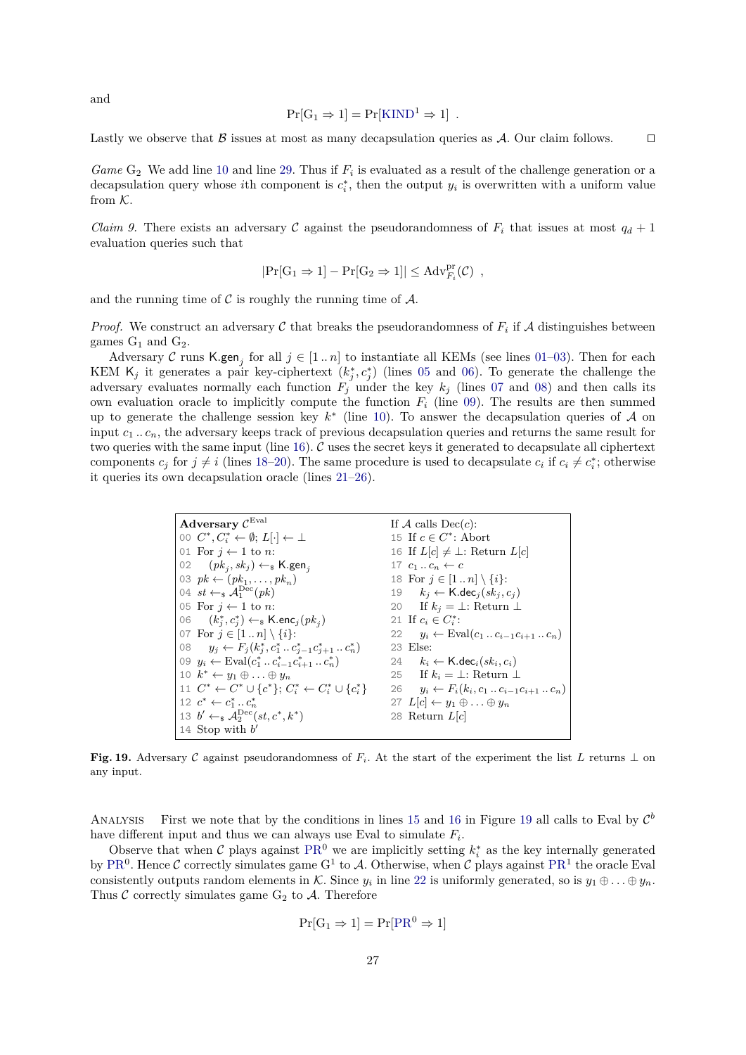and

$$\Pr[G_1 \Rightarrow 1] = \Pr[\text{KIND}^1 \Rightarrow 1] \ .$$

Lastly we observe that $\mathcal{B}$ issues at most as many decapsulation queries as $\mathcal{A}$. Our claim follows. □

*Game* $G_2$ We add line 10 and line 29. Thus if $F_i$ is evaluated as a result of the challenge generation or a decapsulation query whose $i$th component is $c_i^*$, then the output $y_i$ is overwritten with a uniform value from $\mathcal{K}$.

*Claim 9.* There exists an adversary $\mathcal{C}$ against the pseudorandomness of $F_i$ that issues at most $q_d + 1$ evaluation queries such that

$$|\Pr[G_1 \Rightarrow 1] - \Pr[G_2 \Rightarrow 1]| \leq \text{Adv}^{\text{pr}}_{F_i}(\mathcal{C}) \ ,$$

and the running time of $\mathcal{C}$ is roughly the running time of $\mathcal{A}$.

*Proof.* We construct an adversary $\mathcal{C}$ that breaks the pseudorandomness of $F_i$ if $\mathcal{A}$ distinguishes between games $G_1$ and $G_2$.

Adversary $\mathcal{C}$ runs $\mathsf{K.gen}_j$ for all $j \in [1\,..\,n]$ to instantiate all KEMs (see lines 01–03). Then for each KEM $\mathsf{K}_j$ it generates a pair key-ciphertext $(k_j^*, c_j^*)$ (lines 05 and 06). To generate the challenge the adversary evaluates normally each function $F_j$ under the key $k_j$ (lines 07 and 08) and then calls its own evaluation oracle to implicitly compute the function $F_i$ (line 09). The results are then summed up to generate the challenge session key $k^*$ (line 10). To answer the decapsulation queries of $\mathcal{A}$ on input $c_1\,..\,c_n$, the adversary keeps track of previous decapsulation queries and returns the same result for two queries with the same input (line 16). $\mathcal{C}$ uses the secret keys it generated to decapsulate all ciphertext components $c_j$ for $j \neq i$ (lines 18–20). The same procedure is used to decapsulate $c_i$ if $c_i \neq c_i^*$; otherwise it queries its own decapsulation oracle (lines 21–26).

```
Adversary C^Eval                                   If A calls Dec(c):
00 C*, C_i* ← ∅; L[·] ← ⊥                          15 If c ∈ C*: Abort
01 For j ← 1 to n:                                 16 If L[c] ≠ ⊥: Return L[c]
02    (pk_j, sk_j) ←$ K.gen_j                      17 c_1 .. c_n ← c
03 pk ← (pk_1, ..., pk_n)                          18 For j ∈ [1 .. n] \ {i}:
04 st ←$ A_1^Dec(pk)                               19    k_j ← K.dec_j(sk_j, c_j)
05 For j ← 1 to n:                                 20    If k_j = ⊥: Return ⊥
06    (k_j*, c_j*) ←$ K.enc_j(pk_j)                21 If c_i ∈ C_i*:
07 For j ∈ [1 .. n] \ {i}:                         22    y_i ← Eval(c_1 .. c_{i-1} c_{i+1} .. c_n)
08    y_j ← F_j(k_j*, c_1* .. c_{j-1}* c_{j+1}* .. c_n*)  23 Else:
09 y_i ← Eval(c_1* .. c_{i-1}* c_{i+1}* .. c_n*)  24    k_i ← K.dec_i(sk_i, c_i)
10 k* ← y_1 ⊕ ... ⊕ y_n                            25    If k_i = ⊥: Return ⊥
11 C* ← C* ∪ {c*}; C_i* ← C_i* ∪ {c_i*}            26    y_i ← F_i(k_i, c_1 .. c_{i-1} c_{i+1} .. c_n)
12 c* ← c_1* .. c_n*                               27 L[c] ← y_1 ⊕ ... ⊕ y_n
13 b' ←$ A_2^Dec(st, c*, k*)                       28 Return L[c]
14 Stop with b'
```

**Fig. 19.** Adversary $\mathcal{C}$ against pseudorandomness of $F_i$. At the start of the experiment the list $L$ returns $\perp$ on any input.

Analysis  First we note that by the conditions in lines 15 and 16 in Figure 19 all calls to Eval by $\mathcal{C}^b$ have different input and thus we can always use Eval to simulate $F_i$.

Observe that when $\mathcal{C}$ plays against $\text{PR}^0$ we are implicitly setting $k_i^*$ as the key internally generated by $\text{PR}^0$. Hence $\mathcal{C}$ correctly simulates game $G^1$ to $\mathcal{A}$. Otherwise, when $\mathcal{C}$ plays against $\text{PR}^1$ the oracle Eval consistently outputs random elements in $\mathcal{K}$. Since $y_i$ in line 22 is uniformly generated, so is $y_1 \oplus \ldots \oplus y_n$. Thus $\mathcal{C}$ correctly simulates game $G_2$ to $\mathcal{A}$. Therefore

$$\Pr[G_1 \Rightarrow 1] = \Pr[\text{PR}^0 \Rightarrow 1]$$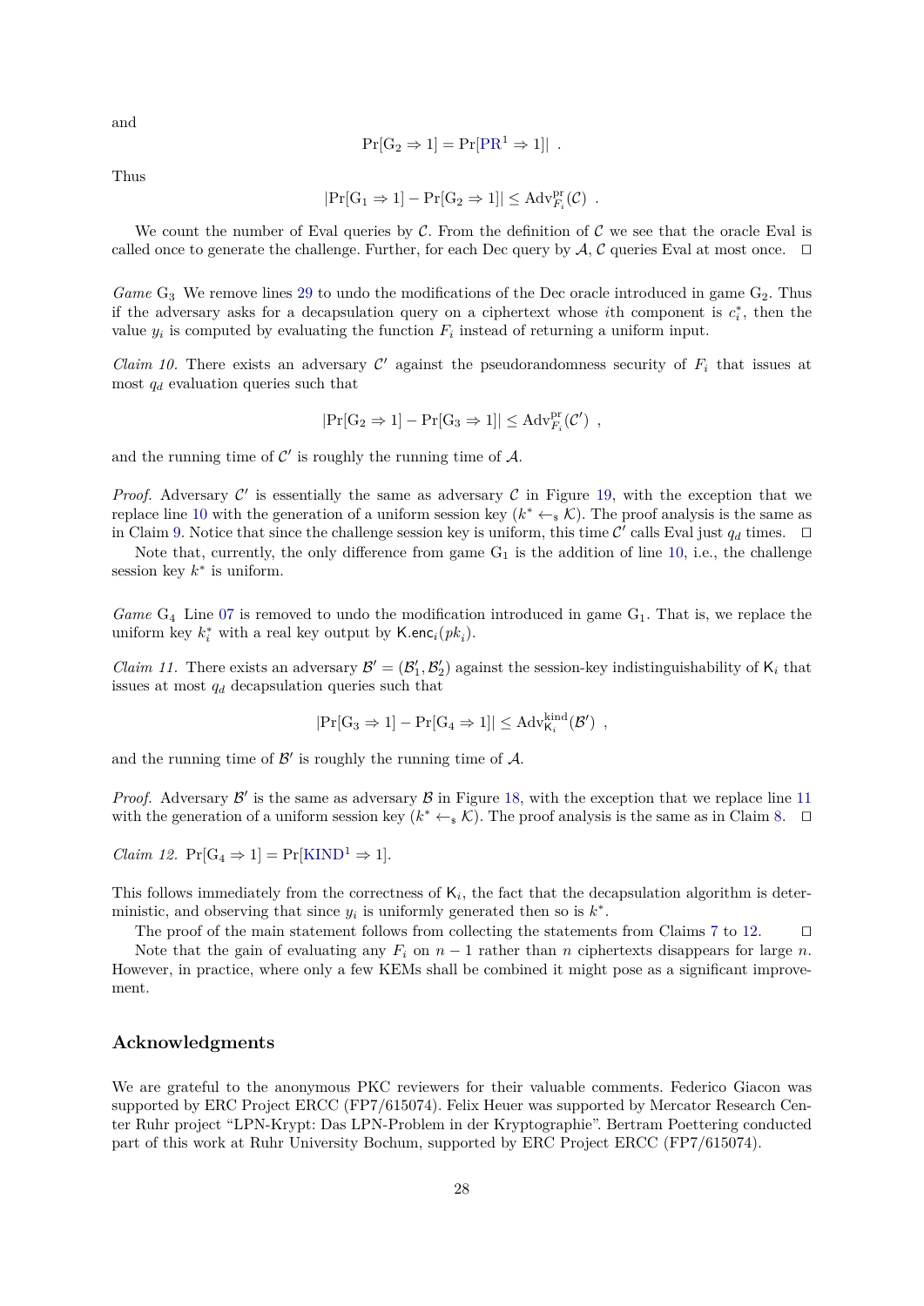and

$$\Pr[\mathrm{G}_2 \Rightarrow 1] = \Pr[\mathrm{PR}^1 \Rightarrow 1]| \ .$$

Thus

$$|\Pr[\mathrm{G}_1 \Rightarrow 1] - \Pr[\mathrm{G}_2 \Rightarrow 1]| \leq \mathrm{Adv}^{\mathrm{pr}}_{F_i}(\mathcal{C}) \ .$$

We count the number of Eval queries by $\mathcal{C}$. From the definition of $\mathcal{C}$ we see that the oracle Eval is called once to generate the challenge. Further, for each Dec query by $\mathcal{A}$, $\mathcal{C}$ queries Eval at most once. ◻

*Game* $\mathrm{G}_3$ We remove lines 29 to undo the modifications of the Dec oracle introduced in game $\mathrm{G}_2$. Thus if the adversary asks for a decapsulation query on a ciphertext whose $i$th component is $c_i^*$, then the value $y_i$ is computed by evaluating the function $F_i$ instead of returning a uniform input.

*Claim 10.* There exists an adversary $\mathcal{C}'$ against the pseudorandomness security of $F_i$ that issues at most $q_d$ evaluation queries such that

$$|\Pr[\mathrm{G}_2 \Rightarrow 1] - \Pr[\mathrm{G}_3 \Rightarrow 1]| \leq \mathrm{Adv}^{\mathrm{pr}}_{F_i}(\mathcal{C}') \ ,$$

and the running time of $\mathcal{C}'$ is roughly the running time of $\mathcal{A}$.

*Proof.* Adversary $\mathcal{C}'$ is essentially the same as adversary $\mathcal{C}$ in Figure 19, with the exception that we replace line 10 with the generation of a uniform session key ($k^* \leftarrow_\$ \mathcal{K}$). The proof analysis is the same as in Claim 9. Notice that since the challenge session key is uniform, this time $\mathcal{C}'$ calls Eval just $q_d$ times. ◻

Note that, currently, the only difference from game $\mathrm{G}_1$ is the addition of line 10, i.e., the challenge session key $k^*$ is uniform.

*Game* $\mathrm{G}_4$ Line 07 is removed to undo the modification introduced in game $\mathrm{G}_1$. That is, we replace the uniform key $k_i^*$ with a real key output by $\mathsf{K.enc}_i(pk_i)$.

*Claim 11.* There exists an adversary $\mathcal{B}' = (\mathcal{B}'_1, \mathcal{B}'_2)$ against the session-key indistinguishability of $\mathsf{K}_i$ that issues at most $q_d$ decapsulation queries such that

$$|\Pr[\mathrm{G}_3 \Rightarrow 1] - \Pr[\mathrm{G}_4 \Rightarrow 1]| \leq \mathrm{Adv}^{\mathrm{kind}}_{\mathsf{K}_i}(\mathcal{B}') \ ,$$

and the running time of $\mathcal{B}'$ is roughly the running time of $\mathcal{A}$.

*Proof.* Adversary $\mathcal{B}'$ is the same as adversary $\mathcal{B}$ in Figure 18, with the exception that we replace line 11 with the generation of a uniform session key ($k^* \leftarrow_\$ \mathcal{K}$). The proof analysis is the same as in Claim 8. ◻

*Claim 12.* $\Pr[\mathrm{G}_4 \Rightarrow 1] = \Pr[\mathrm{KIND}^1 \Rightarrow 1]$.

This follows immediately from the correctness of $\mathsf{K}_i$, the fact that the decapsulation algorithm is deterministic, and observing that since $y_i$ is uniformly generated then so is $k^*$.

The proof of the main statement follows from collecting the statements from Claims 7 to 12. ◻

Note that the gain of evaluating any $F_i$ on $n-1$ rather than $n$ ciphertexts disappears for large $n$. However, in practice, where only a few KEMs shall be combined it might pose as a significant improvement.

## Acknowledgments

We are grateful to the anonymous PKC reviewers for their valuable comments. Federico Giacon was supported by ERC Project ERCC (FP7/615074). Felix Heuer was supported by Mercator Research Center Ruhr project "LPN-Krypt: Das LPN-Problem in der Kryptographie". Bertram Poettering conducted part of this work at Ruhr University Bochum, supported by ERC Project ERCC (FP7/615074).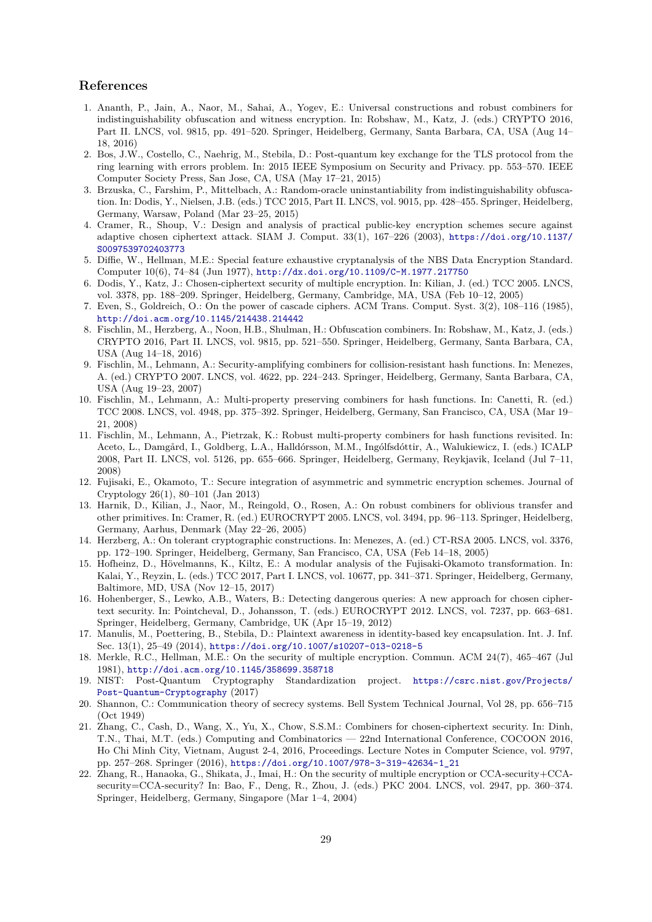## References

1. Ananth, P., Jain, A., Naor, M., Sahai, A., Yogev, E.: Universal constructions and robust combiners for indistinguishability obfuscation and witness encryption. In: Robshaw, M., Katz, J. (eds.) CRYPTO 2016, Part II. LNCS, vol. 9815, pp. 491–520. Springer, Heidelberg, Germany, Santa Barbara, CA, USA (Aug 14–18, 2016)
2. Bos, J.W., Costello, C., Naehrig, M., Stebila, D.: Post-quantum key exchange for the TLS protocol from the ring learning with errors problem. In: 2015 IEEE Symposium on Security and Privacy. pp. 553–570. IEEE Computer Society Press, San Jose, CA, USA (May 17–21, 2015)
3. Brzuska, C., Farshim, P., Mittelbach, A.: Random-oracle uninstantiability from indistinguishability obfuscation. In: Dodis, Y., Nielsen, J.B. (eds.) TCC 2015, Part II. LNCS, vol. 9015, pp. 428–455. Springer, Heidelberg, Germany, Warsaw, Poland (Mar 23–25, 2015)
4. Cramer, R., Shoup, V.: Design and analysis of practical public-key encryption schemes secure against adaptive chosen ciphertext attack. SIAM J. Comput. 33(1), 167–226 (2003), https://doi.org/10.1137/S0097539702403773
5. Diffie, W., Hellman, M.E.: Special feature exhaustive cryptanalysis of the NBS Data Encryption Standard. Computer 10(6), 74–84 (Jun 1977), http://dx.doi.org/10.1109/C-M.1977.217750
6. Dodis, Y., Katz, J.: Chosen-ciphertext security of multiple encryption. In: Kilian, J. (ed.) TCC 2005. LNCS, vol. 3378, pp. 188–209. Springer, Heidelberg, Germany, Cambridge, MA, USA (Feb 10–12, 2005)
7. Even, S., Goldreich, O.: On the power of cascade ciphers. ACM Trans. Comput. Syst. 3(2), 108–116 (1985), http://doi.acm.org/10.1145/214438.214442
8. Fischlin, M., Herzberg, A., Noon, H.B., Shulman, H.: Obfuscation combiners. In: Robshaw, M., Katz, J. (eds.) CRYPTO 2016, Part II. LNCS, vol. 9815, pp. 521–550. Springer, Heidelberg, Germany, Santa Barbara, CA, USA (Aug 14–18, 2016)
9. Fischlin, M., Lehmann, A.: Security-amplifying combiners for collision-resistant hash functions. In: Menezes, A. (ed.) CRYPTO 2007. LNCS, vol. 4622, pp. 224–243. Springer, Heidelberg, Germany, Santa Barbara, CA, USA (Aug 19–23, 2007)
10. Fischlin, M., Lehmann, A.: Multi-property preserving combiners for hash functions. In: Canetti, R. (ed.) TCC 2008. LNCS, vol. 4948, pp. 375–392. Springer, Heidelberg, Germany, San Francisco, CA, USA (Mar 19–21, 2008)
11. Fischlin, M., Lehmann, A., Pietrzak, K.: Robust multi-property combiners for hash functions revisited. In: Aceto, L., Damgård, I., Goldberg, L.A., Halldórsson, M.M., Ingólfsdóttir, A., Walukiewicz, I. (eds.) ICALP 2008, Part II. LNCS, vol. 5126, pp. 655–666. Springer, Heidelberg, Germany, Reykjavik, Iceland (Jul 7–11, 2008)
12. Fujisaki, E., Okamoto, T.: Secure integration of asymmetric and symmetric encryption schemes. Journal of Cryptology 26(1), 80–101 (Jan 2013)
13. Harnik, D., Kilian, J., Naor, M., Reingold, O., Rosen, A.: On robust combiners for oblivious transfer and other primitives. In: Cramer, R. (ed.) EUROCRYPT 2005. LNCS, vol. 3494, pp. 96–113. Springer, Heidelberg, Germany, Aarhus, Denmark (May 22–26, 2005)
14. Herzberg, A.: On tolerant cryptographic constructions. In: Menezes, A. (ed.) CT-RSA 2005. LNCS, vol. 3376, pp. 172–190. Springer, Heidelberg, Germany, San Francisco, CA, USA (Feb 14–18, 2005)
15. Hofheinz, D., Hövelmanns, K., Kiltz, E.: A modular analysis of the Fujisaki-Okamoto transformation. In: Kalai, Y., Reyzin, L. (eds.) TCC 2017, Part I. LNCS, vol. 10677, pp. 341–371. Springer, Heidelberg, Germany, Baltimore, MD, USA (Nov 12–15, 2017)
16. Hohenberger, S., Lewko, A.B., Waters, B.: Detecting dangerous queries: A new approach for chosen ciphertext security. In: Pointcheval, D., Johansson, T. (eds.) EUROCRYPT 2012. LNCS, vol. 7237, pp. 663–681. Springer, Heidelberg, Germany, Cambridge, UK (Apr 15–19, 2012)
17. Manulis, M., Poettering, B., Stebila, D.: Plaintext awareness in identity-based key encapsulation. Int. J. Inf. Sec. 13(1), 25–49 (2014), https://doi.org/10.1007/s10207-013-0218-5
18. Merkle, R.C., Hellman, M.E.: On the security of multiple encryption. Commun. ACM 24(7), 465–467 (Jul 1981), http://doi.acm.org/10.1145/358699.358718
19. NIST: Post-Quantum Cryptography Standardization project. https://csrc.nist.gov/Projects/Post-Quantum-Cryptography (2017)
20. Shannon, C.: Communication theory of secrecy systems. Bell System Technical Journal, Vol 28, pp. 656–715 (Oct 1949)
21. Zhang, C., Cash, D., Wang, X., Yu, X., Chow, S.S.M.: Combiners for chosen-ciphertext security. In: Dinh, T.N., Thai, M.T. (eds.) Computing and Combinatorics — 22nd International Conference, COCOON 2016, Ho Chi Minh City, Vietnam, August 2-4, 2016, Proceedings. Lecture Notes in Computer Science, vol. 9797, pp. 257–268. Springer (2016), https://doi.org/10.1007/978-3-319-42634-1_21
22. Zhang, R., Hanaoka, G., Shikata, J., Imai, H.: On the security of multiple encryption or CCA-security+CCA-security=CCA-security? In: Bao, F., Deng, R., Zhou, J. (eds.) PKC 2004. LNCS, vol. 2947, pp. 360–374. Springer, Heidelberg, Germany, Singapore (Mar 1–4, 2004)